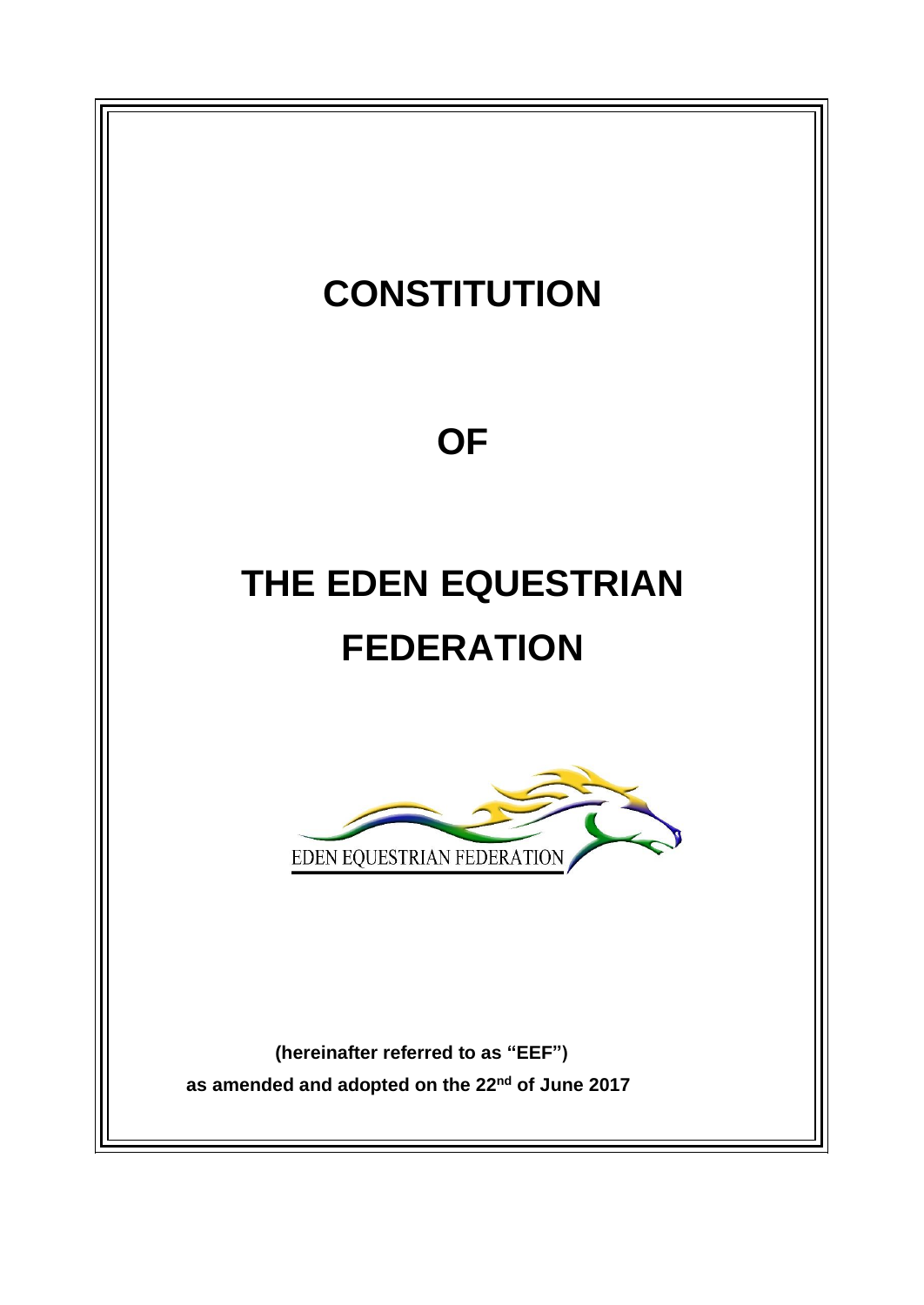# CONSTITUTION

# OF

# THE EDEN EQUESTRIAN FEDERATION

EDEN EQUESTRIAN FEDERATION

**(hereinafter referred to as "EEF")**

**as amended and adopted on the 22nd of June 2017**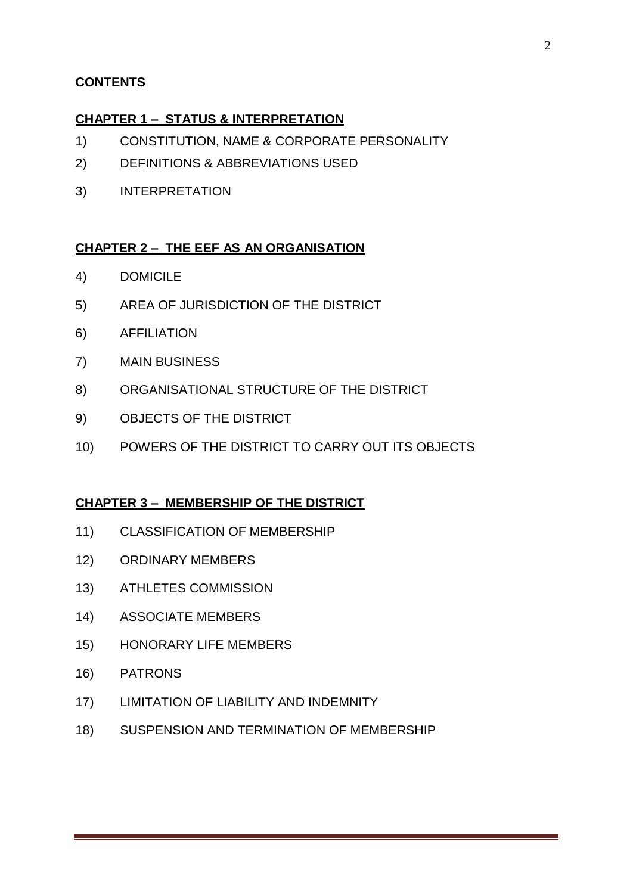## CONTENTS

### CHAPTER 1 – STATUS & INTERPRETATION

1) CONSTITUTION, NAME & CORPORATE PERSONALITY
2) DEFINITIONS & ABBREVIATIONS USED
3) INTERPRETATION

### CHAPTER 2 – THE EEF AS AN ORGANISATION

4) DOMICILE
5) AREA OF JURISDICTION OF THE DISTRICT
6) AFFILIATION
7) MAIN BUSINESS
8) ORGANISATIONAL STRUCTURE OF THE DISTRICT
9) OBJECTS OF THE DISTRICT
10) POWERS OF THE DISTRICT TO CARRY OUT ITS OBJECTS

### CHAPTER 3 – MEMBERSHIP OF THE DISTRICT

11) CLASSIFICATION OF MEMBERSHIP
12) ORDINARY MEMBERS
13) ATHLETES COMMISSION
14) ASSOCIATE MEMBERS
15) HONORARY LIFE MEMBERS
16) PATRONS
17) LIMITATION OF LIABILITY AND INDEMNITY
18) SUSPENSION AND TERMINATION OF MEMBERSHIP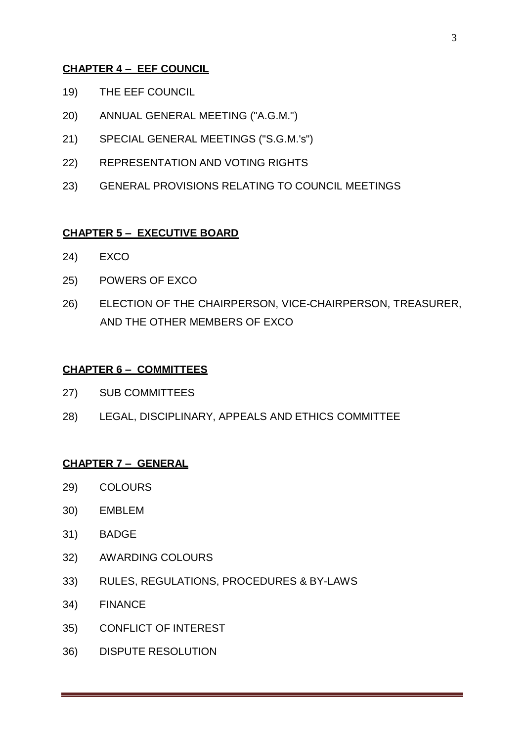**CHAPTER 4 – EEF COUNCIL**

19) THE EEF COUNCIL

20) ANNUAL GENERAL MEETING ("A.G.M.")

21) SPECIAL GENERAL MEETINGS ("S.G.M.'s")

22) REPRESENTATION AND VOTING RIGHTS

23) GENERAL PROVISIONS RELATING TO COUNCIL MEETINGS

**CHAPTER 5 – EXECUTIVE BOARD**

24) EXCO

25) POWERS OF EXCO

26) ELECTION OF THE CHAIRPERSON, VICE-CHAIRPERSON, TREASURER, AND THE OTHER MEMBERS OF EXCO

**CHAPTER 6 – COMMITTEES**

27) SUB COMMITTEES

28) LEGAL, DISCIPLINARY, APPEALS AND ETHICS COMMITTEE

**CHAPTER 7 – GENERAL**

29) COLOURS

30) EMBLEM

31) BADGE

32) AWARDING COLOURS

33) RULES, REGULATIONS, PROCEDURES & BY-LAWS

34) FINANCE

35) CONFLICT OF INTEREST

36) DISPUTE RESOLUTION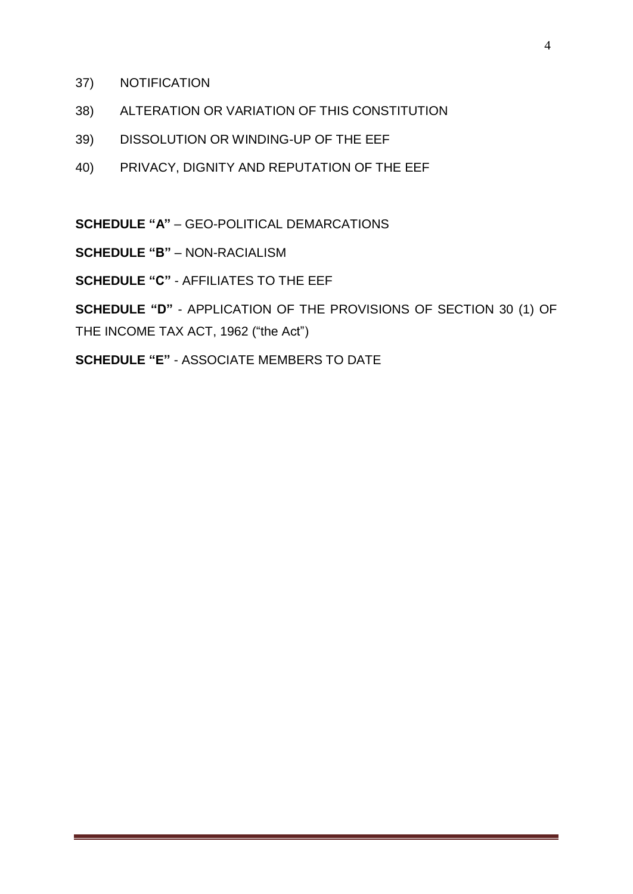37) NOTIFICATION

38) ALTERATION OR VARIATION OF THIS CONSTITUTION

39) DISSOLUTION OR WINDING-UP OF THE EEF

40) PRIVACY, DIGNITY AND REPUTATION OF THE EEF

**SCHEDULE "A"** – GEO-POLITICAL DEMARCATIONS

**SCHEDULE "B"** – NON-RACIALISM

**SCHEDULE "C"** - AFFILIATES TO THE EEF

**SCHEDULE "D"** - APPLICATION OF THE PROVISIONS OF SECTION 30 (1) OF THE INCOME TAX ACT, 1962 ("the Act")

**SCHEDULE "E"** - ASSOCIATE MEMBERS TO DATE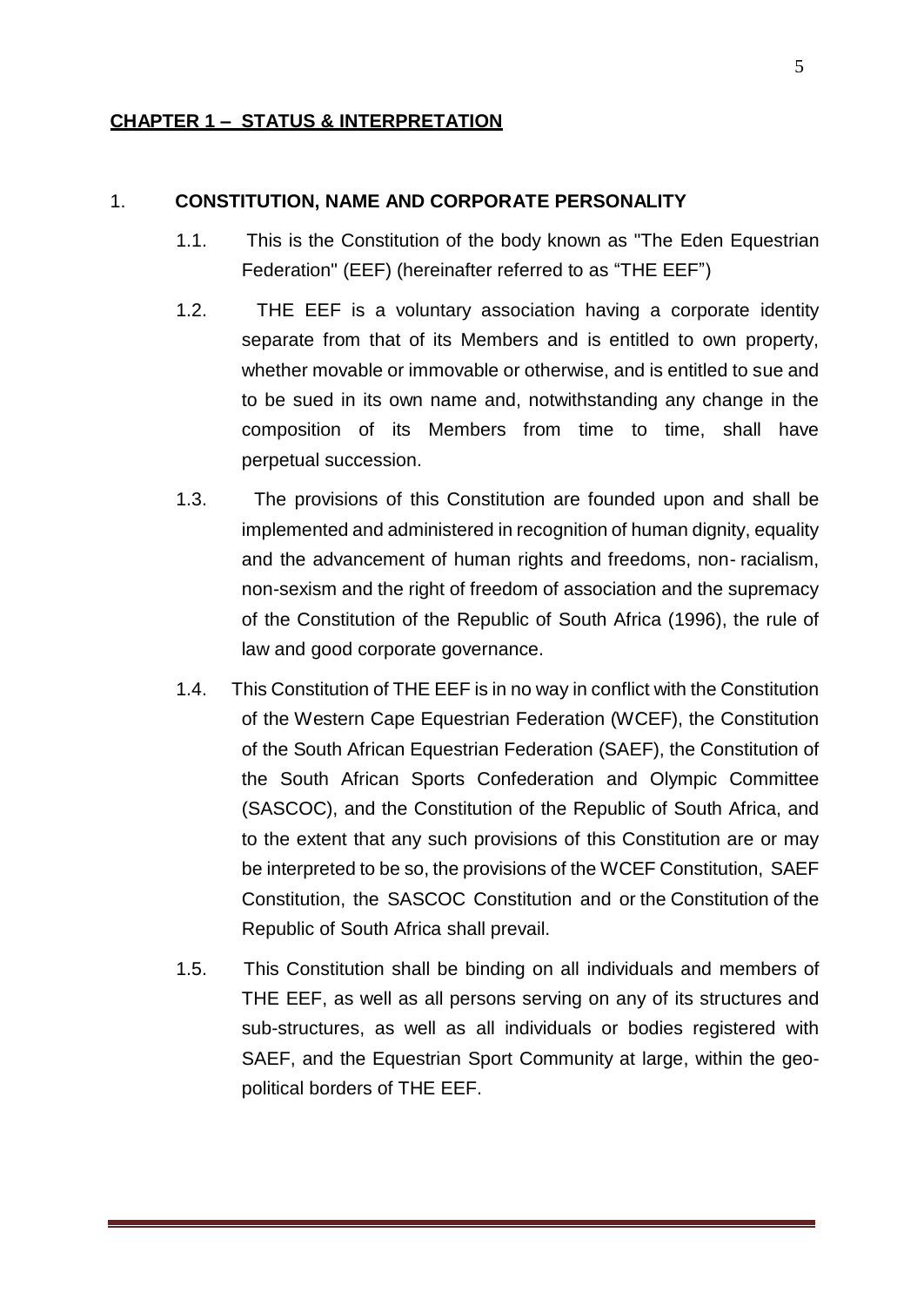## **CHAPTER 1 – STATUS & INTERPRETATION**

### 1. **CONSTITUTION, NAME AND CORPORATE PERSONALITY**

1.1. This is the Constitution of the body known as "The Eden Equestrian Federation" (EEF) (hereinafter referred to as "THE EEF")

1.2. THE EEF is a voluntary association having a corporate identity separate from that of its Members and is entitled to own property, whether movable or immovable or otherwise, and is entitled to sue and to be sued in its own name and, notwithstanding any change in the composition of its Members from time to time, shall have perpetual succession.

1.3. The provisions of this Constitution are founded upon and shall be implemented and administered in recognition of human dignity, equality and the advancement of human rights and freedoms, non- racialism, non-sexism and the right of freedom of association and the supremacy of the Constitution of the Republic of South Africa (1996), the rule of law and good corporate governance.

1.4. This Constitution of THE EEF is in no way in conflict with the Constitution of the Western Cape Equestrian Federation (WCEF), the Constitution of the South African Equestrian Federation (SAEF), the Constitution of the South African Sports Confederation and Olympic Committee (SASCOC), and the Constitution of the Republic of South Africa, and to the extent that any such provisions of this Constitution are or may be interpreted to be so, the provisions of the WCEF Constitution, SAEF Constitution, the SASCOC Constitution and or the Constitution of the Republic of South Africa shall prevail.

1.5. This Constitution shall be binding on all individuals and members of THE EEF, as well as all persons serving on any of its structures and sub-structures, as well as all individuals or bodies registered with SAEF, and the Equestrian Sport Community at large, within the geo-political borders of THE EEF.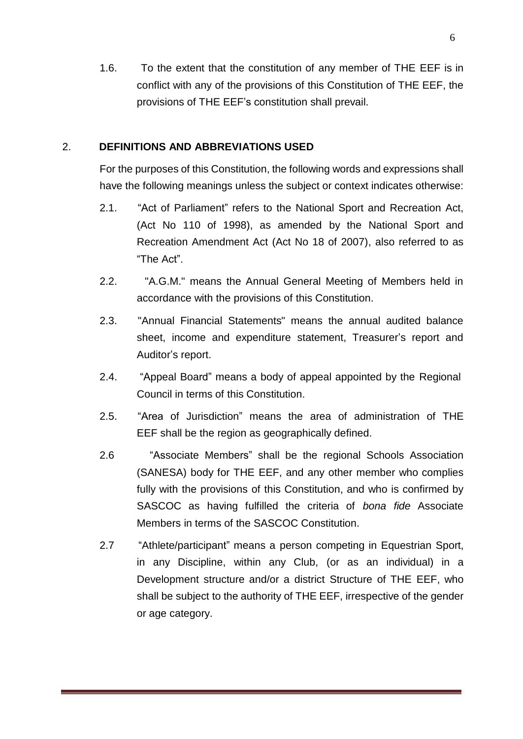1.6. To the extent that the constitution of any member of THE EEF is in conflict with any of the provisions of this Constitution of THE EEF, the provisions of THE EEF's constitution shall prevail.

## 2. DEFINITIONS AND ABBREVIATIONS USED

For the purposes of this Constitution, the following words and expressions shall have the following meanings unless the subject or context indicates otherwise:

2.1. "Act of Parliament" refers to the National Sport and Recreation Act, (Act No 110 of 1998), as amended by the National Sport and Recreation Amendment Act (Act No 18 of 2007), also referred to as "The Act".

2.2. "A.G.M." means the Annual General Meeting of Members held in accordance with the provisions of this Constitution.

2.3. "Annual Financial Statements" means the annual audited balance sheet, income and expenditure statement, Treasurer's report and Auditor's report.

2.4. "Appeal Board" means a body of appeal appointed by the Regional Council in terms of this Constitution.

2.5. "Area of Jurisdiction" means the area of administration of THE EEF shall be the region as geographically defined.

2.6 "Associate Members" shall be the regional Schools Association (SANESA) body for THE EEF, and any other member who complies fully with the provisions of this Constitution, and who is confirmed by SASCOC as having fulfilled the criteria of *bona fide* Associate Members in terms of the SASCOC Constitution.

2.7 "Athlete/participant" means a person competing in Equestrian Sport, in any Discipline, within any Club, (or as an individual) in a Development structure and/or a district Structure of THE EEF, who shall be subject to the authority of THE EEF, irrespective of the gender or age category.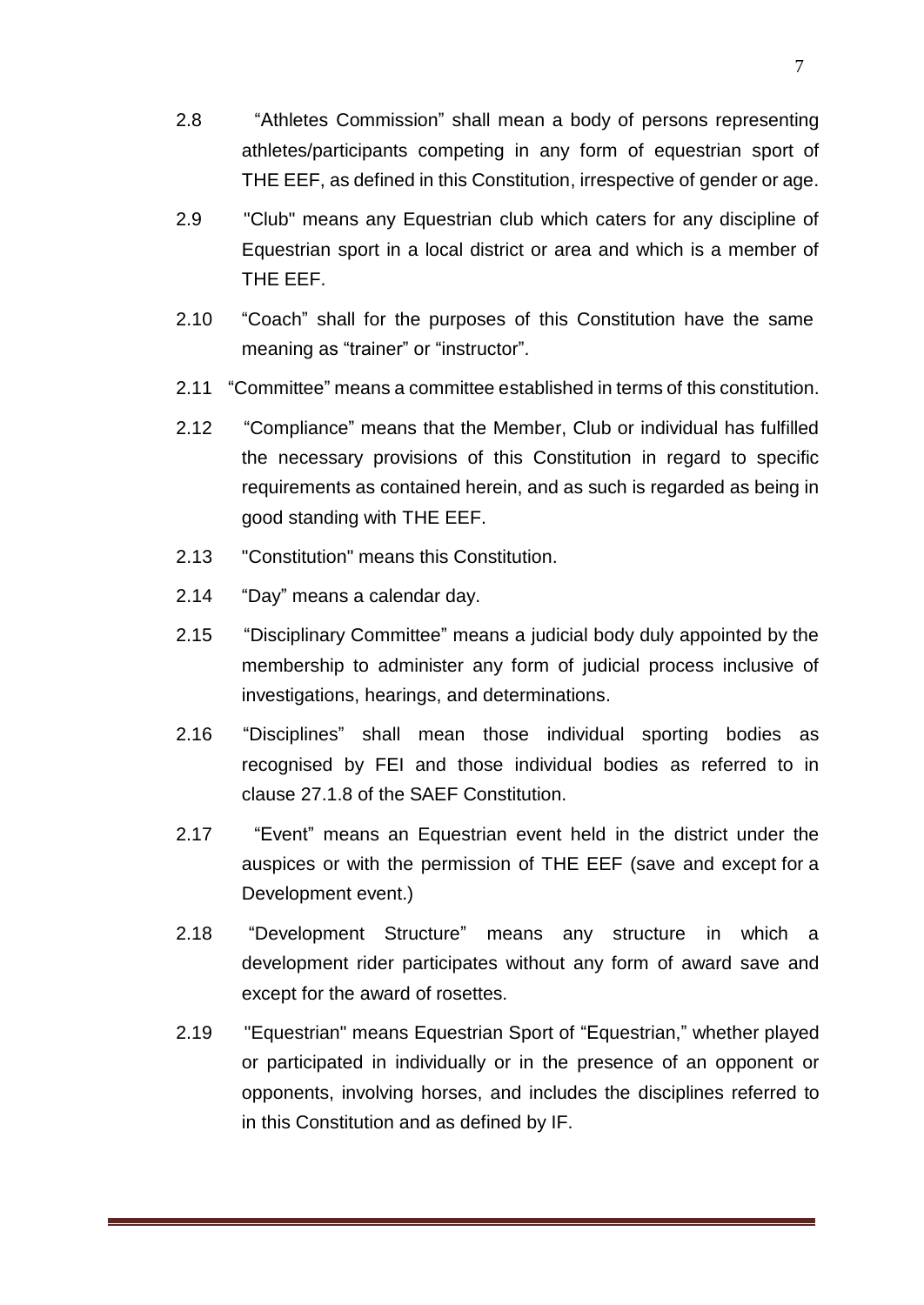2.8 "Athletes Commission" shall mean a body of persons representing athletes/participants competing in any form of equestrian sport of THE EEF, as defined in this Constitution, irrespective of gender or age.

2.9 "Club" means any Equestrian club which caters for any discipline of Equestrian sport in a local district or area and which is a member of THE EEF.

2.10 "Coach" shall for the purposes of this Constitution have the same meaning as "trainer" or "instructor".

2.11 "Committee" means a committee established in terms of this constitution.

2.12 "Compliance" means that the Member, Club or individual has fulfilled the necessary provisions of this Constitution in regard to specific requirements as contained herein, and as such is regarded as being in good standing with THE EEF.

2.13 "Constitution" means this Constitution.

2.14 "Day" means a calendar day.

2.15 "Disciplinary Committee" means a judicial body duly appointed by the membership to administer any form of judicial process inclusive of investigations, hearings, and determinations.

2.16 "Disciplines" shall mean those individual sporting bodies as recognised by FEI and those individual bodies as referred to in clause 27.1.8 of the SAEF Constitution.

2.17 "Event" means an Equestrian event held in the district under the auspices or with the permission of THE EEF (save and except for a Development event.)

2.18 "Development Structure" means any structure in which a development rider participates without any form of award save and except for the award of rosettes.

2.19 "Equestrian" means Equestrian Sport of "Equestrian," whether played or participated in individually or in the presence of an opponent or opponents, involving horses, and includes the disciplines referred to in this Constitution and as defined by IF.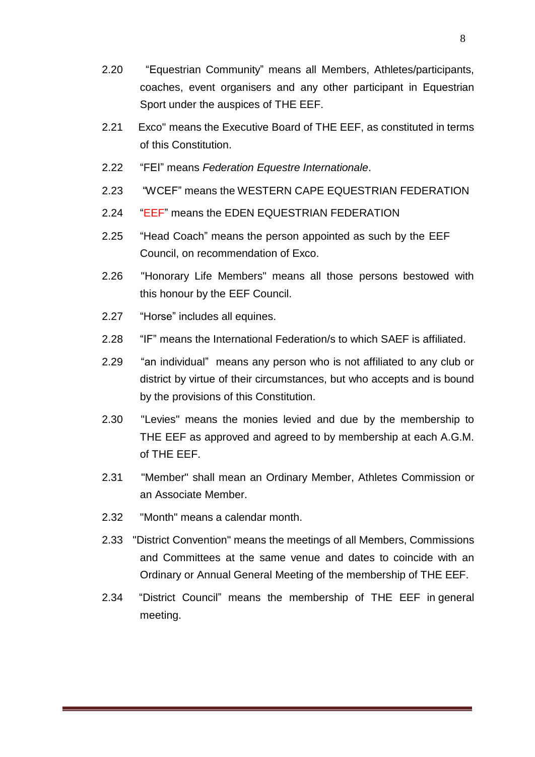2.20 "Equestrian Community" means all Members, Athletes/participants, coaches, event organisers and any other participant in Equestrian Sport under the auspices of THE EEF.

2.21 Exco" means the Executive Board of THE EEF, as constituted in terms of this Constitution.

2.22 "FEI" means *Federation Equestre Internationale*.

2.23 "WCEF" means the WESTERN CAPE EQUESTRIAN FEDERATION

2.24 "EEF" means the EDEN EQUESTRIAN FEDERATION

2.25 "Head Coach" means the person appointed as such by the EEF Council, on recommendation of Exco.

2.26 "Honorary Life Members" means all those persons bestowed with this honour by the EEF Council.

2.27 "Horse" includes all equines.

2.28 "IF" means the International Federation/s to which SAEF is affiliated.

2.29 "an individual" means any person who is not affiliated to any club or district by virtue of their circumstances, but who accepts and is bound by the provisions of this Constitution.

2.30 "Levies" means the monies levied and due by the membership to THE EEF as approved and agreed to by membership at each A.G.M. of THE EEF.

2.31 "Member" shall mean an Ordinary Member, Athletes Commission or an Associate Member.

2.32 "Month" means a calendar month.

2.33 "District Convention" means the meetings of all Members, Commissions and Committees at the same venue and dates to coincide with an Ordinary or Annual General Meeting of the membership of THE EEF.

2.34 "District Council" means the membership of THE EEF in general meeting.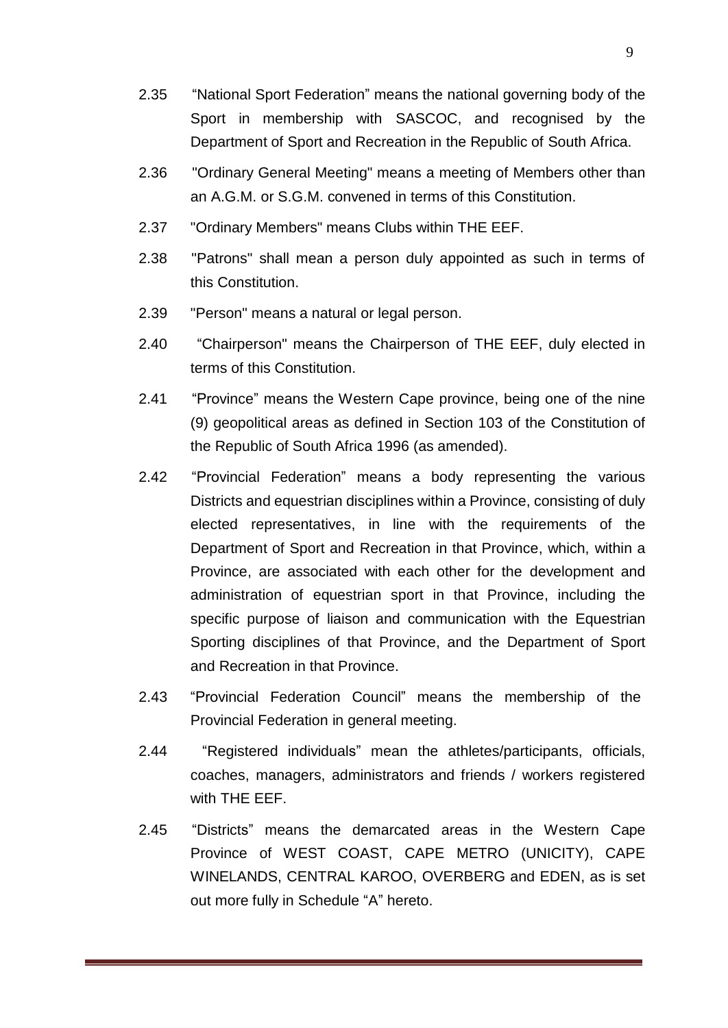2.35 “National Sport Federation” means the national governing body of the Sport in membership with SASCOC, and recognised by the Department of Sport and Recreation in the Republic of South Africa.

2.36 "Ordinary General Meeting" means a meeting of Members other than an A.G.M. or S.G.M. convened in terms of this Constitution.

2.37 "Ordinary Members" means Clubs within THE EEF.

2.38 "Patrons" shall mean a person duly appointed as such in terms of this Constitution.

2.39 "Person" means a natural or legal person.

2.40 “Chairperson" means the Chairperson of THE EEF, duly elected in terms of this Constitution.

2.41 “Province” means the Western Cape province, being one of the nine (9) geopolitical areas as defined in Section 103 of the Constitution of the Republic of South Africa 1996 (as amended).

2.42 “Provincial Federation” means a body representing the various Districts and equestrian disciplines within a Province, consisting of duly elected representatives, in line with the requirements of the Department of Sport and Recreation in that Province, which, within a Province, are associated with each other for the development and administration of equestrian sport in that Province, including the specific purpose of liaison and communication with the Equestrian Sporting disciplines of that Province, and the Department of Sport and Recreation in that Province.

2.43 “Provincial Federation Council” means the membership of the Provincial Federation in general meeting.

2.44 “Registered individuals” mean the athletes/participants, officials, coaches, managers, administrators and friends / workers registered with THE EEF.

2.45 “Districts” means the demarcated areas in the Western Cape Province of WEST COAST, CAPE METRO (UNICITY), CAPE WINELANDS, CENTRAL KAROO, OVERBERG and EDEN, as is set out more fully in Schedule “A” hereto.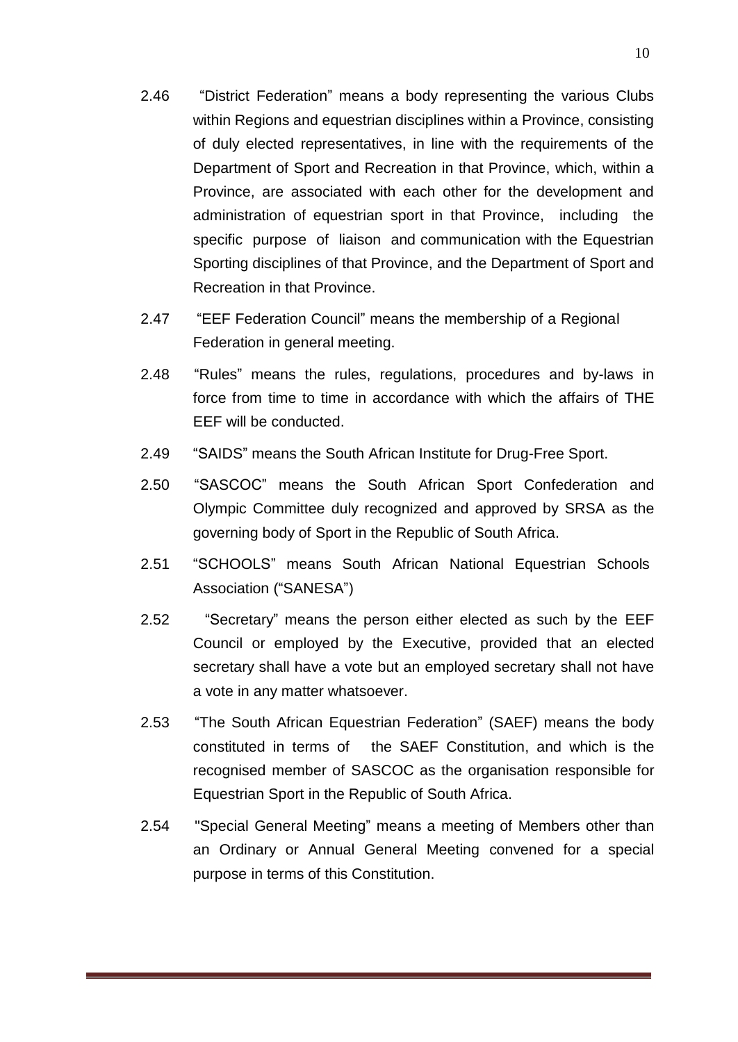2.46 "District Federation" means a body representing the various Clubs within Regions and equestrian disciplines within a Province, consisting of duly elected representatives, in line with the requirements of the Department of Sport and Recreation in that Province, which, within a Province, are associated with each other for the development and administration of equestrian sport in that Province, including the specific purpose of liaison and communication with the Equestrian Sporting disciplines of that Province, and the Department of Sport and Recreation in that Province.

2.47 "EEF Federation Council" means the membership of a Regional Federation in general meeting.

2.48 "Rules" means the rules, regulations, procedures and by-laws in force from time to time in accordance with which the affairs of THE EEF will be conducted.

2.49 "SAIDS" means the South African Institute for Drug-Free Sport.

2.50 "SASCOC" means the South African Sport Confederation and Olympic Committee duly recognized and approved by SRSA as the governing body of Sport in the Republic of South Africa.

2.51 "SCHOOLS" means South African National Equestrian Schools Association ("SANESA")

2.52 "Secretary" means the person either elected as such by the EEF Council or employed by the Executive, provided that an elected secretary shall have a vote but an employed secretary shall not have a vote in any matter whatsoever.

2.53 "The South African Equestrian Federation" (SAEF) means the body constituted in terms of the SAEF Constitution, and which is the recognised member of SASCOC as the organisation responsible for Equestrian Sport in the Republic of South Africa.

2.54 "Special General Meeting" means a meeting of Members other than an Ordinary or Annual General Meeting convened for a special purpose in terms of this Constitution.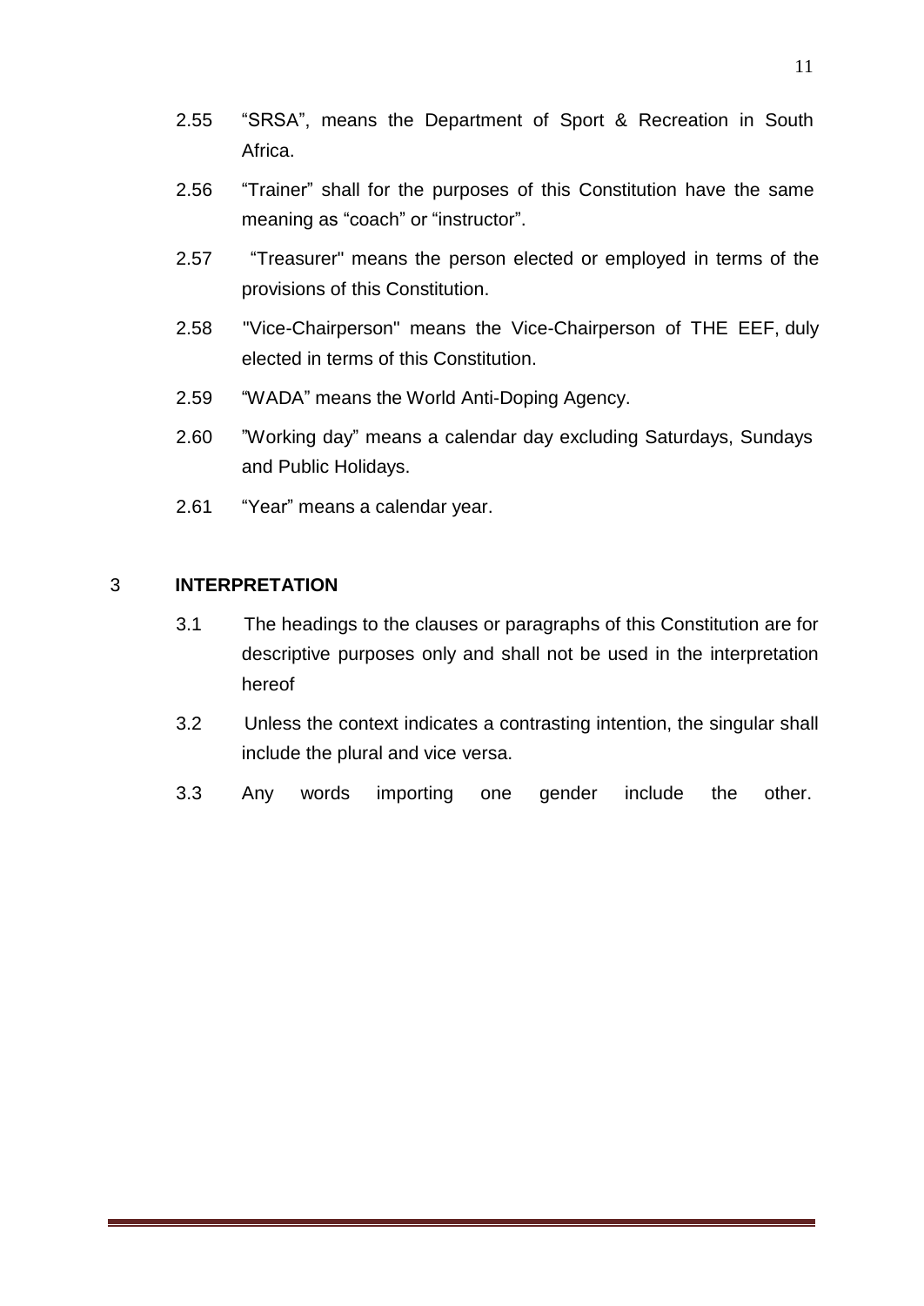2.55 "SRSA", means the Department of Sport & Recreation in South Africa.

2.56 "Trainer" shall for the purposes of this Constitution have the same meaning as "coach" or "instructor".

2.57 "Treasurer" means the person elected or employed in terms of the provisions of this Constitution.

2.58 "Vice-Chairperson" means the Vice-Chairperson of THE EEF, duly elected in terms of this Constitution.

2.59 "WADA" means the World Anti-Doping Agency.

2.60 "Working day" means a calendar day excluding Saturdays, Sundays and Public Holidays.

2.61 "Year" means a calendar year.

## 3 INTERPRETATION

3.1 The headings to the clauses or paragraphs of this Constitution are for descriptive purposes only and shall not be used in the interpretation hereof

3.2 Unless the context indicates a contrasting intention, the singular shall include the plural and vice versa.

3.3 Any words importing one gender include the other.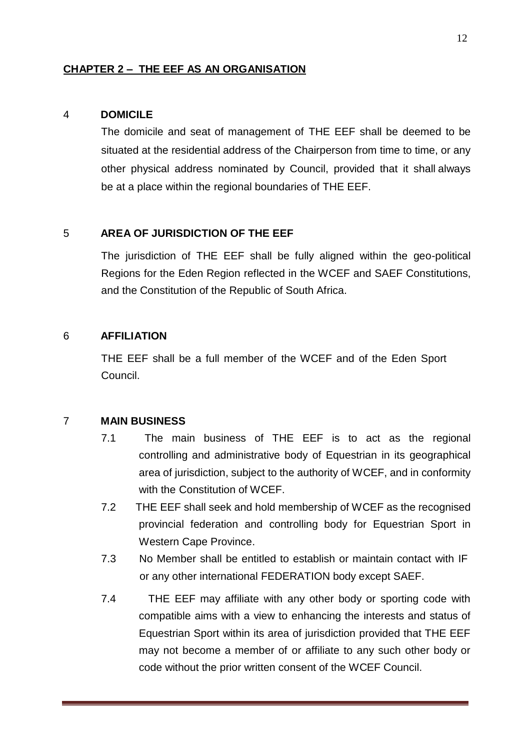## **CHAPTER 2 – THE EEF AS AN ORGANISATION**

### 4 DOMICILE

The domicile and seat of management of THE EEF shall be deemed to be situated at the residential address of the Chairperson from time to time, or any other physical address nominated by Council, provided that it shall always be at a place within the regional boundaries of THE EEF.

### 5 AREA OF JURISDICTION OF THE EEF

The jurisdiction of THE EEF shall be fully aligned within the geo-political Regions for the Eden Region reflected in the WCEF and SAEF Constitutions, and the Constitution of the Republic of South Africa.

### 6 AFFILIATION

THE EEF shall be a full member of the WCEF and of the Eden Sport Council.

### 7 MAIN BUSINESS

7.1 The main business of THE EEF is to act as the regional controlling and administrative body of Equestrian in its geographical area of jurisdiction, subject to the authority of WCEF, and in conformity with the Constitution of WCEF.

7.2 THE EEF shall seek and hold membership of WCEF as the recognised provincial federation and controlling body for Equestrian Sport in Western Cape Province.

7.3 No Member shall be entitled to establish or maintain contact with IF or any other international FEDERATION body except SAEF.

7.4 THE EEF may affiliate with any other body or sporting code with compatible aims with a view to enhancing the interests and status of Equestrian Sport within its area of jurisdiction provided that THE EEF may not become a member of or affiliate to any such other body or code without the prior written consent of the WCEF Council.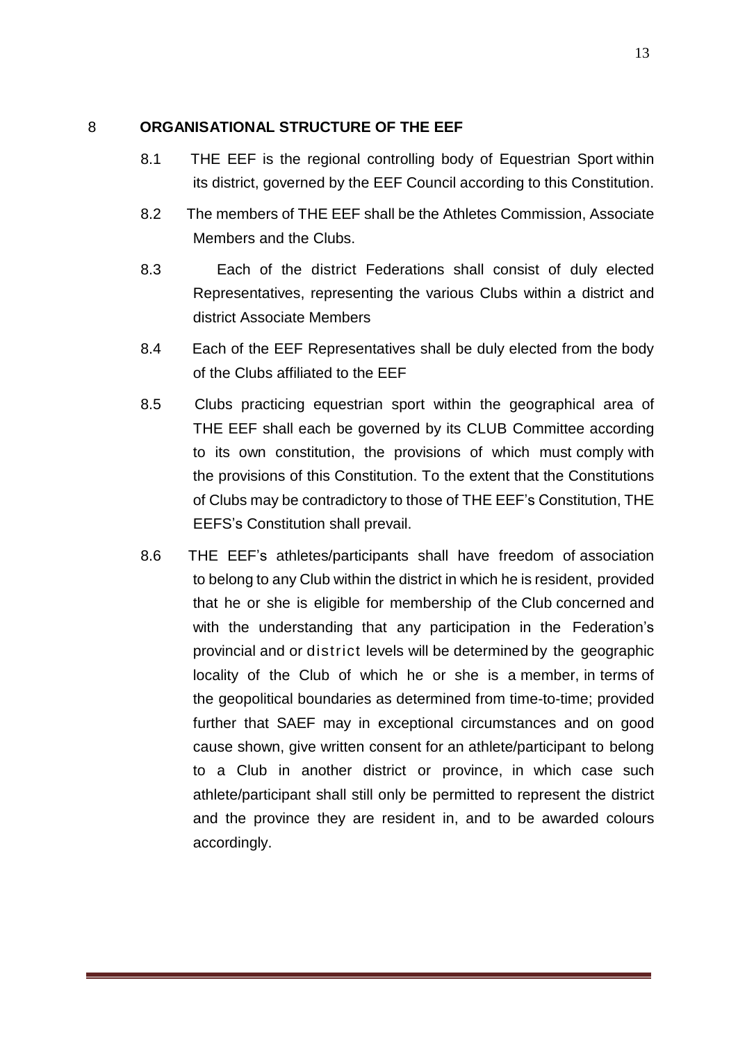## 8 ORGANISATIONAL STRUCTURE OF THE EEF

8.1 THE EEF is the regional controlling body of Equestrian Sport within its district, governed by the EEF Council according to this Constitution.

8.2 The members of THE EEF shall be the Athletes Commission, Associate Members and the Clubs.

8.3 Each of the district Federations shall consist of duly elected Representatives, representing the various Clubs within a district and district Associate Members

8.4 Each of the EEF Representatives shall be duly elected from the body of the Clubs affiliated to the EEF

8.5 Clubs practicing equestrian sport within the geographical area of THE EEF shall each be governed by its CLUB Committee according to its own constitution, the provisions of which must comply with the provisions of this Constitution. To the extent that the Constitutions of Clubs may be contradictory to those of THE EEF's Constitution, THE EEFS's Constitution shall prevail.

8.6 THE EEF's athletes/participants shall have freedom of association to belong to any Club within the district in which he is resident, provided that he or she is eligible for membership of the Club concerned and with the understanding that any participation in the Federation's provincial and or district levels will be determined by the geographic locality of the Club of which he or she is a member, in terms of the geopolitical boundaries as determined from time-to-time; provided further that SAEF may in exceptional circumstances and on good cause shown, give written consent for an athlete/participant to belong to a Club in another district or province, in which case such athlete/participant shall still only be permitted to represent the district and the province they are resident in, and to be awarded colours accordingly.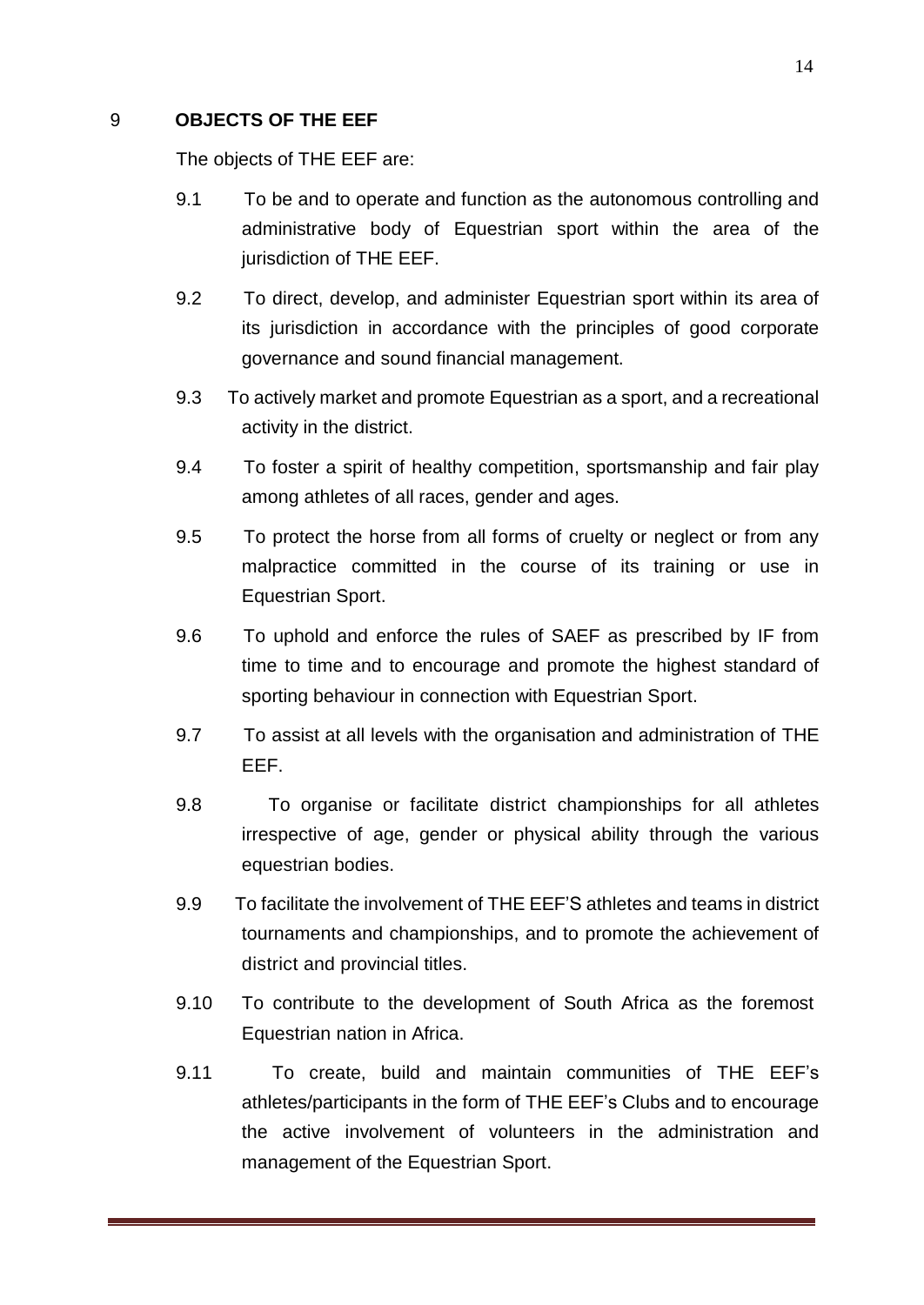## 9 OBJECTS OF THE EEF

The objects of THE EEF are:

9.1 To be and to operate and function as the autonomous controlling and administrative body of Equestrian sport within the area of the jurisdiction of THE EEF.

9.2 To direct, develop, and administer Equestrian sport within its area of its jurisdiction in accordance with the principles of good corporate governance and sound financial management.

9.3 To actively market and promote Equestrian as a sport, and a recreational activity in the district.

9.4 To foster a spirit of healthy competition, sportsmanship and fair play among athletes of all races, gender and ages.

9.5 To protect the horse from all forms of cruelty or neglect or from any malpractice committed in the course of its training or use in Equestrian Sport.

9.6 To uphold and enforce the rules of SAEF as prescribed by IF from time to time and to encourage and promote the highest standard of sporting behaviour in connection with Equestrian Sport.

9.7 To assist at all levels with the organisation and administration of THE EEF.

9.8 To organise or facilitate district championships for all athletes irrespective of age, gender or physical ability through the various equestrian bodies.

9.9 To facilitate the involvement of THE EEF'S athletes and teams in district tournaments and championships, and to promote the achievement of district and provincial titles.

9.10 To contribute to the development of South Africa as the foremost Equestrian nation in Africa.

9.11 To create, build and maintain communities of THE EEF's athletes/participants in the form of THE EEF's Clubs and to encourage the active involvement of volunteers in the administration and management of the Equestrian Sport.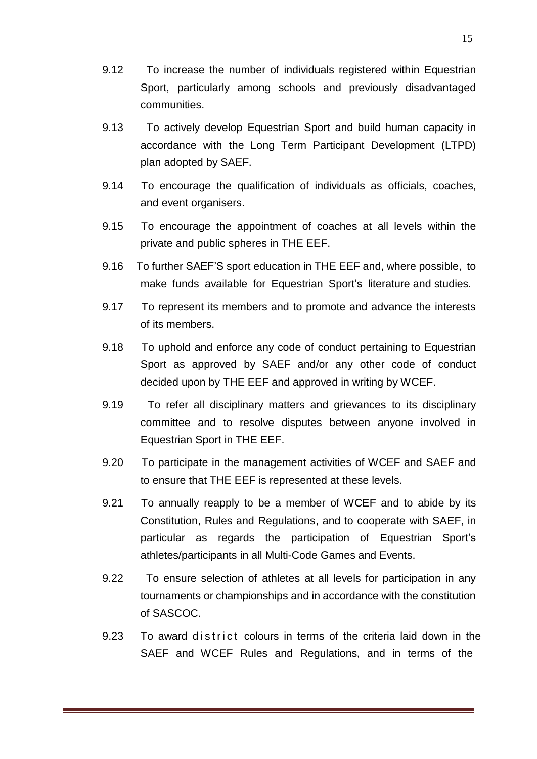9.12 To increase the number of individuals registered within Equestrian Sport, particularly among schools and previously disadvantaged communities.

9.13 To actively develop Equestrian Sport and build human capacity in accordance with the Long Term Participant Development (LTPD) plan adopted by SAEF.

9.14 To encourage the qualification of individuals as officials, coaches, and event organisers.

9.15 To encourage the appointment of coaches at all levels within the private and public spheres in THE EEF.

9.16 To further SAEF'S sport education in THE EEF and, where possible, to make funds available for Equestrian Sport's literature and studies.

9.17 To represent its members and to promote and advance the interests of its members.

9.18 To uphold and enforce any code of conduct pertaining to Equestrian Sport as approved by SAEF and/or any other code of conduct decided upon by THE EEF and approved in writing by WCEF.

9.19 To refer all disciplinary matters and grievances to its disciplinary committee and to resolve disputes between anyone involved in Equestrian Sport in THE EEF.

9.20 To participate in the management activities of WCEF and SAEF and to ensure that THE EEF is represented at these levels.

9.21 To annually reapply to be a member of WCEF and to abide by its Constitution, Rules and Regulations, and to cooperate with SAEF, in particular as regards the participation of Equestrian Sport's athletes/participants in all Multi-Code Games and Events.

9.22 To ensure selection of athletes at all levels for participation in any tournaments or championships and in accordance with the constitution of SASCOC.

9.23 To award district colours in terms of the criteria laid down in the SAEF and WCEF Rules and Regulations, and in terms of the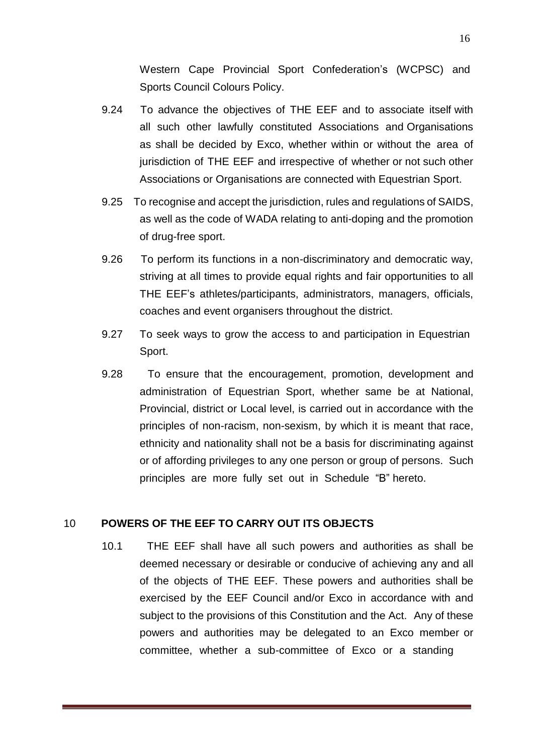Western Cape Provincial Sport Confederation's (WCPSC) and Sports Council Colours Policy.

9.24 To advance the objectives of THE EEF and to associate itself with all such other lawfully constituted Associations and Organisations as shall be decided by Exco, whether within or without the area of jurisdiction of THE EEF and irrespective of whether or not such other Associations or Organisations are connected with Equestrian Sport.

9.25 To recognise and accept the jurisdiction, rules and regulations of SAIDS, as well as the code of WADA relating to anti-doping and the promotion of drug-free sport.

9.26 To perform its functions in a non-discriminatory and democratic way, striving at all times to provide equal rights and fair opportunities to all THE EEF's athletes/participants, administrators, managers, officials, coaches and event organisers throughout the district.

9.27 To seek ways to grow the access to and participation in Equestrian Sport.

9.28 To ensure that the encouragement, promotion, development and administration of Equestrian Sport, whether same be at National, Provincial, district or Local level, is carried out in accordance with the principles of non-racism, non-sexism, by which it is meant that race, ethnicity and nationality shall not be a basis for discriminating against or of affording privileges to any one person or group of persons. Such principles are more fully set out in Schedule "B" hereto.

## 10 POWERS OF THE EEF TO CARRY OUT ITS OBJECTS

10.1 THE EEF shall have all such powers and authorities as shall be deemed necessary or desirable or conducive of achieving any and all of the objects of THE EEF. These powers and authorities shall be exercised by the EEF Council and/or Exco in accordance with and subject to the provisions of this Constitution and the Act. Any of these powers and authorities may be delegated to an Exco member or committee, whether a sub-committee of Exco or a standing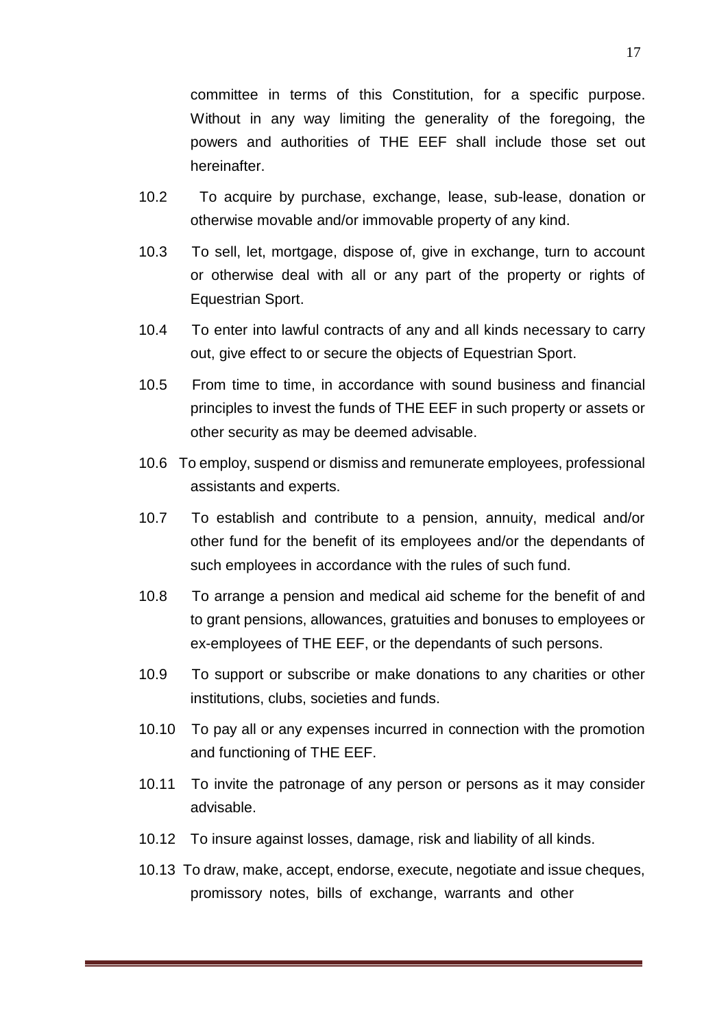committee in terms of this Constitution, for a specific purpose. Without in any way limiting the generality of the foregoing, the powers and authorities of THE EEF shall include those set out hereinafter.

10.2 To acquire by purchase, exchange, lease, sub-lease, donation or otherwise movable and/or immovable property of any kind.

10.3 To sell, let, mortgage, dispose of, give in exchange, turn to account or otherwise deal with all or any part of the property or rights of Equestrian Sport.

10.4 To enter into lawful contracts of any and all kinds necessary to carry out, give effect to or secure the objects of Equestrian Sport.

10.5 From time to time, in accordance with sound business and financial principles to invest the funds of THE EEF in such property or assets or other security as may be deemed advisable.

10.6 To employ, suspend or dismiss and remunerate employees, professional assistants and experts.

10.7 To establish and contribute to a pension, annuity, medical and/or other fund for the benefit of its employees and/or the dependants of such employees in accordance with the rules of such fund.

10.8 To arrange a pension and medical aid scheme for the benefit of and to grant pensions, allowances, gratuities and bonuses to employees or ex-employees of THE EEF, or the dependants of such persons.

10.9 To support or subscribe or make donations to any charities or other institutions, clubs, societies and funds.

10.10 To pay all or any expenses incurred in connection with the promotion and functioning of THE EEF.

10.11 To invite the patronage of any person or persons as it may consider advisable.

10.12 To insure against losses, damage, risk and liability of all kinds.

10.13 To draw, make, accept, endorse, execute, negotiate and issue cheques, promissory notes, bills of exchange, warrants and other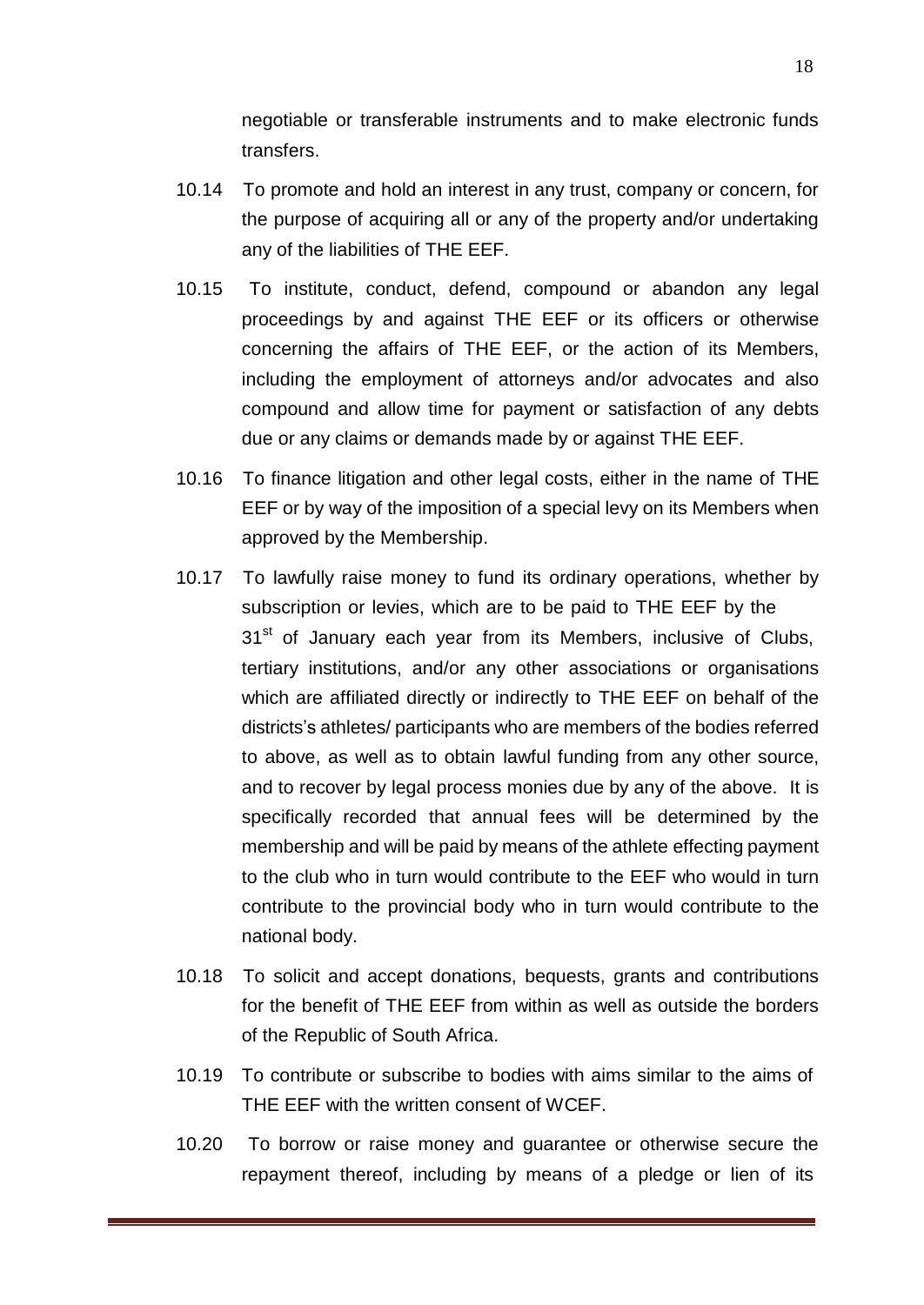negotiable or transferable instruments and to make electronic funds transfers.

10.14 To promote and hold an interest in any trust, company or concern, for the purpose of acquiring all or any of the property and/or undertaking any of the liabilities of THE EEF.

10.15 To institute, conduct, defend, compound or abandon any legal proceedings by and against THE EEF or its officers or otherwise concerning the affairs of THE EEF, or the action of its Members, including the employment of attorneys and/or advocates and also compound and allow time for payment or satisfaction of any debts due or any claims or demands made by or against THE EEF.

10.16 To finance litigation and other legal costs, either in the name of THE EEF or by way of the imposition of a special levy on its Members when approved by the Membership.

10.17 To lawfully raise money to fund its ordinary operations, whether by subscription or levies, which are to be paid to THE EEF by the 31st of January each year from its Members, inclusive of Clubs, tertiary institutions, and/or any other associations or organisations which are affiliated directly or indirectly to THE EEF on behalf of the districts's athletes/ participants who are members of the bodies referred to above, as well as to obtain lawful funding from any other source, and to recover by legal process monies due by any of the above. It is specifically recorded that annual fees will be determined by the membership and will be paid by means of the athlete effecting payment to the club who in turn would contribute to the EEF who would in turn contribute to the provincial body who in turn would contribute to the national body.

10.18 To solicit and accept donations, bequests, grants and contributions for the benefit of THE EEF from within as well as outside the borders of the Republic of South Africa.

10.19 To contribute or subscribe to bodies with aims similar to the aims of THE EEF with the written consent of WCEF.

10.20 To borrow or raise money and guarantee or otherwise secure the repayment thereof, including by means of a pledge or lien of its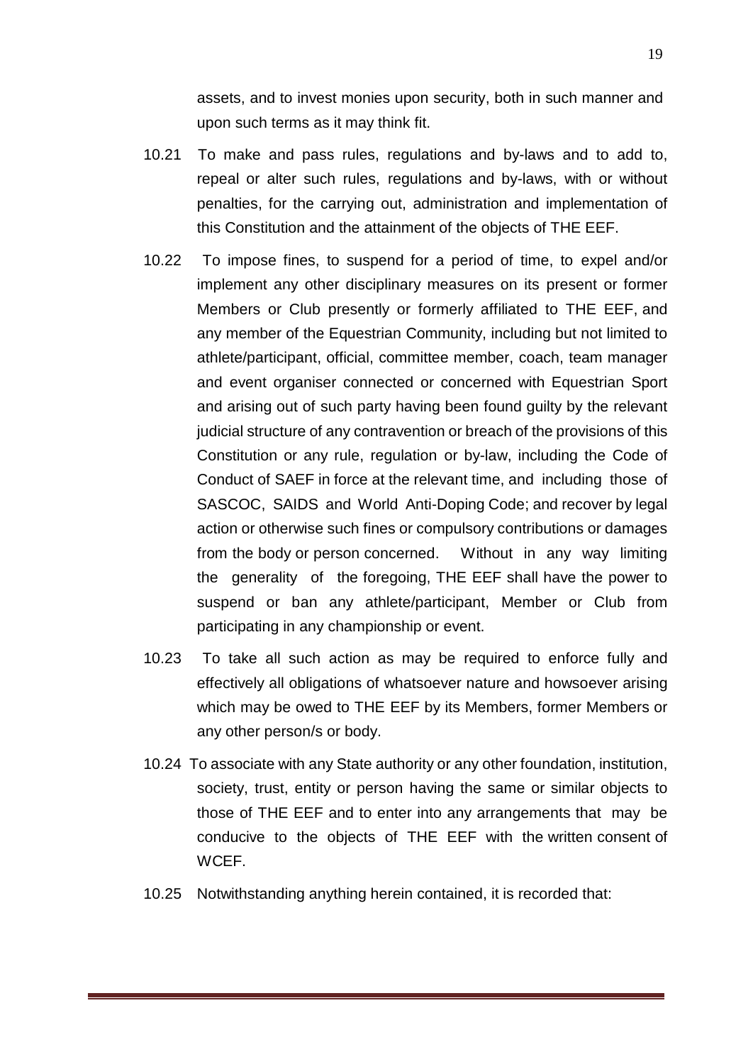assets, and to invest monies upon security, both in such manner and upon such terms as it may think fit.

10.21 To make and pass rules, regulations and by-laws and to add to, repeal or alter such rules, regulations and by-laws, with or without penalties, for the carrying out, administration and implementation of this Constitution and the attainment of the objects of THE EEF.

10.22 To impose fines, to suspend for a period of time, to expel and/or implement any other disciplinary measures on its present or former Members or Club presently or formerly affiliated to THE EEF, and any member of the Equestrian Community, including but not limited to athlete/participant, official, committee member, coach, team manager and event organiser connected or concerned with Equestrian Sport and arising out of such party having been found guilty by the relevant judicial structure of any contravention or breach of the provisions of this Constitution or any rule, regulation or by-law, including the Code of Conduct of SAEF in force at the relevant time, and including those of SASCOC, SAIDS and World Anti-Doping Code; and recover by legal action or otherwise such fines or compulsory contributions or damages from the body or person concerned. Without in any way limiting the generality of the foregoing, THE EEF shall have the power to suspend or ban any athlete/participant, Member or Club from participating in any championship or event.

10.23 To take all such action as may be required to enforce fully and effectively all obligations of whatsoever nature and howsoever arising which may be owed to THE EEF by its Members, former Members or any other person/s or body.

10.24 To associate with any State authority or any other foundation, institution, society, trust, entity or person having the same or similar objects to those of THE EEF and to enter into any arrangements that may be conducive to the objects of THE EEF with the written consent of WCEF.

10.25 Notwithstanding anything herein contained, it is recorded that: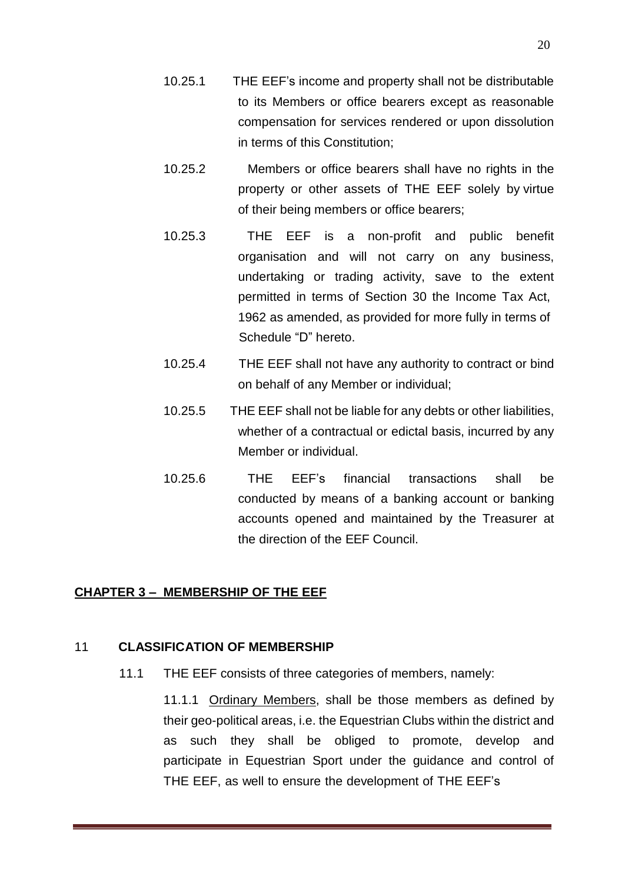10.25.1 THE EEF's income and property shall not be distributable to its Members or office bearers except as reasonable compensation for services rendered or upon dissolution in terms of this Constitution;

10.25.2 Members or office bearers shall have no rights in the property or other assets of THE EEF solely by virtue of their being members or office bearers;

10.25.3 THE EEF is a non-profit and public benefit organisation and will not carry on any business, undertaking or trading activity, save to the extent permitted in terms of Section 30 the Income Tax Act, 1962 as amended, as provided for more fully in terms of Schedule "D" hereto.

10.25.4 THE EEF shall not have any authority to contract or bind on behalf of any Member or individual;

10.25.5 THE EEF shall not be liable for any debts or other liabilities, whether of a contractual or edictal basis, incurred by any Member or individual.

10.25.6 THE EEF's financial transactions shall be conducted by means of a banking account or banking accounts opened and maintained by the Treasurer at the direction of the EEF Council.

## CHAPTER 3 – MEMBERSHIP OF THE EEF

### 11 CLASSIFICATION OF MEMBERSHIP

11.1 THE EEF consists of three categories of members, namely:

11.1.1 Ordinary Members, shall be those members as defined by their geo-political areas, i.e. the Equestrian Clubs within the district and as such they shall be obliged to promote, develop and participate in Equestrian Sport under the guidance and control of THE EEF, as well to ensure the development of THE EEF's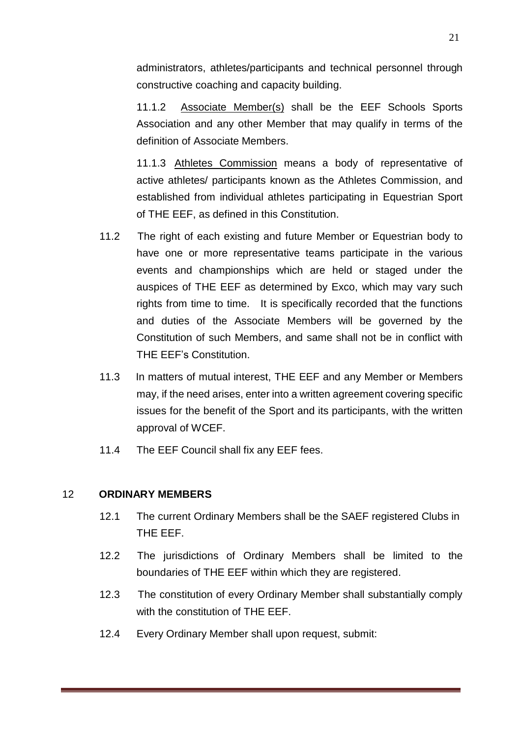administrators, athletes/participants and technical personnel through constructive coaching and capacity building.

11.1.2 Associate Member(s) shall be the EEF Schools Sports Association and any other Member that may qualify in terms of the definition of Associate Members.

11.1.3 Athletes Commission means a body of representative of active athletes/ participants known as the Athletes Commission, and established from individual athletes participating in Equestrian Sport of THE EEF, as defined in this Constitution.

11.2 The right of each existing and future Member or Equestrian body to have one or more representative teams participate in the various events and championships which are held or staged under the auspices of THE EEF as determined by Exco, which may vary such rights from time to time. It is specifically recorded that the functions and duties of the Associate Members will be governed by the Constitution of such Members, and same shall not be in conflict with THE EEF's Constitution.

11.3 In matters of mutual interest, THE EEF and any Member or Members may, if the need arises, enter into a written agreement covering specific issues for the benefit of the Sport and its participants, with the written approval of WCEF.

11.4 The EEF Council shall fix any EEF fees.

## 12 ORDINARY MEMBERS

12.1 The current Ordinary Members shall be the SAEF registered Clubs in THE EEF.

12.2 The jurisdictions of Ordinary Members shall be limited to the boundaries of THE EEF within which they are registered.

12.3 The constitution of every Ordinary Member shall substantially comply with the constitution of THE EEF.

12.4 Every Ordinary Member shall upon request, submit: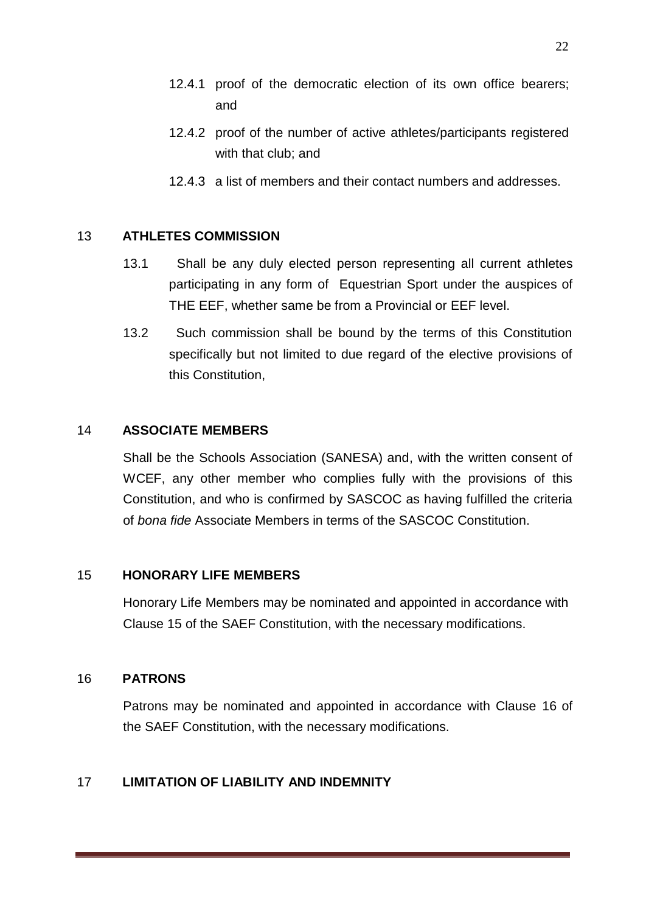12.4.1 proof of the democratic election of its own office bearers; and

12.4.2 proof of the number of active athletes/participants registered with that club; and

12.4.3 a list of members and their contact numbers and addresses.

## 13 ATHLETES COMMISSION

13.1 Shall be any duly elected person representing all current athletes participating in any form of Equestrian Sport under the auspices of THE EEF, whether same be from a Provincial or EEF level.

13.2 Such commission shall be bound by the terms of this Constitution specifically but not limited to due regard of the elective provisions of this Constitution,

## 14 ASSOCIATE MEMBERS

Shall be the Schools Association (SANESA) and, with the written consent of WCEF, any other member who complies fully with the provisions of this Constitution, and who is confirmed by SASCOC as having fulfilled the criteria of *bona fide* Associate Members in terms of the SASCOC Constitution.

## 15 HONORARY LIFE MEMBERS

Honorary Life Members may be nominated and appointed in accordance with Clause 15 of the SAEF Constitution, with the necessary modifications.

## 16 PATRONS

Patrons may be nominated and appointed in accordance with Clause 16 of the SAEF Constitution, with the necessary modifications.

## 17 LIMITATION OF LIABILITY AND INDEMNITY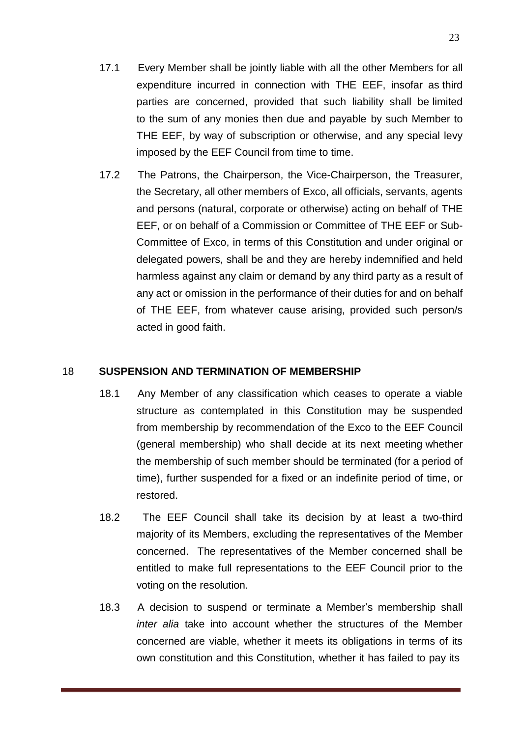17.1 Every Member shall be jointly liable with all the other Members for all expenditure incurred in connection with THE EEF, insofar as third parties are concerned, provided that such liability shall be limited to the sum of any monies then due and payable by such Member to THE EEF, by way of subscription or otherwise, and any special levy imposed by the EEF Council from time to time.

17.2 The Patrons, the Chairperson, the Vice-Chairperson, the Treasurer, the Secretary, all other members of Exco, all officials, servants, agents and persons (natural, corporate or otherwise) acting on behalf of THE EEF, or on behalf of a Commission or Committee of THE EEF or Sub-Committee of Exco, in terms of this Constitution and under original or delegated powers, shall be and they are hereby indemnified and held harmless against any claim or demand by any third party as a result of any act or omission in the performance of their duties for and on behalf of THE EEF, from whatever cause arising, provided such person/s acted in good faith.

## 18 SUSPENSION AND TERMINATION OF MEMBERSHIP

18.1 Any Member of any classification which ceases to operate a viable structure as contemplated in this Constitution may be suspended from membership by recommendation of the Exco to the EEF Council (general membership) who shall decide at its next meeting whether the membership of such member should be terminated (for a period of time), further suspended for a fixed or an indefinite period of time, or restored.

18.2 The EEF Council shall take its decision by at least a two-third majority of its Members, excluding the representatives of the Member concerned. The representatives of the Member concerned shall be entitled to make full representations to the EEF Council prior to the voting on the resolution.

18.3 A decision to suspend or terminate a Member's membership shall *inter alia* take into account whether the structures of the Member concerned are viable, whether it meets its obligations in terms of its own constitution and this Constitution, whether it has failed to pay its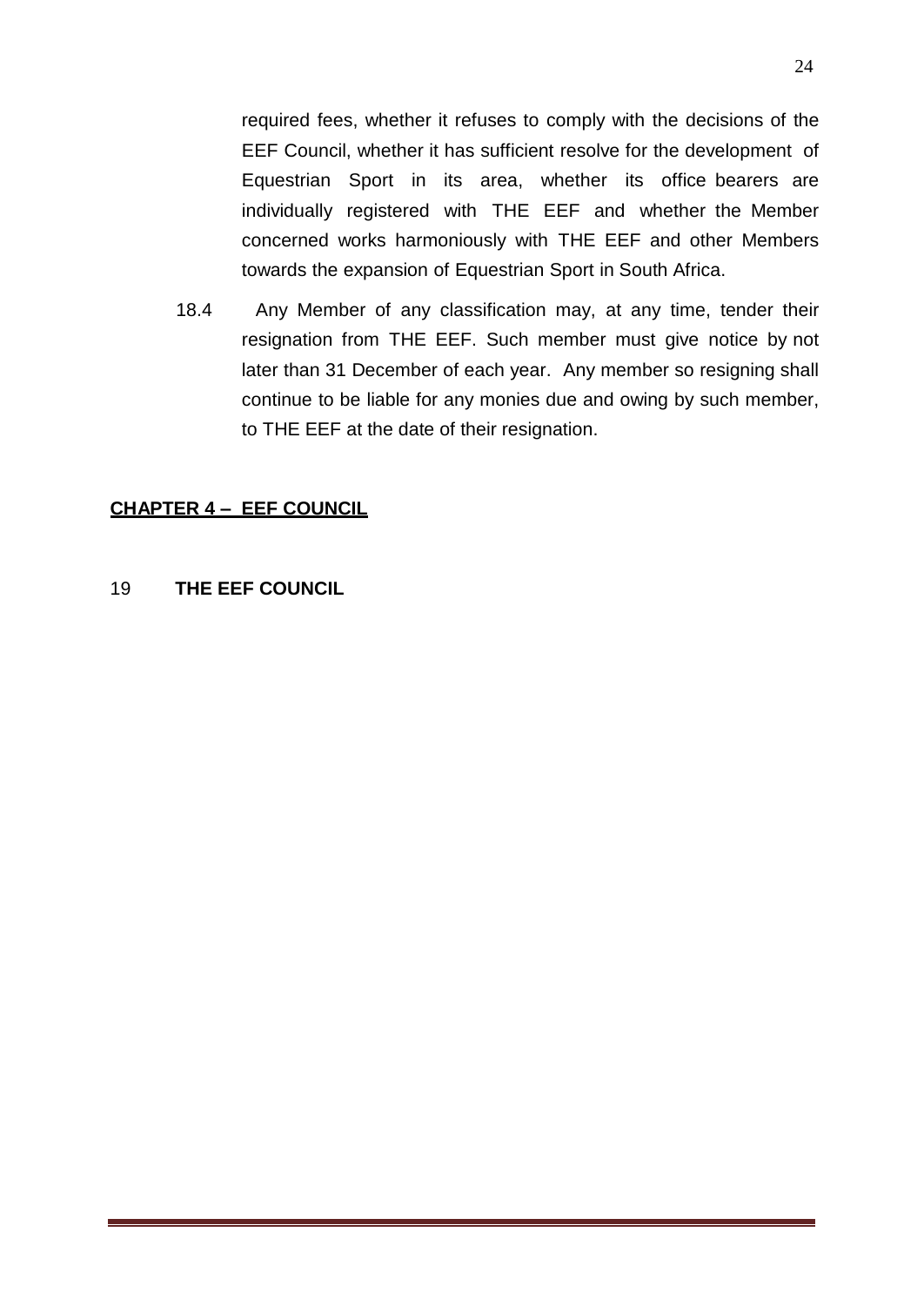required fees, whether it refuses to comply with the decisions of the EEF Council, whether it has sufficient resolve for the development of Equestrian Sport in its area, whether its office bearers are individually registered with THE EEF and whether the Member concerned works harmoniously with THE EEF and other Members towards the expansion of Equestrian Sport in South Africa.

18.4 Any Member of any classification may, at any time, tender their resignation from THE EEF. Such member must give notice by not later than 31 December of each year. Any member so resigning shall continue to be liable for any monies due and owing by such member, to THE EEF at the date of their resignation.

## CHAPTER 4 – EEF COUNCIL

### 19 THE EEF COUNCIL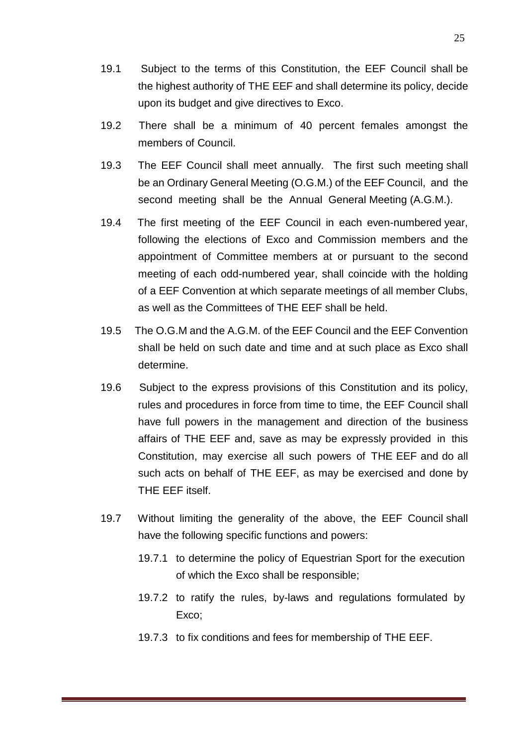19.1 Subject to the terms of this Constitution, the EEF Council shall be the highest authority of THE EEF and shall determine its policy, decide upon its budget and give directives to Exco.

19.2 There shall be a minimum of 40 percent females amongst the members of Council.

19.3 The EEF Council shall meet annually. The first such meeting shall be an Ordinary General Meeting (O.G.M.) of the EEF Council, and the second meeting shall be the Annual General Meeting (A.G.M.).

19.4 The first meeting of the EEF Council in each even-numbered year, following the elections of Exco and Commission members and the appointment of Committee members at or pursuant to the second meeting of each odd-numbered year, shall coincide with the holding of a EEF Convention at which separate meetings of all member Clubs, as well as the Committees of THE EEF shall be held.

19.5 The O.G.M and the A.G.M. of the EEF Council and the EEF Convention shall be held on such date and time and at such place as Exco shall determine.

19.6 Subject to the express provisions of this Constitution and its policy, rules and procedures in force from time to time, the EEF Council shall have full powers in the management and direction of the business affairs of THE EEF and, save as may be expressly provided in this Constitution, may exercise all such powers of THE EEF and do all such acts on behalf of THE EEF, as may be exercised and done by THE EEF itself.

19.7 Without limiting the generality of the above, the EEF Council shall have the following specific functions and powers:

- 19.7.1 to determine the policy of Equestrian Sport for the execution of which the Exco shall be responsible;
- 19.7.2 to ratify the rules, by-laws and regulations formulated by Exco;
- 19.7.3 to fix conditions and fees for membership of THE EEF.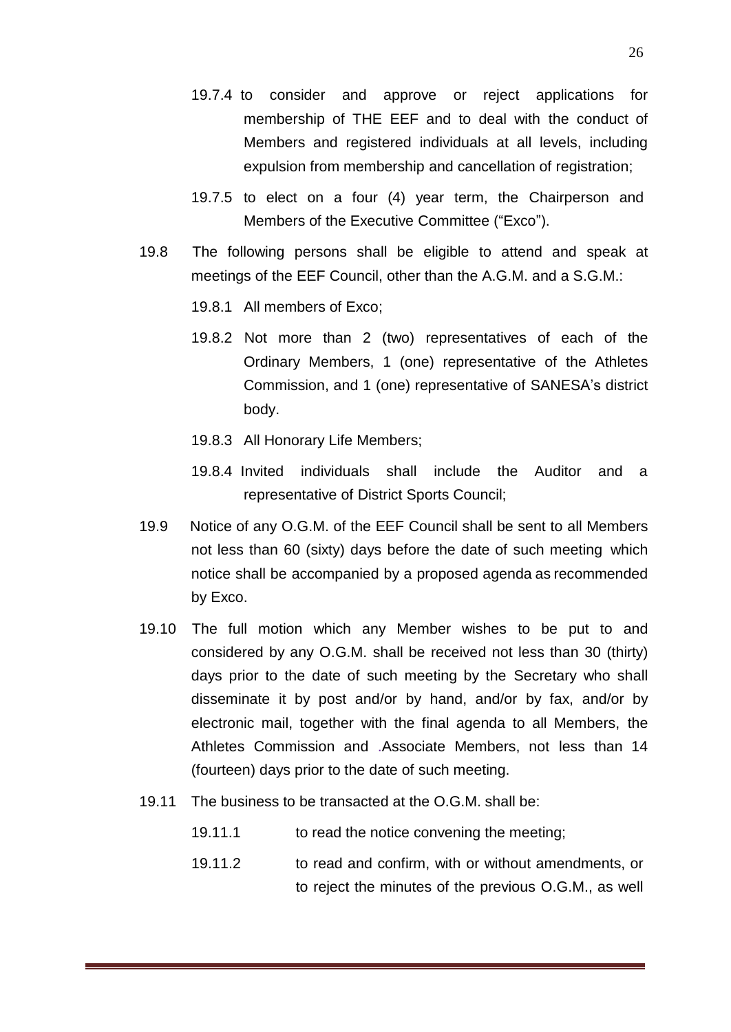19.7.4 to consider and approve or reject applications for membership of THE EEF and to deal with the conduct of Members and registered individuals at all levels, including expulsion from membership and cancellation of registration;

19.7.5 to elect on a four (4) year term, the Chairperson and Members of the Executive Committee ("Exco").

19.8 The following persons shall be eligible to attend and speak at meetings of the EEF Council, other than the A.G.M. and a S.G.M.:

19.8.1 All members of Exco;

19.8.2 Not more than 2 (two) representatives of each of the Ordinary Members, 1 (one) representative of the Athletes Commission, and 1 (one) representative of SANESA's district body.

19.8.3 All Honorary Life Members;

19.8.4 Invited individuals shall include the Auditor and a representative of District Sports Council;

19.9 Notice of any O.G.M. of the EEF Council shall be sent to all Members not less than 60 (sixty) days before the date of such meeting which notice shall be accompanied by a proposed agenda as recommended by Exco.

19.10 The full motion which any Member wishes to be put to and considered by any O.G.M. shall be received not less than 30 (thirty) days prior to the date of such meeting by the Secretary who shall disseminate it by post and/or by hand, and/or by fax, and/or by electronic mail, together with the final agenda to all Members, the Athletes Commission and .Associate Members, not less than 14 (fourteen) days prior to the date of such meeting.

19.11 The business to be transacted at the O.G.M. shall be:

19.11.1 to read the notice convening the meeting;

19.11.2 to read and confirm, with or without amendments, or to reject the minutes of the previous O.G.M., as well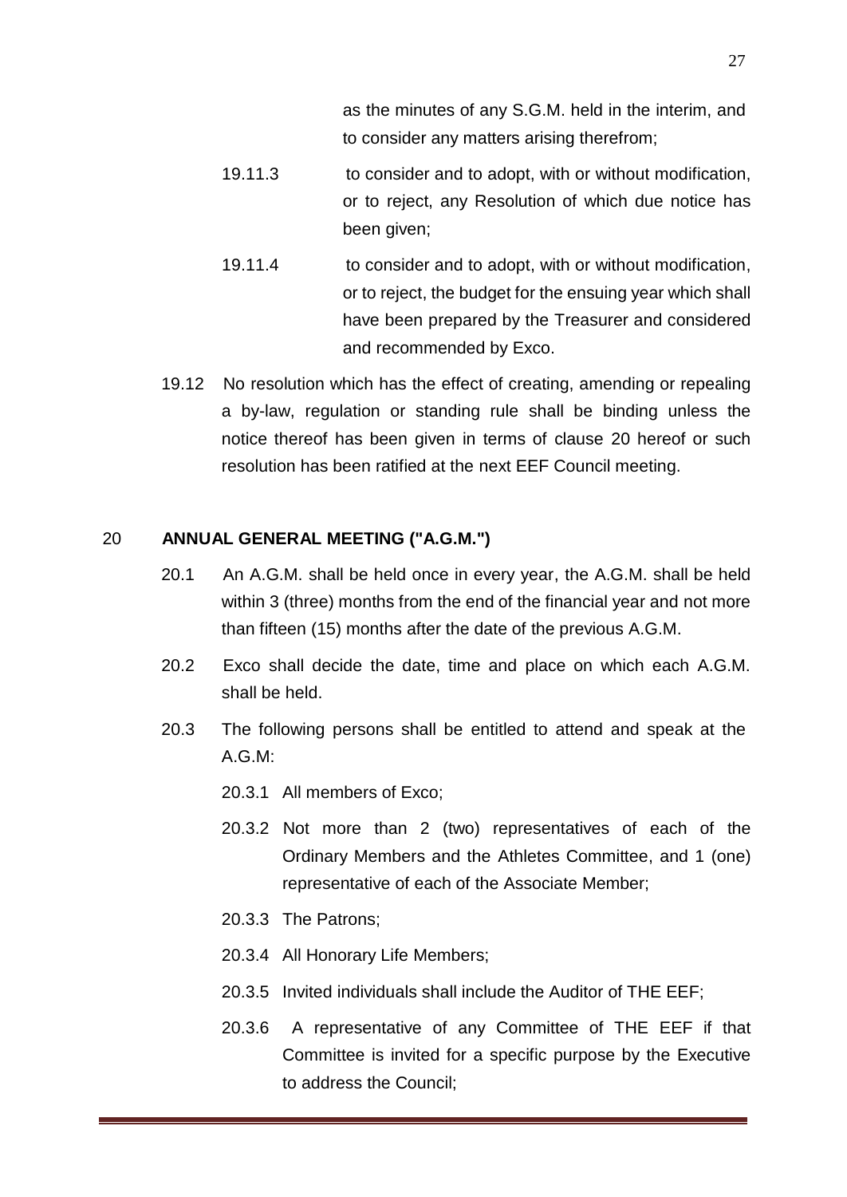as the minutes of any S.G.M. held in the interim, and to consider any matters arising therefrom;

19.11.3 to consider and to adopt, with or without modification, or to reject, any Resolution of which due notice has been given;

19.11.4 to consider and to adopt, with or without modification, or to reject, the budget for the ensuing year which shall have been prepared by the Treasurer and considered and recommended by Exco.

19.12 No resolution which has the effect of creating, amending or repealing a by-law, regulation or standing rule shall be binding unless the notice thereof has been given in terms of clause 20 hereof or such resolution has been ratified at the next EEF Council meeting.

## 20 ANNUAL GENERAL MEETING ("A.G.M.")

20.1 An A.G.M. shall be held once in every year, the A.G.M. shall be held within 3 (three) months from the end of the financial year and not more than fifteen (15) months after the date of the previous A.G.M.

20.2 Exco shall decide the date, time and place on which each A.G.M. shall be held.

20.3 The following persons shall be entitled to attend and speak at the A.G.M:

20.3.1 All members of Exco;

20.3.2 Not more than 2 (two) representatives of each of the Ordinary Members and the Athletes Committee, and 1 (one) representative of each of the Associate Member;

20.3.3 The Patrons;

20.3.4 All Honorary Life Members;

20.3.5 Invited individuals shall include the Auditor of THE EEF;

20.3.6 A representative of any Committee of THE EEF if that Committee is invited for a specific purpose by the Executive to address the Council;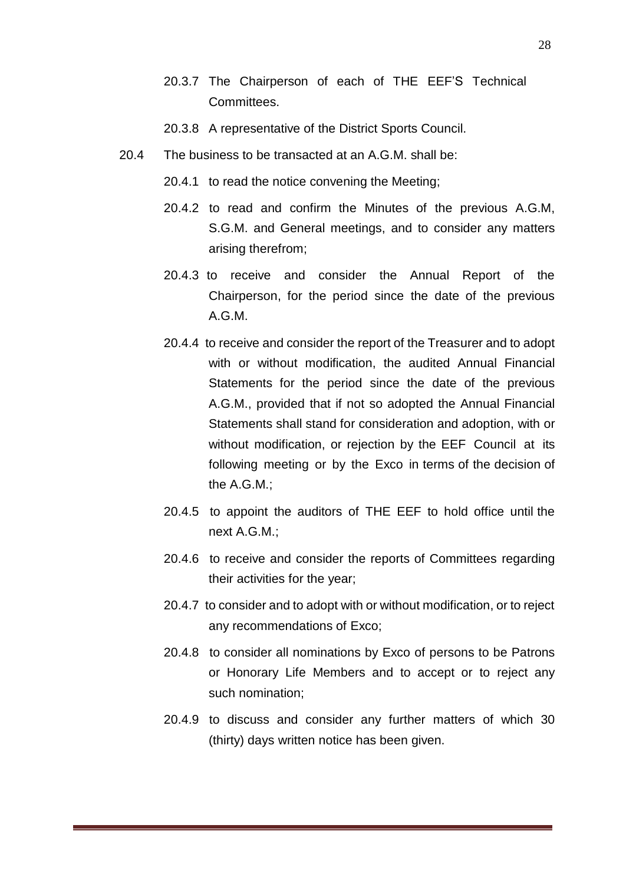20.3.7 The Chairperson of each of THE EEF'S Technical Committees.

20.3.8 A representative of the District Sports Council.

20.4 The business to be transacted at an A.G.M. shall be:

20.4.1 to read the notice convening the Meeting;

20.4.2 to read and confirm the Minutes of the previous A.G.M, S.G.M. and General meetings, and to consider any matters arising therefrom;

20.4.3 to receive and consider the Annual Report of the Chairperson, for the period since the date of the previous A.G.M.

20.4.4 to receive and consider the report of the Treasurer and to adopt with or without modification, the audited Annual Financial Statements for the period since the date of the previous A.G.M., provided that if not so adopted the Annual Financial Statements shall stand for consideration and adoption, with or without modification, or rejection by the EEF Council at its following meeting or by the Exco in terms of the decision of the A.G.M.;

20.4.5 to appoint the auditors of THE EEF to hold office until the next A.G.M.;

20.4.6 to receive and consider the reports of Committees regarding their activities for the year;

20.4.7 to consider and to adopt with or without modification, or to reject any recommendations of Exco;

20.4.8 to consider all nominations by Exco of persons to be Patrons or Honorary Life Members and to accept or to reject any such nomination;

20.4.9 to discuss and consider any further matters of which 30 (thirty) days written notice has been given.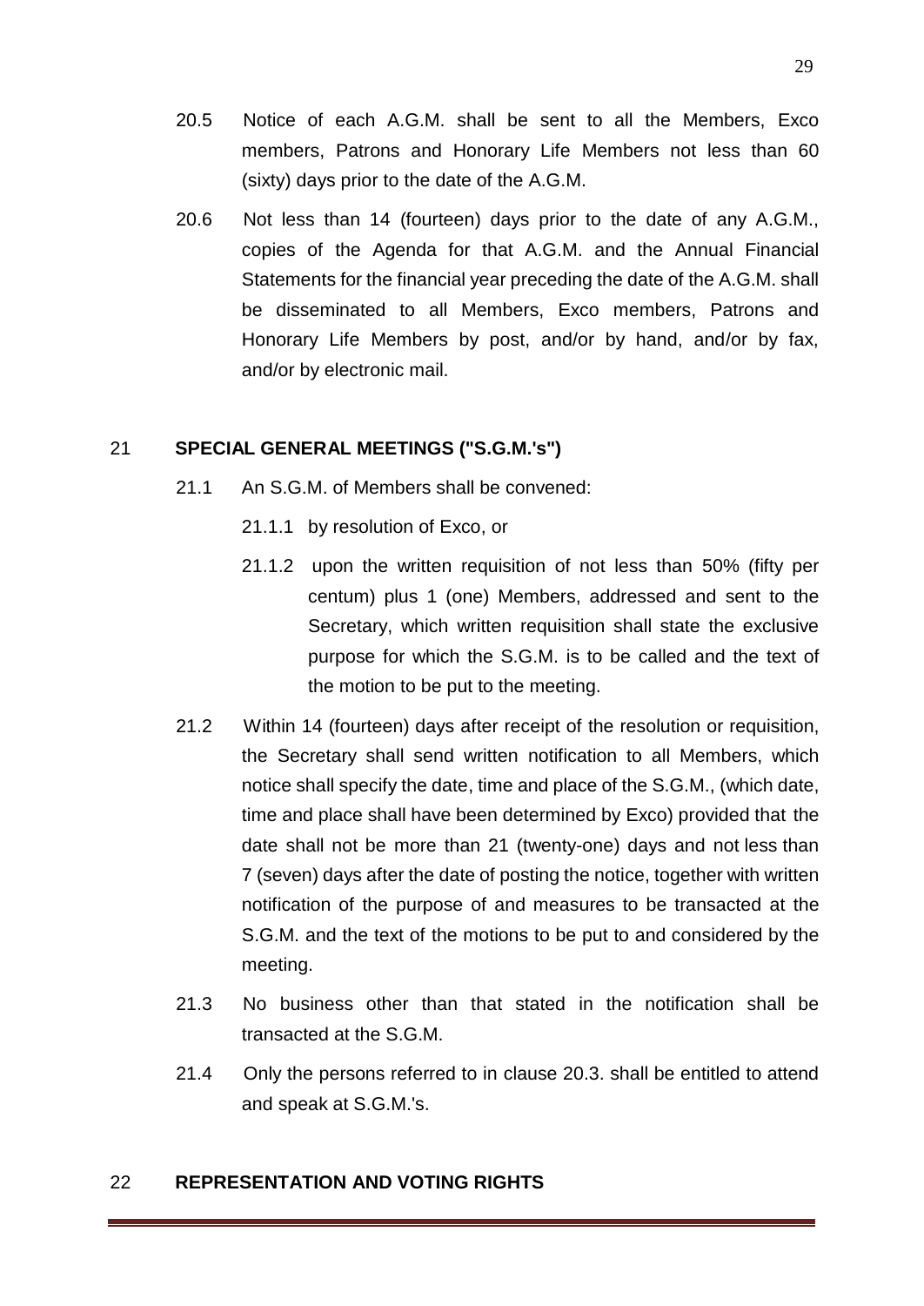20.5 Notice of each A.G.M. shall be sent to all the Members, Exco members, Patrons and Honorary Life Members not less than 60 (sixty) days prior to the date of the A.G.M.

20.6 Not less than 14 (fourteen) days prior to the date of any A.G.M., copies of the Agenda for that A.G.M. and the Annual Financial Statements for the financial year preceding the date of the A.G.M. shall be disseminated to all Members, Exco members, Patrons and Honorary Life Members by post, and/or by hand, and/or by fax, and/or by electronic mail.

## 21 SPECIAL GENERAL MEETINGS ("S.G.M.'s")

21.1 An S.G.M. of Members shall be convened:

21.1.1 by resolution of Exco, or

21.1.2 upon the written requisition of not less than 50% (fifty per centum) plus 1 (one) Members, addressed and sent to the Secretary, which written requisition shall state the exclusive purpose for which the S.G.M. is to be called and the text of the motion to be put to the meeting.

21.2 Within 14 (fourteen) days after receipt of the resolution or requisition, the Secretary shall send written notification to all Members, which notice shall specify the date, time and place of the S.G.M., (which date, time and place shall have been determined by Exco) provided that the date shall not be more than 21 (twenty-one) days and not less than 7 (seven) days after the date of posting the notice, together with written notification of the purpose of and measures to be transacted at the S.G.M. and the text of the motions to be put to and considered by the meeting.

21.3 No business other than that stated in the notification shall be transacted at the S.G.M.

21.4 Only the persons referred to in clause 20.3. shall be entitled to attend and speak at S.G.M.'s.

## 22 REPRESENTATION AND VOTING RIGHTS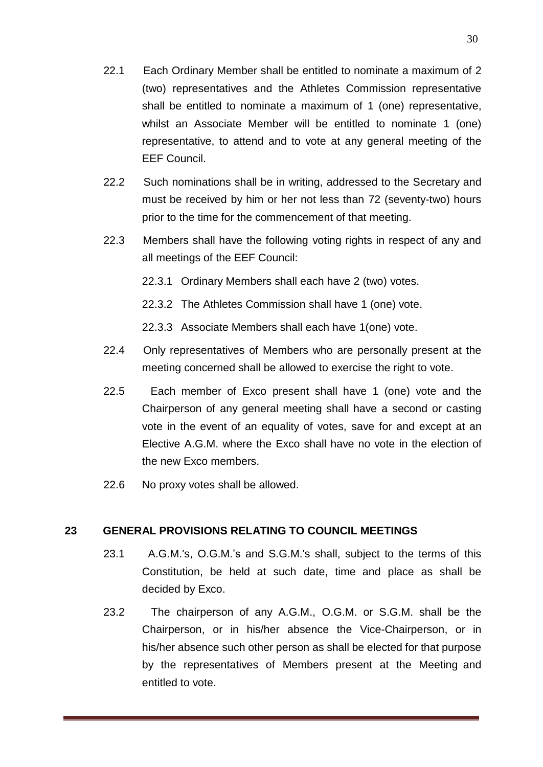22.1 Each Ordinary Member shall be entitled to nominate a maximum of 2 (two) representatives and the Athletes Commission representative shall be entitled to nominate a maximum of 1 (one) representative, whilst an Associate Member will be entitled to nominate 1 (one) representative, to attend and to vote at any general meeting of the EEF Council.

22.2 Such nominations shall be in writing, addressed to the Secretary and must be received by him or her not less than 72 (seventy-two) hours prior to the time for the commencement of that meeting.

22.3 Members shall have the following voting rights in respect of any and all meetings of the EEF Council:

22.3.1 Ordinary Members shall each have 2 (two) votes.

22.3.2 The Athletes Commission shall have 1 (one) vote.

22.3.3 Associate Members shall each have 1(one) vote.

22.4 Only representatives of Members who are personally present at the meeting concerned shall be allowed to exercise the right to vote.

22.5 Each member of Exco present shall have 1 (one) vote and the Chairperson of any general meeting shall have a second or casting vote in the event of an equality of votes, save for and except at an Elective A.G.M. where the Exco shall have no vote in the election of the new Exco members.

22.6 No proxy votes shall be allowed.

## 23 GENERAL PROVISIONS RELATING TO COUNCIL MEETINGS

23.1 A.G.M.'s, O.G.M.'s and S.G.M.'s shall, subject to the terms of this Constitution, be held at such date, time and place as shall be decided by Exco.

23.2 The chairperson of any A.G.M., O.G.M. or S.G.M. shall be the Chairperson, or in his/her absence the Vice-Chairperson, or in his/her absence such other person as shall be elected for that purpose by the representatives of Members present at the Meeting and entitled to vote.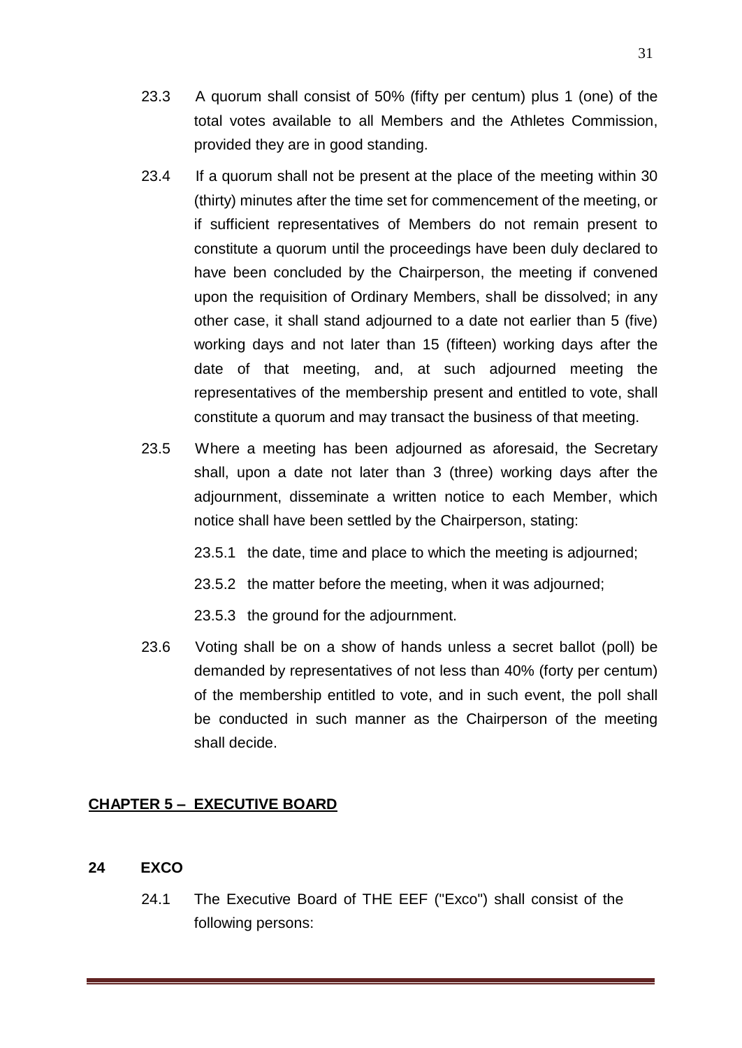23.3 A quorum shall consist of 50% (fifty per centum) plus 1 (one) of the total votes available to all Members and the Athletes Commission, provided they are in good standing.

23.4 If a quorum shall not be present at the place of the meeting within 30 (thirty) minutes after the time set for commencement of the meeting, or if sufficient representatives of Members do not remain present to constitute a quorum until the proceedings have been duly declared to have been concluded by the Chairperson, the meeting if convened upon the requisition of Ordinary Members, shall be dissolved; in any other case, it shall stand adjourned to a date not earlier than 5 (five) working days and not later than 15 (fifteen) working days after the date of that meeting, and, at such adjourned meeting the representatives of the membership present and entitled to vote, shall constitute a quorum and may transact the business of that meeting.

23.5 Where a meeting has been adjourned as aforesaid, the Secretary shall, upon a date not later than 3 (three) working days after the adjournment, disseminate a written notice to each Member, which notice shall have been settled by the Chairperson, stating:

23.5.1 the date, time and place to which the meeting is adjourned;

23.5.2 the matter before the meeting, when it was adjourned;

23.5.3 the ground for the adjournment.

23.6 Voting shall be on a show of hands unless a secret ballot (poll) be demanded by representatives of not less than 40% (forty per centum) of the membership entitled to vote, and in such event, the poll shall be conducted in such manner as the Chairperson of the meeting shall decide.

## CHAPTER 5 – EXECUTIVE BOARD

### 24 EXCO

24.1 The Executive Board of THE EEF ("Exco") shall consist of the following persons: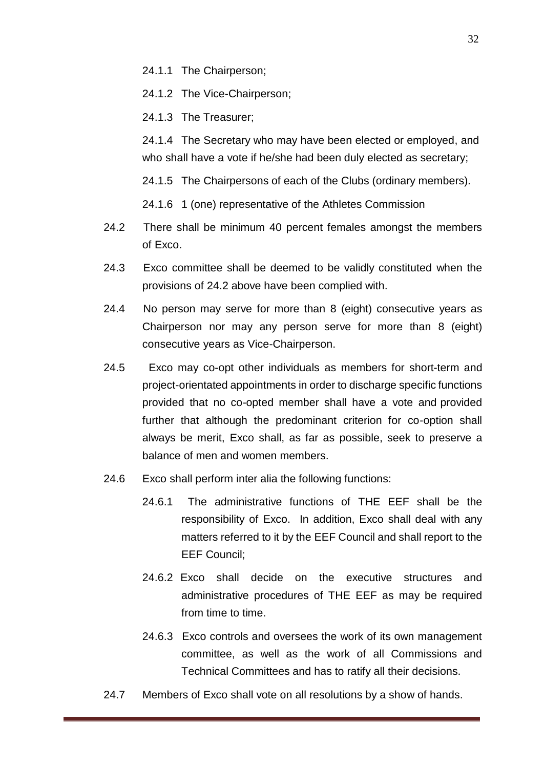24.1.1 The Chairperson;

24.1.2 The Vice-Chairperson;

24.1.3 The Treasurer;

24.1.4 The Secretary who may have been elected or employed, and who shall have a vote if he/she had been duly elected as secretary;

24.1.5 The Chairpersons of each of the Clubs (ordinary members).

24.1.6 1 (one) representative of the Athletes Commission

24.2 There shall be minimum 40 percent females amongst the members of Exco.

24.3 Exco committee shall be deemed to be validly constituted when the provisions of 24.2 above have been complied with.

24.4 No person may serve for more than 8 (eight) consecutive years as Chairperson nor may any person serve for more than 8 (eight) consecutive years as Vice-Chairperson.

24.5 Exco may co-opt other individuals as members for short-term and project-orientated appointments in order to discharge specific functions provided that no co-opted member shall have a vote and provided further that although the predominant criterion for co-option shall always be merit, Exco shall, as far as possible, seek to preserve a balance of men and women members.

24.6 Exco shall perform inter alia the following functions:

24.6.1 The administrative functions of THE EEF shall be the responsibility of Exco. In addition, Exco shall deal with any matters referred to it by the EEF Council and shall report to the EEF Council;

24.6.2 Exco shall decide on the executive structures and administrative procedures of THE EEF as may be required from time to time.

24.6.3 Exco controls and oversees the work of its own management committee, as well as the work of all Commissions and Technical Committees and has to ratify all their decisions.

24.7 Members of Exco shall vote on all resolutions by a show of hands.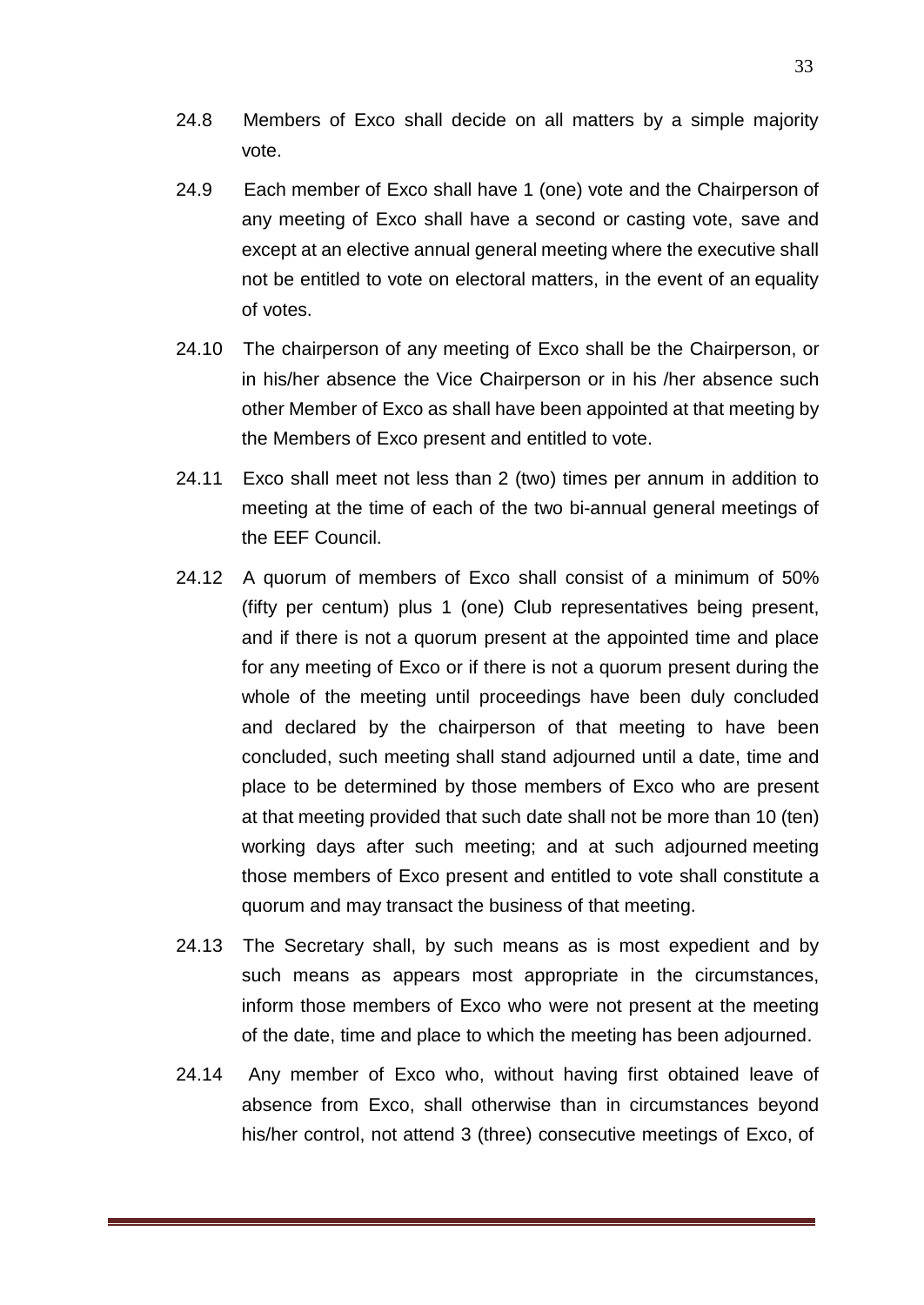24.8 Members of Exco shall decide on all matters by a simple majority vote.

24.9 Each member of Exco shall have 1 (one) vote and the Chairperson of any meeting of Exco shall have a second or casting vote, save and except at an elective annual general meeting where the executive shall not be entitled to vote on electoral matters, in the event of an equality of votes.

24.10 The chairperson of any meeting of Exco shall be the Chairperson, or in his/her absence the Vice Chairperson or in his /her absence such other Member of Exco as shall have been appointed at that meeting by the Members of Exco present and entitled to vote.

24.11 Exco shall meet not less than 2 (two) times per annum in addition to meeting at the time of each of the two bi-annual general meetings of the EEF Council.

24.12 A quorum of members of Exco shall consist of a minimum of 50% (fifty per centum) plus 1 (one) Club representatives being present, and if there is not a quorum present at the appointed time and place for any meeting of Exco or if there is not a quorum present during the whole of the meeting until proceedings have been duly concluded and declared by the chairperson of that meeting to have been concluded, such meeting shall stand adjourned until a date, time and place to be determined by those members of Exco who are present at that meeting provided that such date shall not be more than 10 (ten) working days after such meeting; and at such adjourned meeting those members of Exco present and entitled to vote shall constitute a quorum and may transact the business of that meeting.

24.13 The Secretary shall, by such means as is most expedient and by such means as appears most appropriate in the circumstances, inform those members of Exco who were not present at the meeting of the date, time and place to which the meeting has been adjourned.

24.14 Any member of Exco who, without having first obtained leave of absence from Exco, shall otherwise than in circumstances beyond his/her control, not attend 3 (three) consecutive meetings of Exco, of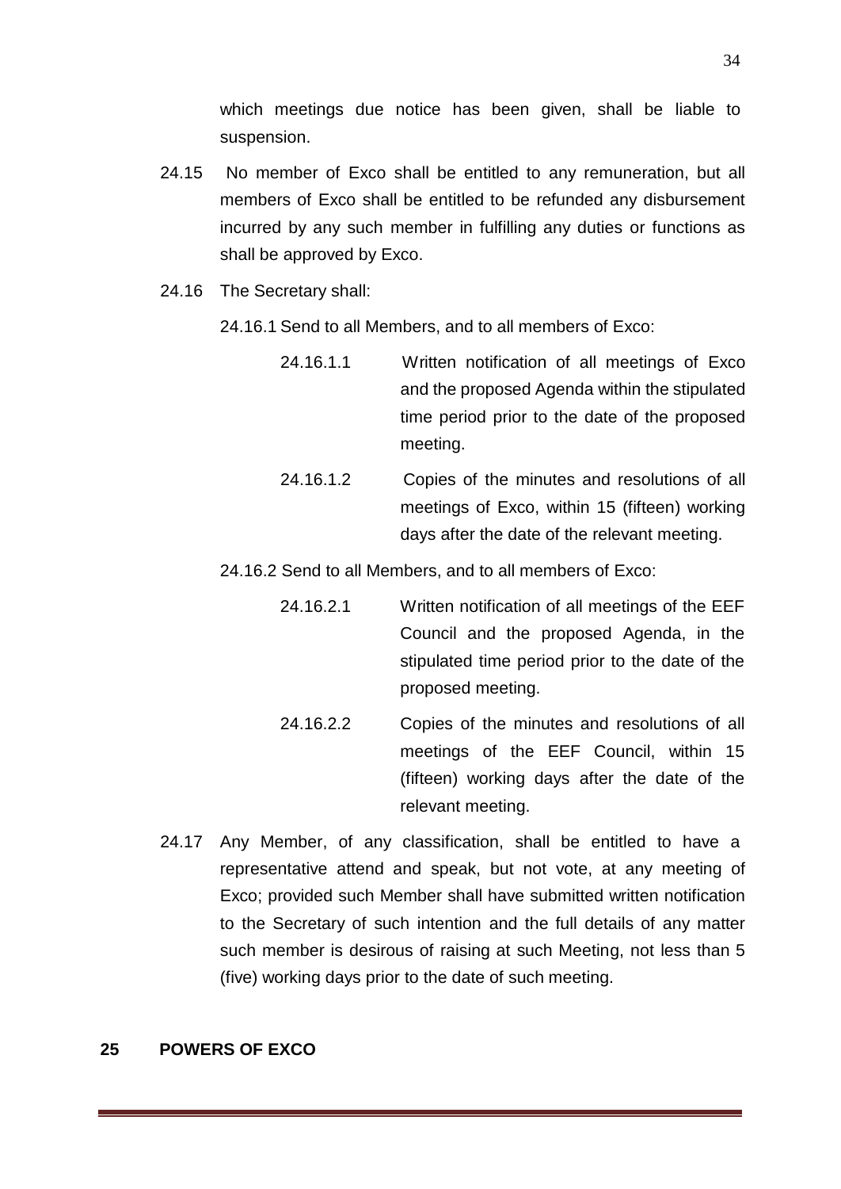which meetings due notice has been given, shall be liable to suspension.

24.15 No member of Exco shall be entitled to any remuneration, but all members of Exco shall be entitled to be refunded any disbursement incurred by any such member in fulfilling any duties or functions as shall be approved by Exco.

24.16 The Secretary shall:

24.16.1 Send to all Members, and to all members of Exco:

24.16.1.1 Written notification of all meetings of Exco and the proposed Agenda within the stipulated time period prior to the date of the proposed meeting.

24.16.1.2 Copies of the minutes and resolutions of all meetings of Exco, within 15 (fifteen) working days after the date of the relevant meeting.

24.16.2 Send to all Members, and to all members of Exco:

24.16.2.1 Written notification of all meetings of the EEF Council and the proposed Agenda, in the stipulated time period prior to the date of the proposed meeting.

24.16.2.2 Copies of the minutes and resolutions of all meetings of the EEF Council, within 15 (fifteen) working days after the date of the relevant meeting.

24.17 Any Member, of any classification, shall be entitled to have a representative attend and speak, but not vote, at any meeting of Exco; provided such Member shall have submitted written notification to the Secretary of such intention and the full details of any matter such member is desirous of raising at such Meeting, not less than 5 (five) working days prior to the date of such meeting.

## 25 POWERS OF EXCO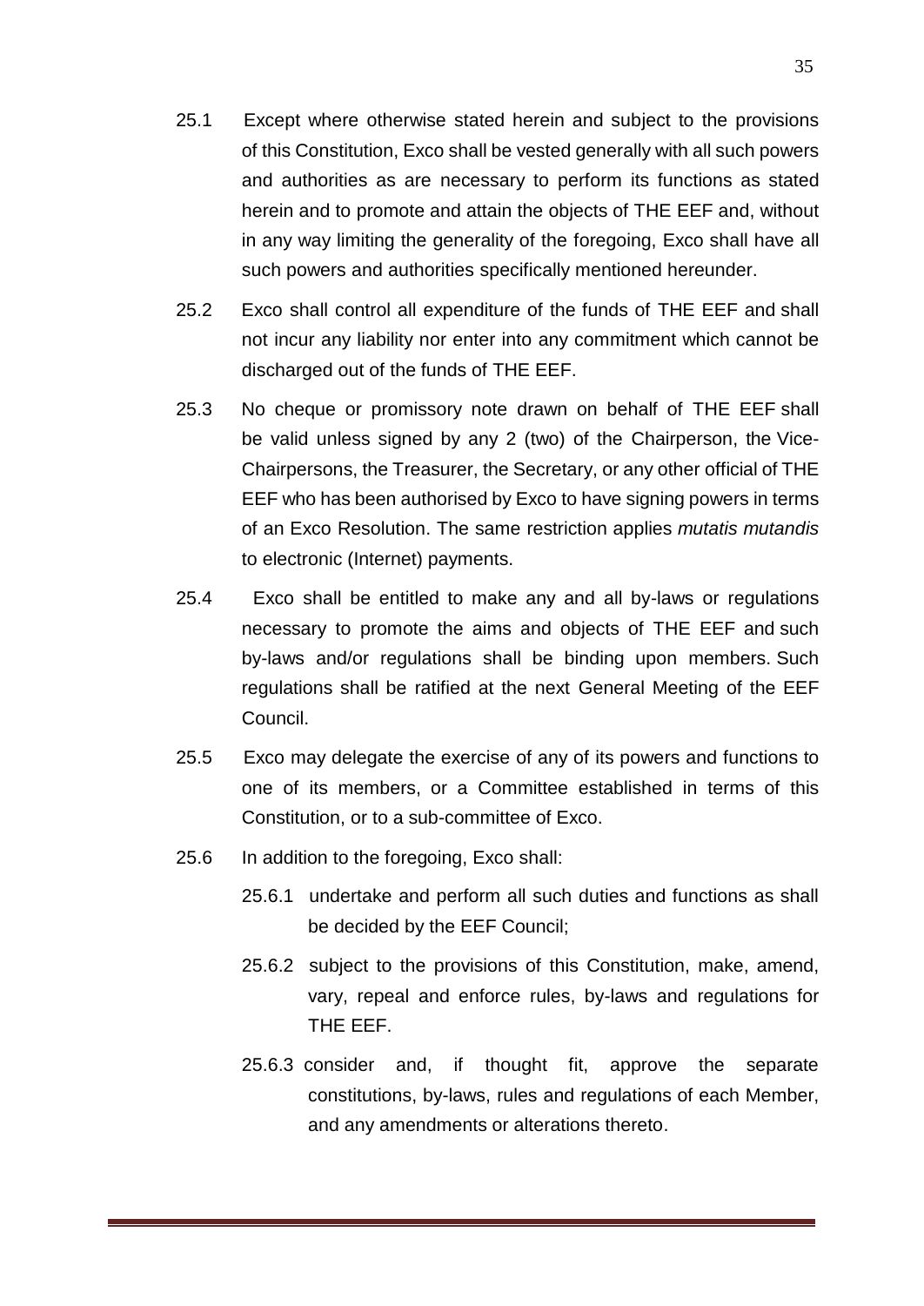25.1 Except where otherwise stated herein and subject to the provisions of this Constitution, Exco shall be vested generally with all such powers and authorities as are necessary to perform its functions as stated herein and to promote and attain the objects of THE EEF and, without in any way limiting the generality of the foregoing, Exco shall have all such powers and authorities specifically mentioned hereunder.

25.2 Exco shall control all expenditure of the funds of THE EEF and shall not incur any liability nor enter into any commitment which cannot be discharged out of the funds of THE EEF.

25.3 No cheque or promissory note drawn on behalf of THE EEF shall be valid unless signed by any 2 (two) of the Chairperson, the Vice-Chairpersons, the Treasurer, the Secretary, or any other official of THE EEF who has been authorised by Exco to have signing powers in terms of an Exco Resolution. The same restriction applies *mutatis mutandis* to electronic (Internet) payments.

25.4 Exco shall be entitled to make any and all by-laws or regulations necessary to promote the aims and objects of THE EEF and such by-laws and/or regulations shall be binding upon members. Such regulations shall be ratified at the next General Meeting of the EEF Council.

25.5 Exco may delegate the exercise of any of its powers and functions to one of its members, or a Committee established in terms of this Constitution, or to a sub-committee of Exco.

25.6 In addition to the foregoing, Exco shall:

25.6.1 undertake and perform all such duties and functions as shall be decided by the EEF Council;

25.6.2 subject to the provisions of this Constitution, make, amend, vary, repeal and enforce rules, by-laws and regulations for THE EEF.

25.6.3 consider and, if thought fit, approve the separate constitutions, by-laws, rules and regulations of each Member, and any amendments or alterations thereto.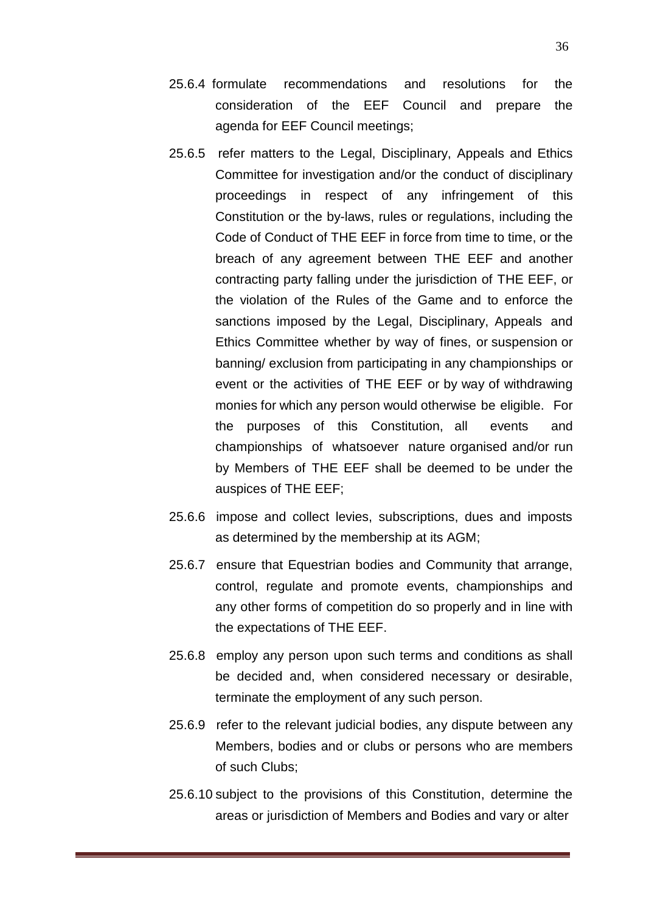25.6.4 formulate recommendations and resolutions for the consideration of the EEF Council and prepare the agenda for EEF Council meetings;

25.6.5 refer matters to the Legal, Disciplinary, Appeals and Ethics Committee for investigation and/or the conduct of disciplinary proceedings in respect of any infringement of this Constitution or the by-laws, rules or regulations, including the Code of Conduct of THE EEF in force from time to time, or the breach of any agreement between THE EEF and another contracting party falling under the jurisdiction of THE EEF, or the violation of the Rules of the Game and to enforce the sanctions imposed by the Legal, Disciplinary, Appeals and Ethics Committee whether by way of fines, or suspension or banning/ exclusion from participating in any championships or event or the activities of THE EEF or by way of withdrawing monies for which any person would otherwise be eligible. For the purposes of this Constitution, all events and championships of whatsoever nature organised and/or run by Members of THE EEF shall be deemed to be under the auspices of THE EEF;

25.6.6 impose and collect levies, subscriptions, dues and imposts as determined by the membership at its AGM;

25.6.7 ensure that Equestrian bodies and Community that arrange, control, regulate and promote events, championships and any other forms of competition do so properly and in line with the expectations of THE EEF.

25.6.8 employ any person upon such terms and conditions as shall be decided and, when considered necessary or desirable, terminate the employment of any such person.

25.6.9 refer to the relevant judicial bodies, any dispute between any Members, bodies and or clubs or persons who are members of such Clubs;

25.6.10 subject to the provisions of this Constitution, determine the areas or jurisdiction of Members and Bodies and vary or alter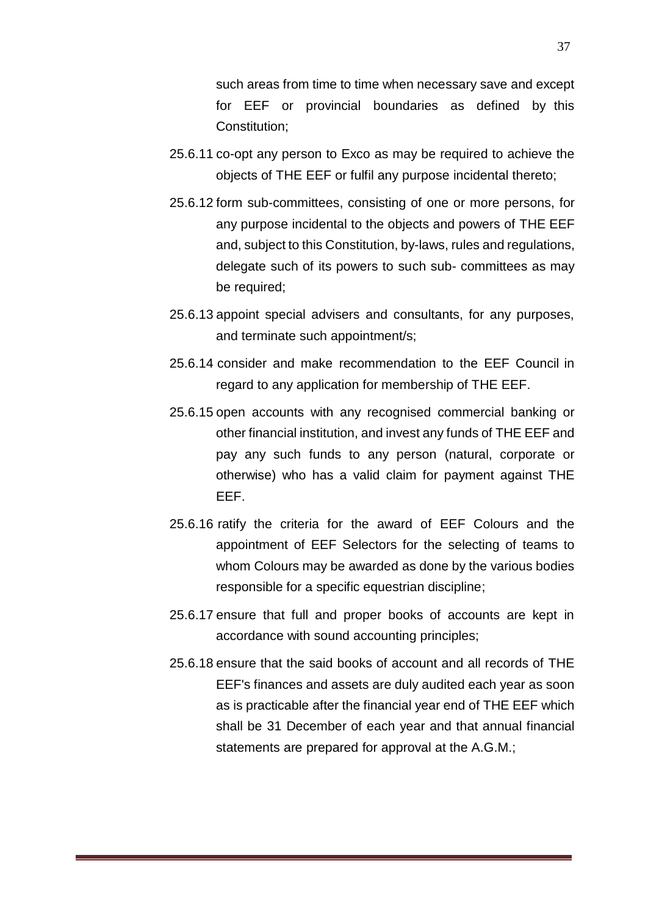such areas from time to time when necessary save and except for EEF or provincial boundaries as defined by this Constitution;

25.6.11 co-opt any person to Exco as may be required to achieve the objects of THE EEF or fulfil any purpose incidental thereto;

25.6.12 form sub-committees, consisting of one or more persons, for any purpose incidental to the objects and powers of THE EEF and, subject to this Constitution, by-laws, rules and regulations, delegate such of its powers to such sub- committees as may be required;

25.6.13 appoint special advisers and consultants, for any purposes, and terminate such appointment/s;

25.6.14 consider and make recommendation to the EEF Council in regard to any application for membership of THE EEF.

25.6.15 open accounts with any recognised commercial banking or other financial institution, and invest any funds of THE EEF and pay any such funds to any person (natural, corporate or otherwise) who has a valid claim for payment against THE EEF.

25.6.16 ratify the criteria for the award of EEF Colours and the appointment of EEF Selectors for the selecting of teams to whom Colours may be awarded as done by the various bodies responsible for a specific equestrian discipline;

25.6.17 ensure that full and proper books of accounts are kept in accordance with sound accounting principles;

25.6.18 ensure that the said books of account and all records of THE EEF's finances and assets are duly audited each year as soon as is practicable after the financial year end of THE EEF which shall be 31 December of each year and that annual financial statements are prepared for approval at the A.G.M.;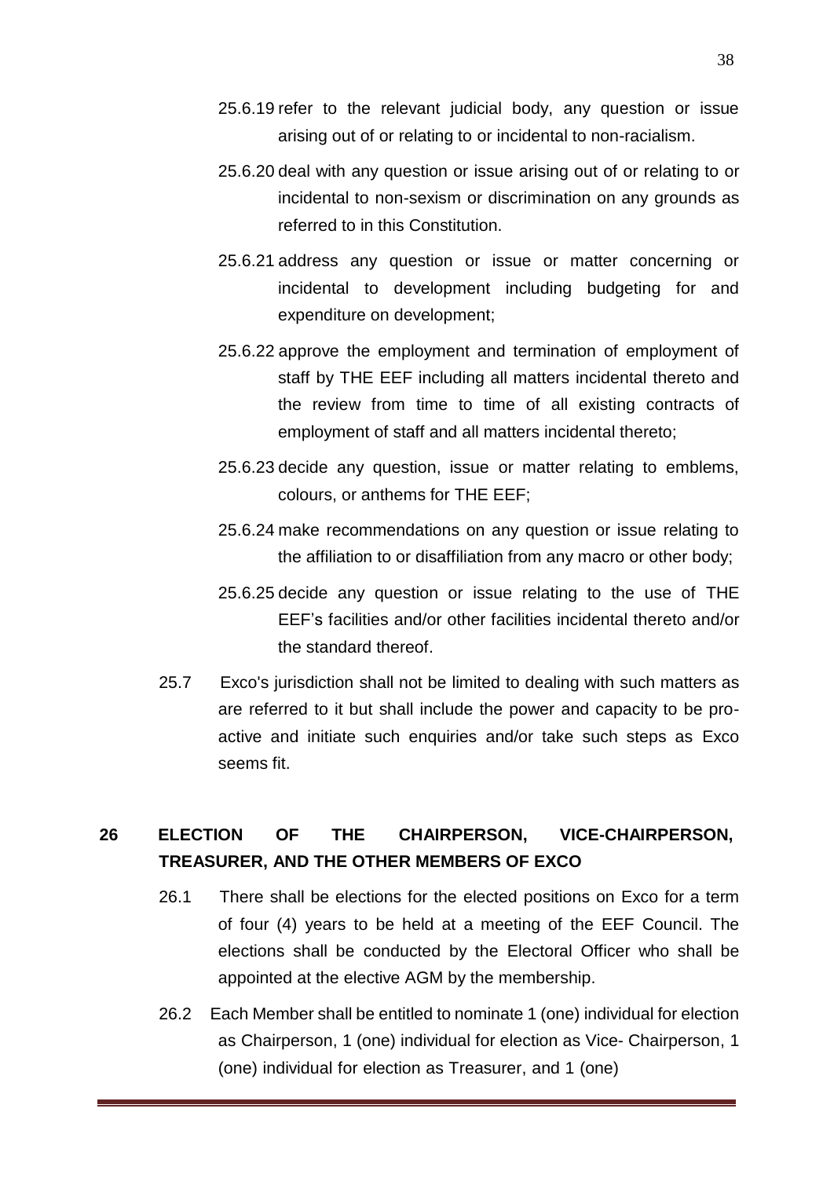25.6.19 refer to the relevant judicial body, any question or issue arising out of or relating to or incidental to non-racialism.

25.6.20 deal with any question or issue arising out of or relating to or incidental to non-sexism or discrimination on any grounds as referred to in this Constitution.

25.6.21 address any question or issue or matter concerning or incidental to development including budgeting for and expenditure on development;

25.6.22 approve the employment and termination of employment of staff by THE EEF including all matters incidental thereto and the review from time to time of all existing contracts of employment of staff and all matters incidental thereto;

25.6.23 decide any question, issue or matter relating to emblems, colours, or anthems for THE EEF;

25.6.24 make recommendations on any question or issue relating to the affiliation to or disaffiliation from any macro or other body;

25.6.25 decide any question or issue relating to the use of THE EEF's facilities and/or other facilities incidental thereto and/or the standard thereof.

25.7 Exco's jurisdiction shall not be limited to dealing with such matters as are referred to it but shall include the power and capacity to be pro-active and initiate such enquiries and/or take such steps as Exco seems fit.

## 26 ELECTION OF THE CHAIRPERSON, VICE-CHAIRPERSON, TREASURER, AND THE OTHER MEMBERS OF EXCO

26.1 There shall be elections for the elected positions on Exco for a term of four (4) years to be held at a meeting of the EEF Council. The elections shall be conducted by the Electoral Officer who shall be appointed at the elective AGM by the membership.

26.2 Each Member shall be entitled to nominate 1 (one) individual for election as Chairperson, 1 (one) individual for election as Vice- Chairperson, 1 (one) individual for election as Treasurer, and 1 (one)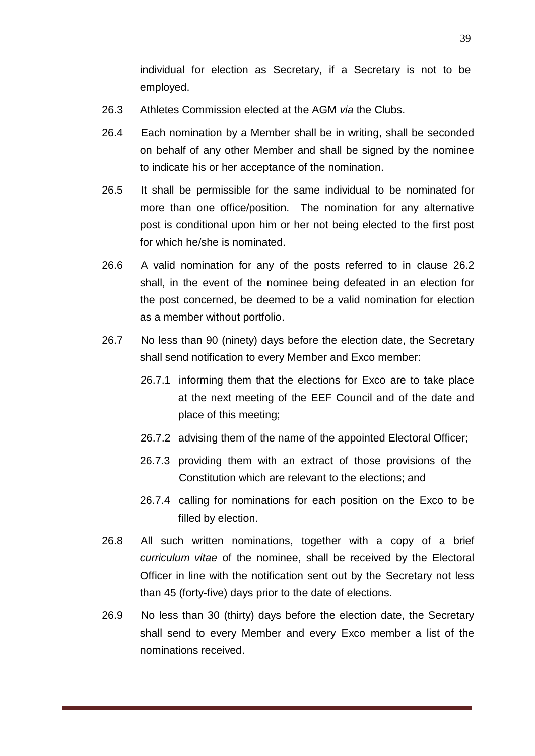individual for election as Secretary, if a Secretary is not to be employed.

26.3 Athletes Commission elected at the AGM *via* the Clubs.

26.4 Each nomination by a Member shall be in writing, shall be seconded on behalf of any other Member and shall be signed by the nominee to indicate his or her acceptance of the nomination.

26.5 It shall be permissible for the same individual to be nominated for more than one office/position. The nomination for any alternative post is conditional upon him or her not being elected to the first post for which he/she is nominated.

26.6 A valid nomination for any of the posts referred to in clause 26.2 shall, in the event of the nominee being defeated in an election for the post concerned, be deemed to be a valid nomination for election as a member without portfolio.

26.7 No less than 90 (ninety) days before the election date, the Secretary shall send notification to every Member and Exco member:

26.7.1 informing them that the elections for Exco are to take place at the next meeting of the EEF Council and of the date and place of this meeting;

26.7.2 advising them of the name of the appointed Electoral Officer;

26.7.3 providing them with an extract of those provisions of the Constitution which are relevant to the elections; and

26.7.4 calling for nominations for each position on the Exco to be filled by election.

26.8 All such written nominations, together with a copy of a brief *curriculum vitae* of the nominee, shall be received by the Electoral Officer in line with the notification sent out by the Secretary not less than 45 (forty-five) days prior to the date of elections.

26.9 No less than 30 (thirty) days before the election date, the Secretary shall send to every Member and every Exco member a list of the nominations received.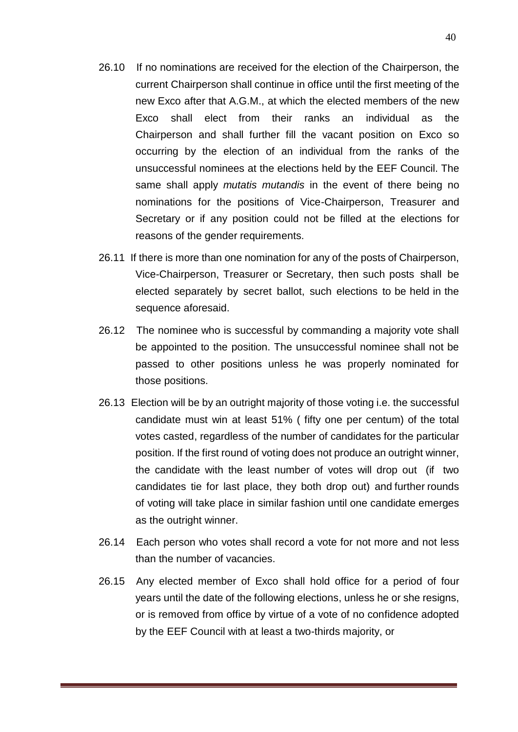26.10 If no nominations are received for the election of the Chairperson, the current Chairperson shall continue in office until the first meeting of the new Exco after that A.G.M., at which the elected members of the new Exco shall elect from their ranks an individual as the Chairperson and shall further fill the vacant position on Exco so occurring by the election of an individual from the ranks of the unsuccessful nominees at the elections held by the EEF Council. The same shall apply *mutatis mutandis* in the event of there being no nominations for the positions of Vice-Chairperson, Treasurer and Secretary or if any position could not be filled at the elections for reasons of the gender requirements.

26.11 If there is more than one nomination for any of the posts of Chairperson, Vice-Chairperson, Treasurer or Secretary, then such posts shall be elected separately by secret ballot, such elections to be held in the sequence aforesaid.

26.12 The nominee who is successful by commanding a majority vote shall be appointed to the position. The unsuccessful nominee shall not be passed to other positions unless he was properly nominated for those positions.

26.13 Election will be by an outright majority of those voting i.e. the successful candidate must win at least 51% ( fifty one per centum) of the total votes casted, regardless of the number of candidates for the particular position. If the first round of voting does not produce an outright winner, the candidate with the least number of votes will drop out (if two candidates tie for last place, they both drop out) and further rounds of voting will take place in similar fashion until one candidate emerges as the outright winner.

26.14 Each person who votes shall record a vote for not more and not less than the number of vacancies.

26.15 Any elected member of Exco shall hold office for a period of four years until the date of the following elections, unless he or she resigns, or is removed from office by virtue of a vote of no confidence adopted by the EEF Council with at least a two-thirds majority, or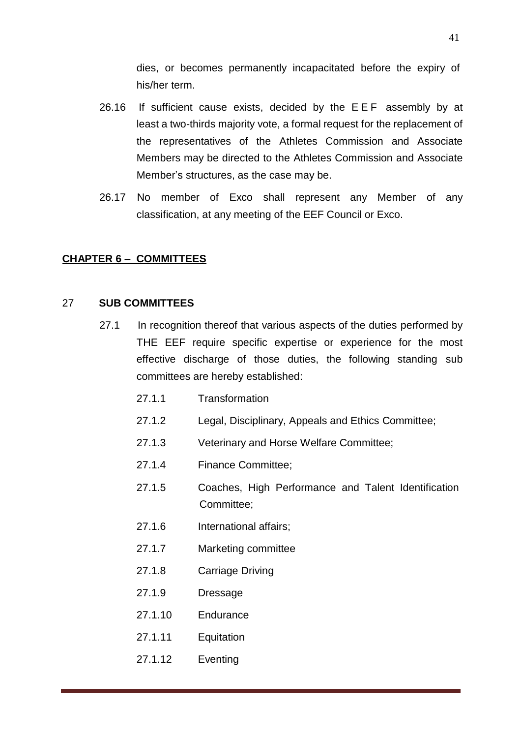dies, or becomes permanently incapacitated before the expiry of his/her term.

26.16 If sufficient cause exists, decided by the E E F assembly by at least a two-thirds majority vote, a formal request for the replacement of the representatives of the Athletes Commission and Associate Members may be directed to the Athletes Commission and Associate Member's structures, as the case may be.

26.17 No member of Exco shall represent any Member of any classification, at any meeting of the EEF Council or Exco.

## CHAPTER 6 – COMMITTEES

### 27 SUB COMMITTEES

27.1 In recognition thereof that various aspects of the duties performed by THE EEF require specific expertise or experience for the most effective discharge of those duties, the following standing sub committees are hereby established:

27.1.1 Transformation

27.1.2 Legal, Disciplinary, Appeals and Ethics Committee;

27.1.3 Veterinary and Horse Welfare Committee;

27.1.4 Finance Committee;

27.1.5 Coaches, High Performance and Talent Identification Committee;

27.1.6 International affairs;

27.1.7 Marketing committee

27.1.8 Carriage Driving

27.1.9 Dressage

27.1.10 Endurance

27.1.11 Equitation

27.1.12 Eventing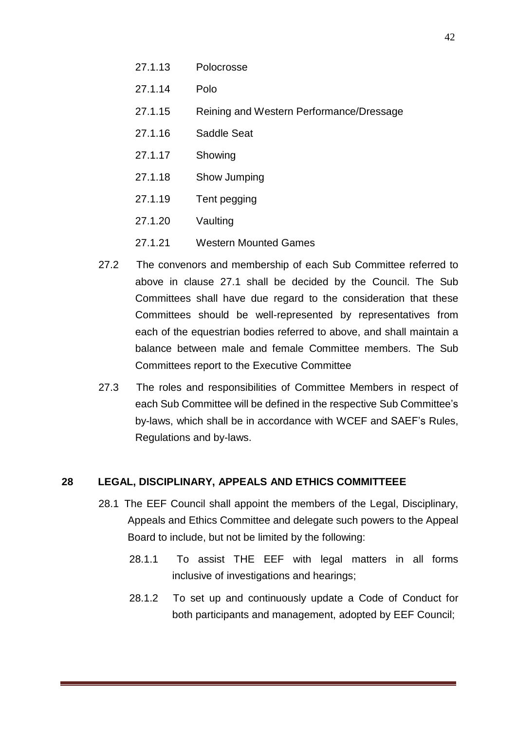- 27.1.13 Polocrosse
- 27.1.14 Polo
- 27.1.15 Reining and Western Performance/Dressage
- 27.1.16 Saddle Seat
- 27.1.17 Showing
- 27.1.18 Show Jumping
- 27.1.19 Tent pegging
- 27.1.20 Vaulting
- 27.1.21 Western Mounted Games

27.2 The convenors and membership of each Sub Committee referred to above in clause 27.1 shall be decided by the Council. The Sub Committees shall have due regard to the consideration that these Committees should be well-represented by representatives from each of the equestrian bodies referred to above, and shall maintain a balance between male and female Committee members. The Sub Committees report to the Executive Committee

27.3 The roles and responsibilities of Committee Members in respect of each Sub Committee will be defined in the respective Sub Committee's by-laws, which shall be in accordance with WCEF and SAEF's Rules, Regulations and by-laws.

## 28 LEGAL, DISCIPLINARY, APPEALS AND ETHICS COMMITTEEE

28.1 The EEF Council shall appoint the members of the Legal, Disciplinary, Appeals and Ethics Committee and delegate such powers to the Appeal Board to include, but not be limited by the following:

28.1.1 To assist THE EEF with legal matters in all forms inclusive of investigations and hearings;

28.1.2 To set up and continuously update a Code of Conduct for both participants and management, adopted by EEF Council;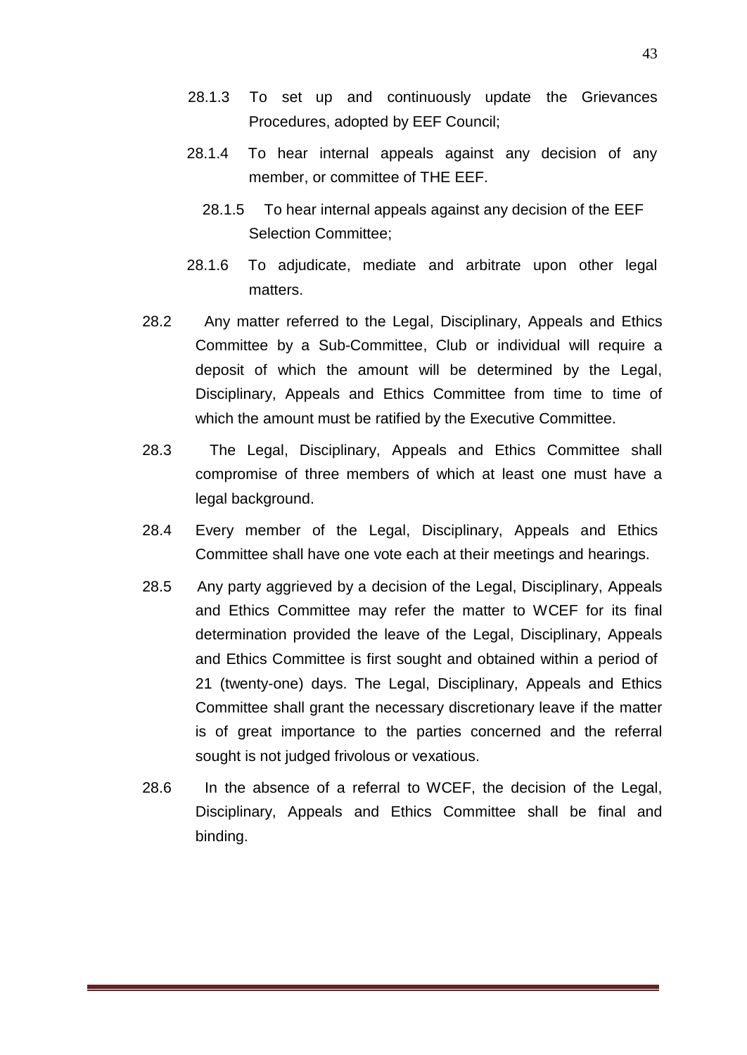28.1.3 To set up and continuously update the Grievances Procedures, adopted by EEF Council;

28.1.4 To hear internal appeals against any decision of any member, or committee of THE EEF.

28.1.5 To hear internal appeals against any decision of the EEF Selection Committee;

28.1.6 To adjudicate, mediate and arbitrate upon other legal matters.

28.2 Any matter referred to the Legal, Disciplinary, Appeals and Ethics Committee by a Sub-Committee, Club or individual will require a deposit of which the amount will be determined by the Legal, Disciplinary, Appeals and Ethics Committee from time to time of which the amount must be ratified by the Executive Committee.

28.3 The Legal, Disciplinary, Appeals and Ethics Committee shall compromise of three members of which at least one must have a legal background.

28.4 Every member of the Legal, Disciplinary, Appeals and Ethics Committee shall have one vote each at their meetings and hearings.

28.5 Any party aggrieved by a decision of the Legal, Disciplinary, Appeals and Ethics Committee may refer the matter to WCEF for its final determination provided the leave of the Legal, Disciplinary, Appeals and Ethics Committee is first sought and obtained within a period of 21 (twenty-one) days. The Legal, Disciplinary, Appeals and Ethics Committee shall grant the necessary discretionary leave if the matter is of great importance to the parties concerned and the referral sought is not judged frivolous or vexatious.

28.6 In the absence of a referral to WCEF, the decision of the Legal, Disciplinary, Appeals and Ethics Committee shall be final and binding.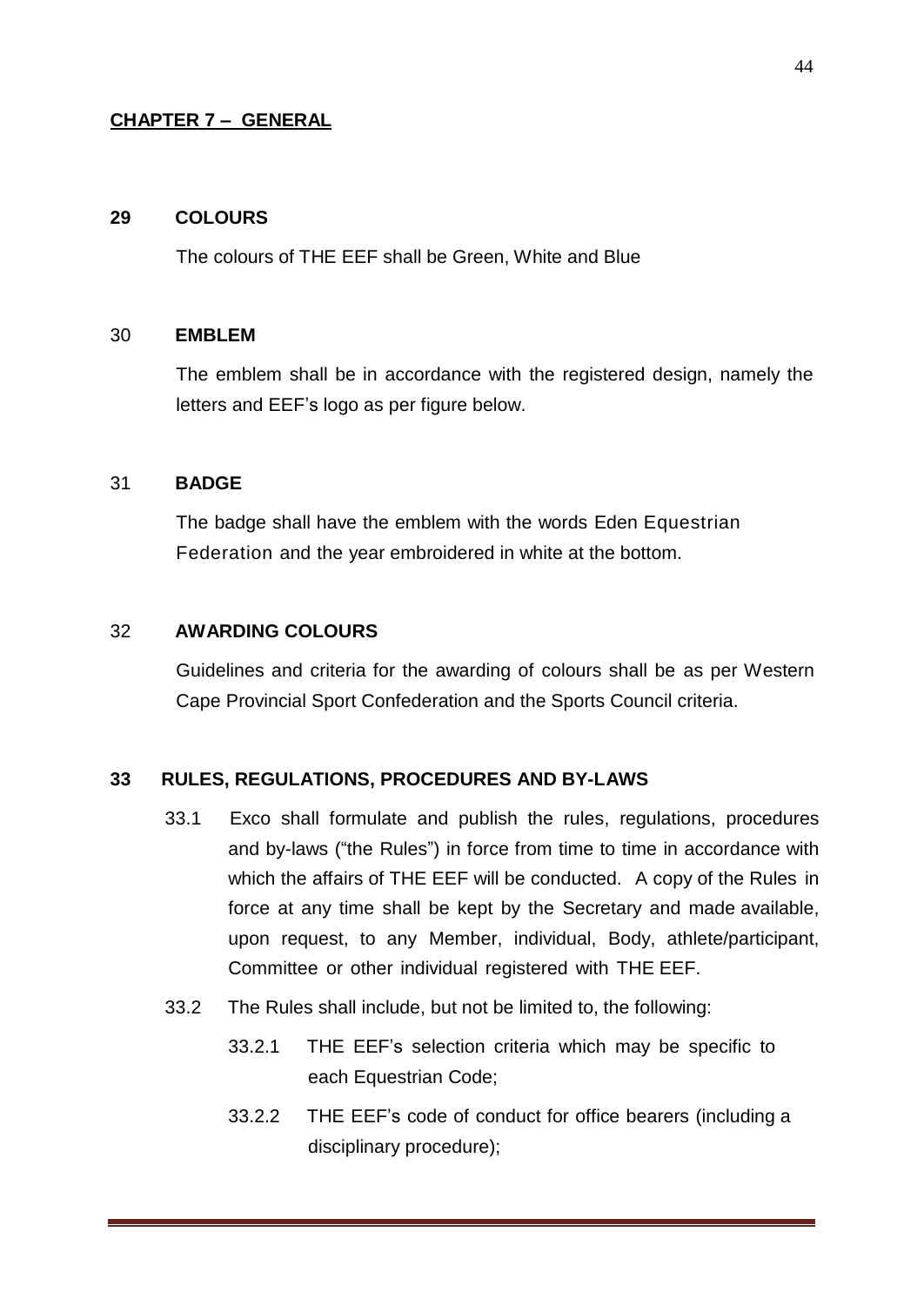## CHAPTER 7 – GENERAL

**29 COLOURS**

The colours of THE EEF shall be Green, White and Blue

30 **EMBLEM**

The emblem shall be in accordance with the registered design, namely the letters and EEF's logo as per figure below.

31 **BADGE**

The badge shall have the emblem with the words Eden Equestrian Federation and the year embroidered in white at the bottom.

32 **AWARDING COLOURS**

Guidelines and criteria for the awarding of colours shall be as per Western Cape Provincial Sport Confederation and the Sports Council criteria.

**33 RULES, REGULATIONS, PROCEDURES AND BY-LAWS**

33.1 Exco shall formulate and publish the rules, regulations, procedures and by-laws ("the Rules") in force from time to time in accordance with which the affairs of THE EEF will be conducted. A copy of the Rules in force at any time shall be kept by the Secretary and made available, upon request, to any Member, individual, Body, athlete/participant, Committee or other individual registered with THE EEF.

33.2 The Rules shall include, but not be limited to, the following:

33.2.1 THE EEF's selection criteria which may be specific to each Equestrian Code;

33.2.2 THE EEF's code of conduct for office bearers (including a disciplinary procedure);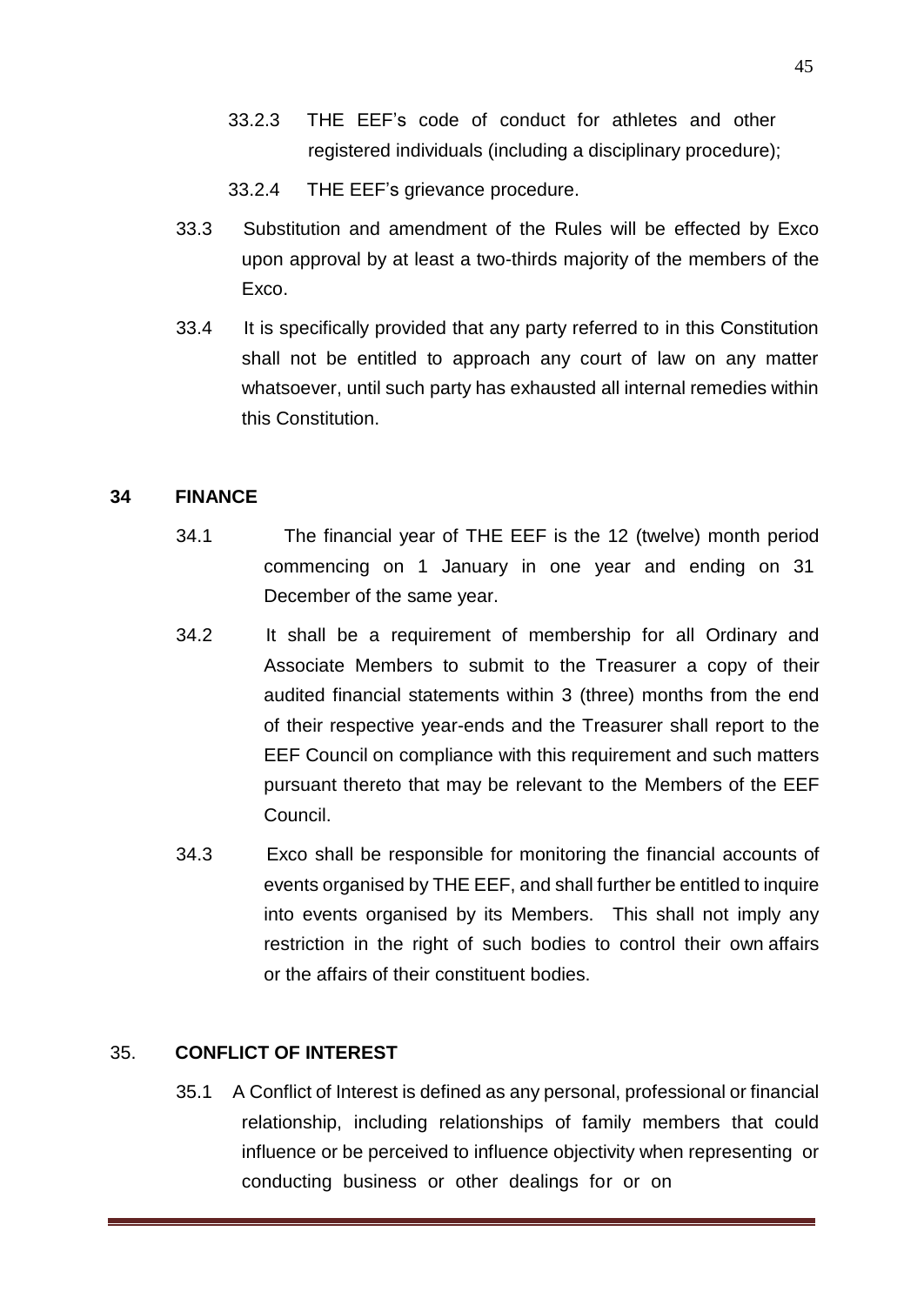33.2.3 THE EEF's code of conduct for athletes and other registered individuals (including a disciplinary procedure);

33.2.4 THE EEF's grievance procedure.

33.3 Substitution and amendment of the Rules will be effected by Exco upon approval by at least a two-thirds majority of the members of the Exco.

33.4 It is specifically provided that any party referred to in this Constitution shall not be entitled to approach any court of law on any matter whatsoever, until such party has exhausted all internal remedies within this Constitution.

## 34 FINANCE

34.1 The financial year of THE EEF is the 12 (twelve) month period commencing on 1 January in one year and ending on 31 December of the same year.

34.2 It shall be a requirement of membership for all Ordinary and Associate Members to submit to the Treasurer a copy of their audited financial statements within 3 (three) months from the end of their respective year-ends and the Treasurer shall report to the EEF Council on compliance with this requirement and such matters pursuant thereto that may be relevant to the Members of the EEF Council.

34.3 Exco shall be responsible for monitoring the financial accounts of events organised by THE EEF, and shall further be entitled to inquire into events organised by its Members. This shall not imply any restriction in the right of such bodies to control their own affairs or the affairs of their constituent bodies.

## 35. CONFLICT OF INTEREST

35.1 A Conflict of Interest is defined as any personal, professional or financial relationship, including relationships of family members that could influence or be perceived to influence objectivity when representing or conducting business or other dealings for or on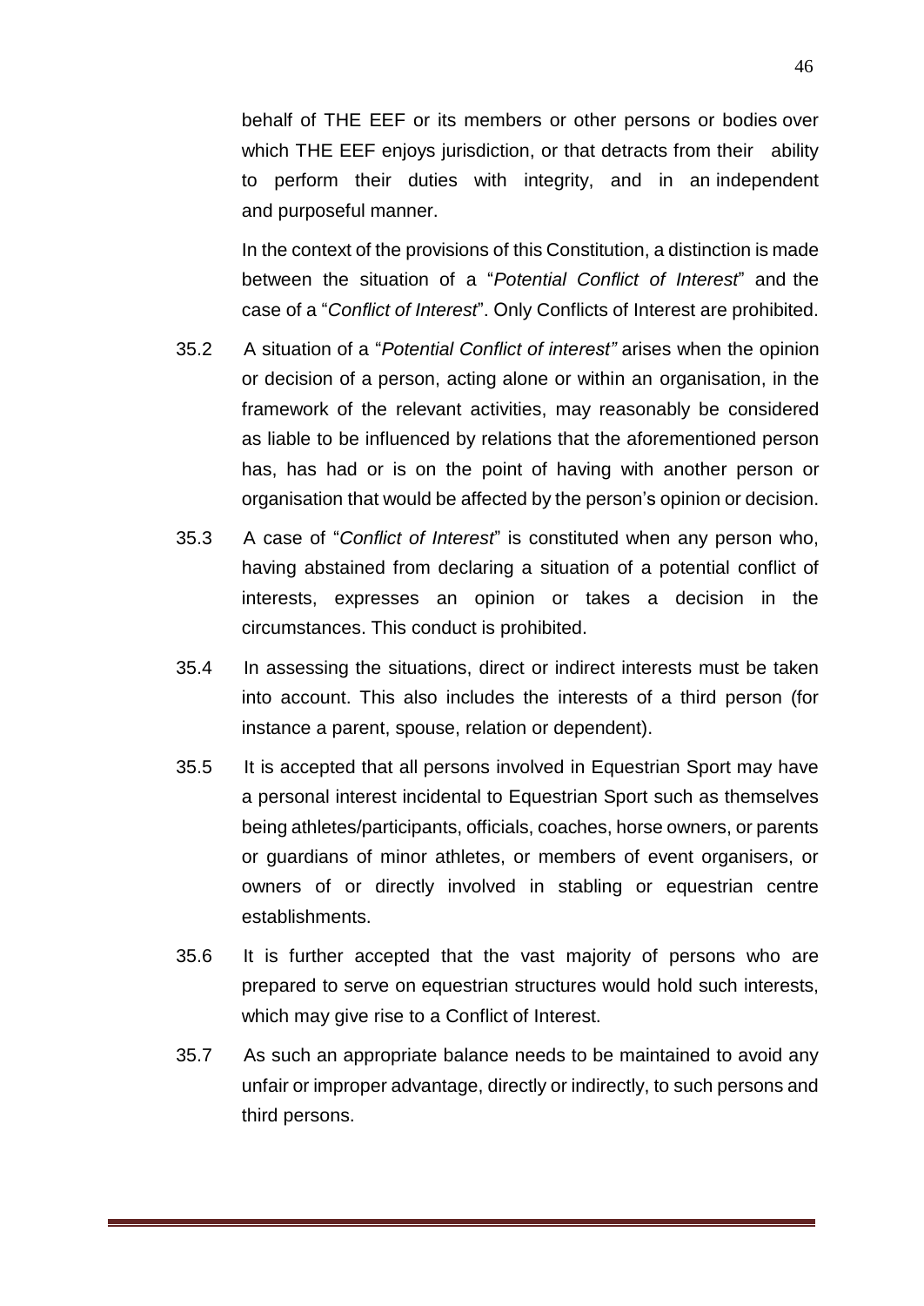behalf of THE EEF or its members or other persons or bodies over which THE EEF enjoys jurisdiction, or that detracts from their ability to perform their duties with integrity, and in an independent and purposeful manner.

In the context of the provisions of this Constitution, a distinction is made between the situation of a "*Potential Conflict of Interest*" and the case of a "*Conflict of Interest*". Only Conflicts of Interest are prohibited.

35.2 A situation of a "*Potential Conflict of interest"* arises when the opinion or decision of a person, acting alone or within an organisation, in the framework of the relevant activities, may reasonably be considered as liable to be influenced by relations that the aforementioned person has, has had or is on the point of having with another person or organisation that would be affected by the person's opinion or decision.

35.3 A case of "*Conflict of Interest*" is constituted when any person who, having abstained from declaring a situation of a potential conflict of interests, expresses an opinion or takes a decision in the circumstances. This conduct is prohibited.

35.4 In assessing the situations, direct or indirect interests must be taken into account. This also includes the interests of a third person (for instance a parent, spouse, relation or dependent).

35.5 It is accepted that all persons involved in Equestrian Sport may have a personal interest incidental to Equestrian Sport such as themselves being athletes/participants, officials, coaches, horse owners, or parents or guardians of minor athletes, or members of event organisers, or owners of or directly involved in stabling or equestrian centre establishments.

35.6 It is further accepted that the vast majority of persons who are prepared to serve on equestrian structures would hold such interests, which may give rise to a Conflict of Interest.

35.7 As such an appropriate balance needs to be maintained to avoid any unfair or improper advantage, directly or indirectly, to such persons and third persons.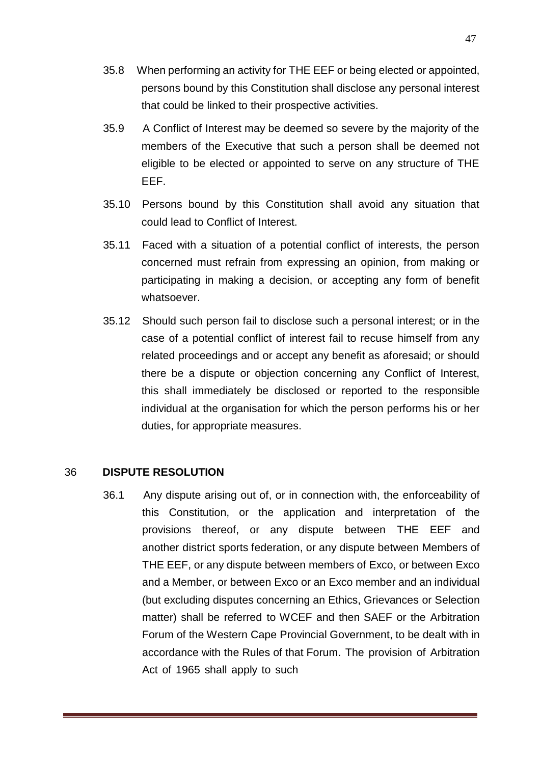35.8 When performing an activity for THE EEF or being elected or appointed, persons bound by this Constitution shall disclose any personal interest that could be linked to their prospective activities.

35.9 A Conflict of Interest may be deemed so severe by the majority of the members of the Executive that such a person shall be deemed not eligible to be elected or appointed to serve on any structure of THE EEF.

35.10 Persons bound by this Constitution shall avoid any situation that could lead to Conflict of Interest.

35.11 Faced with a situation of a potential conflict of interests, the person concerned must refrain from expressing an opinion, from making or participating in making a decision, or accepting any form of benefit whatsoever.

35.12 Should such person fail to disclose such a personal interest; or in the case of a potential conflict of interest fail to recuse himself from any related proceedings and or accept any benefit as aforesaid; or should there be a dispute or objection concerning any Conflict of Interest, this shall immediately be disclosed or reported to the responsible individual at the organisation for which the person performs his or her duties, for appropriate measures.

## 36 DISPUTE RESOLUTION

36.1 Any dispute arising out of, or in connection with, the enforceability of this Constitution, or the application and interpretation of the provisions thereof, or any dispute between THE EEF and another district sports federation, or any dispute between Members of THE EEF, or any dispute between members of Exco, or between Exco and a Member, or between Exco or an Exco member and an individual (but excluding disputes concerning an Ethics, Grievances or Selection matter) shall be referred to WCEF and then SAEF or the Arbitration Forum of the Western Cape Provincial Government, to be dealt with in accordance with the Rules of that Forum. The provision of Arbitration Act of 1965 shall apply to such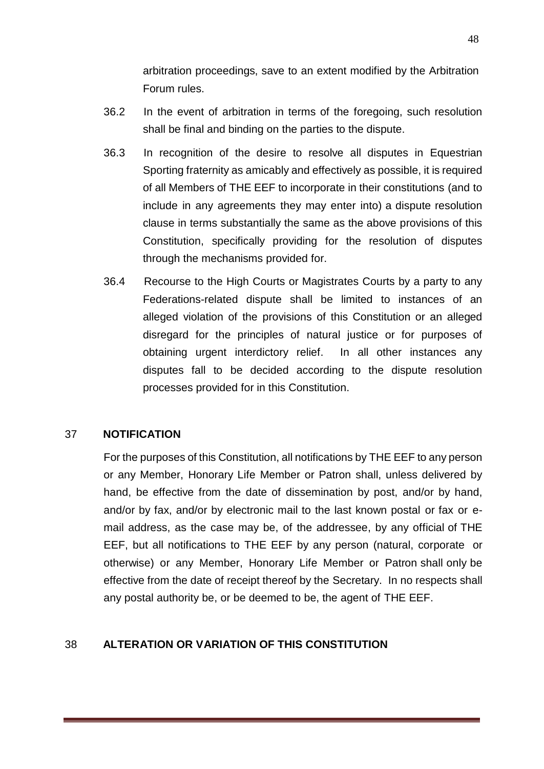arbitration proceedings, save to an extent modified by the Arbitration Forum rules.

36.2 In the event of arbitration in terms of the foregoing, such resolution shall be final and binding on the parties to the dispute.

36.3 In recognition of the desire to resolve all disputes in Equestrian Sporting fraternity as amicably and effectively as possible, it is required of all Members of THE EEF to incorporate in their constitutions (and to include in any agreements they may enter into) a dispute resolution clause in terms substantially the same as the above provisions of this Constitution, specifically providing for the resolution of disputes through the mechanisms provided for.

36.4 Recourse to the High Courts or Magistrates Courts by a party to any Federations-related dispute shall be limited to instances of an alleged violation of the provisions of this Constitution or an alleged disregard for the principles of natural justice or for purposes of obtaining urgent interdictory relief. In all other instances any disputes fall to be decided according to the dispute resolution processes provided for in this Constitution.

## 37 NOTIFICATION

For the purposes of this Constitution, all notifications by THE EEF to any person or any Member, Honorary Life Member or Patron shall, unless delivered by hand, be effective from the date of dissemination by post, and/or by hand, and/or by fax, and/or by electronic mail to the last known postal or fax or e-mail address, as the case may be, of the addressee, by any official of THE EEF, but all notifications to THE EEF by any person (natural, corporate or otherwise) or any Member, Honorary Life Member or Patron shall only be effective from the date of receipt thereof by the Secretary. In no respects shall any postal authority be, or be deemed to be, the agent of THE EEF.

## 38 ALTERATION OR VARIATION OF THIS CONSTITUTION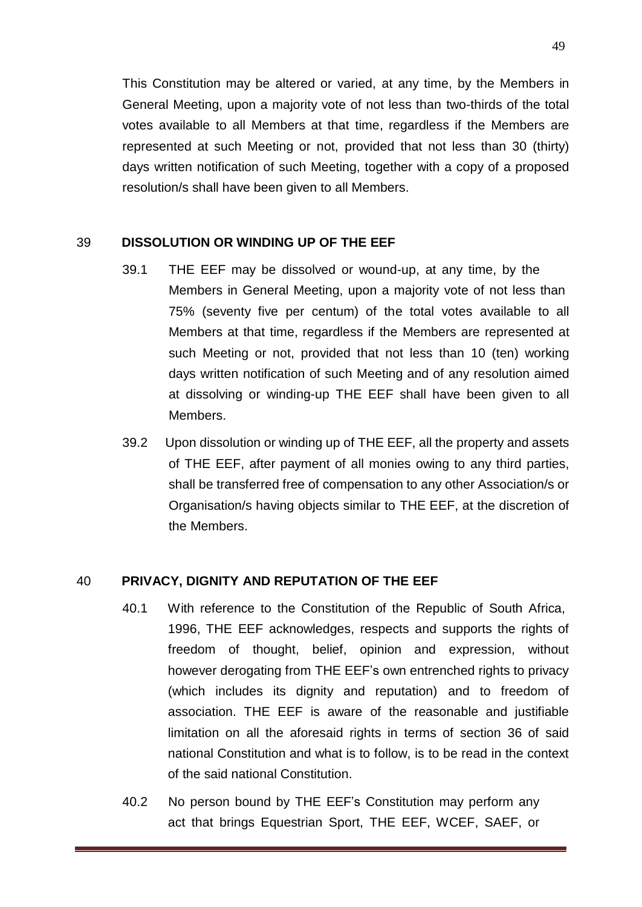This Constitution may be altered or varied, at any time, by the Members in General Meeting, upon a majority vote of not less than two-thirds of the total votes available to all Members at that time, regardless if the Members are represented at such Meeting or not, provided that not less than 30 (thirty) days written notification of such Meeting, together with a copy of a proposed resolution/s shall have been given to all Members.

## 39 DISSOLUTION OR WINDING UP OF THE EEF

39.1 THE EEF may be dissolved or wound-up, at any time, by the Members in General Meeting, upon a majority vote of not less than 75% (seventy five per centum) of the total votes available to all Members at that time, regardless if the Members are represented at such Meeting or not, provided that not less than 10 (ten) working days written notification of such Meeting and of any resolution aimed at dissolving or winding-up THE EEF shall have been given to all Members.

39.2 Upon dissolution or winding up of THE EEF, all the property and assets of THE EEF, after payment of all monies owing to any third parties, shall be transferred free of compensation to any other Association/s or Organisation/s having objects similar to THE EEF, at the discretion of the Members.

## 40 PRIVACY, DIGNITY AND REPUTATION OF THE EEF

40.1 With reference to the Constitution of the Republic of South Africa, 1996, THE EEF acknowledges, respects and supports the rights of freedom of thought, belief, opinion and expression, without however derogating from THE EEF's own entrenched rights to privacy (which includes its dignity and reputation) and to freedom of association. THE EEF is aware of the reasonable and justifiable limitation on all the aforesaid rights in terms of section 36 of said national Constitution and what is to follow, is to be read in the context of the said national Constitution.

40.2 No person bound by THE EEF's Constitution may perform any act that brings Equestrian Sport, THE EEF, WCEF, SAEF, or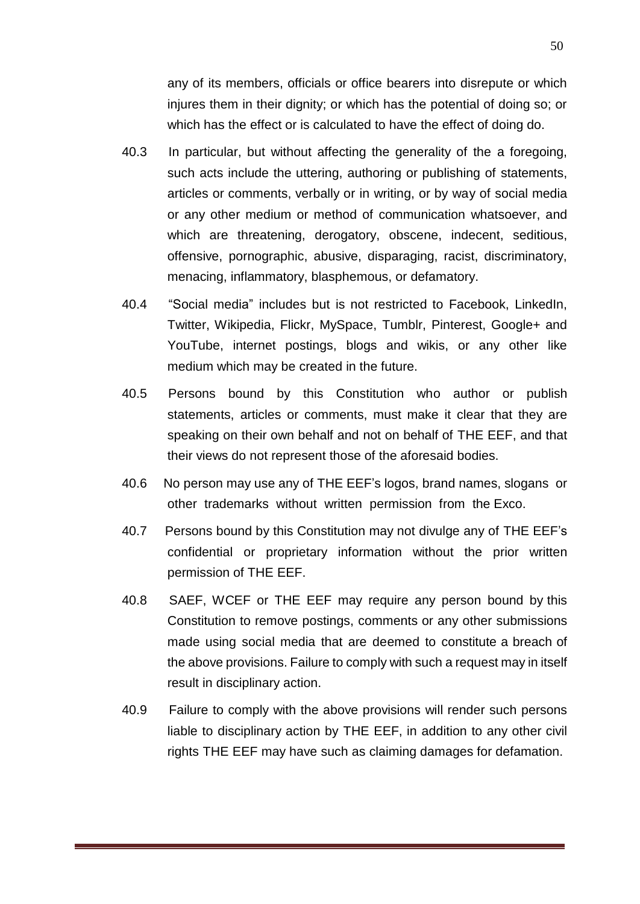any of its members, officials or office bearers into disrepute or which injures them in their dignity; or which has the potential of doing so; or which has the effect or is calculated to have the effect of doing do.

40.3 In particular, but without affecting the generality of the a foregoing, such acts include the uttering, authoring or publishing of statements, articles or comments, verbally or in writing, or by way of social media or any other medium or method of communication whatsoever, and which are threatening, derogatory, obscene, indecent, seditious, offensive, pornographic, abusive, disparaging, racist, discriminatory, menacing, inflammatory, blasphemous, or defamatory.

40.4 "Social media" includes but is not restricted to Facebook, LinkedIn, Twitter, Wikipedia, Flickr, MySpace, Tumblr, Pinterest, Google+ and YouTube, internet postings, blogs and wikis, or any other like medium which may be created in the future.

40.5 Persons bound by this Constitution who author or publish statements, articles or comments, must make it clear that they are speaking on their own behalf and not on behalf of THE EEF, and that their views do not represent those of the aforesaid bodies.

40.6 No person may use any of THE EEF's logos, brand names, slogans or other trademarks without written permission from the Exco.

40.7 Persons bound by this Constitution may not divulge any of THE EEF's confidential or proprietary information without the prior written permission of THE EEF.

40.8 SAEF, WCEF or THE EEF may require any person bound by this Constitution to remove postings, comments or any other submissions made using social media that are deemed to constitute a breach of the above provisions. Failure to comply with such a request may in itself result in disciplinary action.

40.9 Failure to comply with the above provisions will render such persons liable to disciplinary action by THE EEF, in addition to any other civil rights THE EEF may have such as claiming damages for defamation.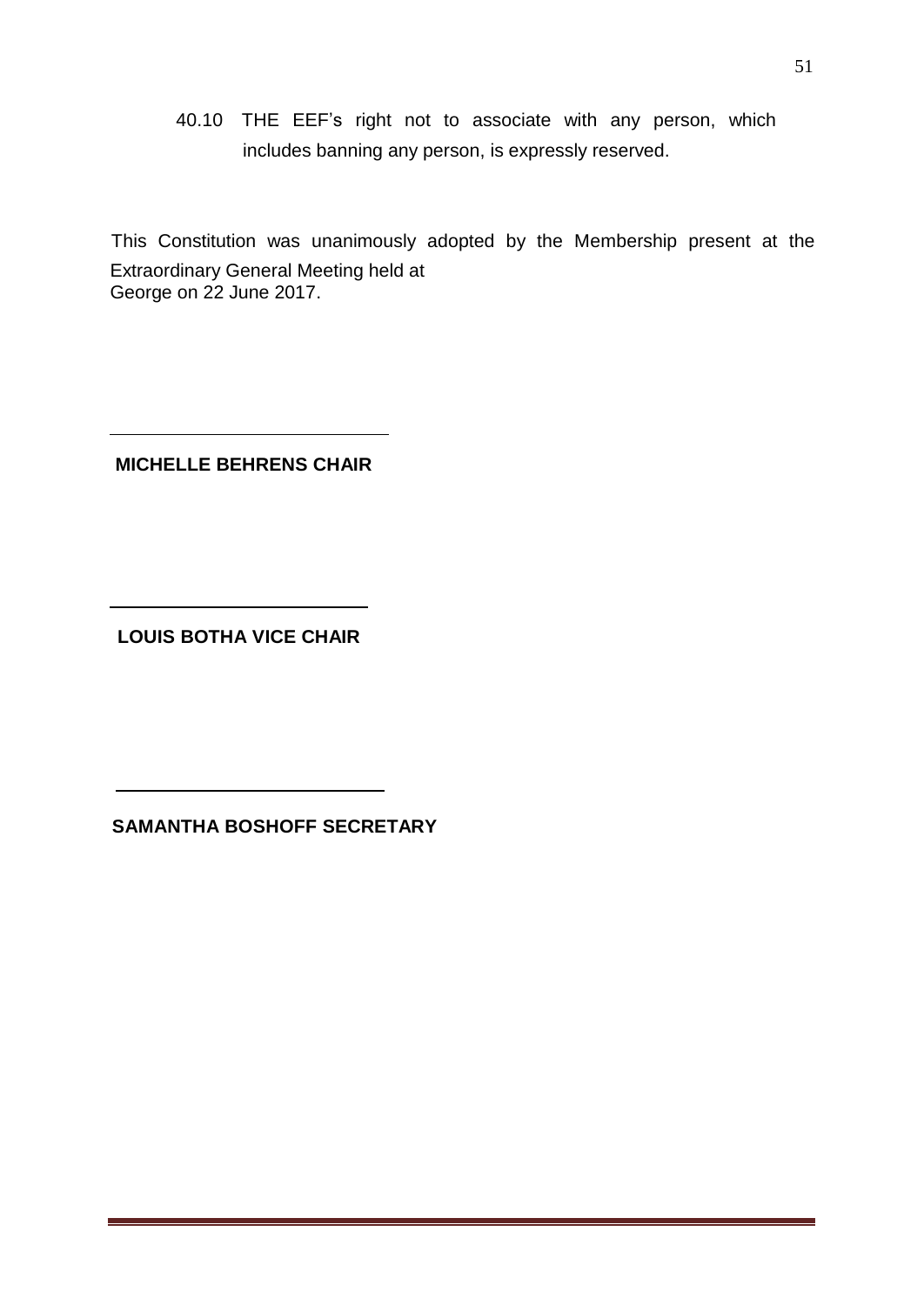40.10 THE EEF's right not to associate with any person, which includes banning any person, is expressly reserved.

This Constitution was unanimously adopted by the Membership present at the Extraordinary General Meeting held at George on 22 June 2017.

\_\_\_\_\_\_\_\_\_\_\_\_\_\_\_\_\_\_\_\_\_\_\_\_\_\_\_\_

**MICHELLE BEHRENS CHAIR**

\_\_\_\_\_\_\_\_\_\_\_\_\_\_\_\_\_\_\_\_\_\_\_\_\_\_\_\_

**LOUIS BOTHA VICE CHAIR**

\_\_\_\_\_\_\_\_\_\_\_\_\_\_\_\_\_\_\_\_\_\_\_\_\_\_\_\_

**SAMANTHA BOSHOFF SECRETARY**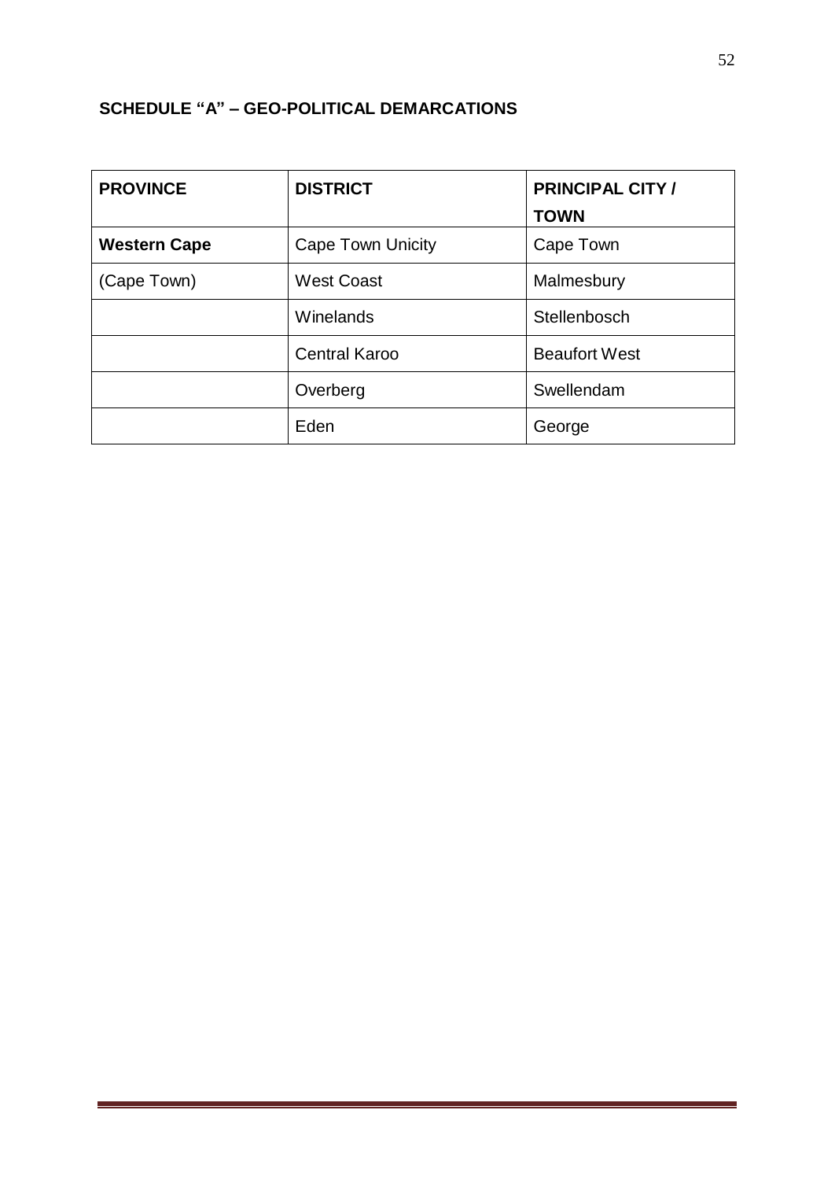**SCHEDULE "A" – GEO-POLITICAL DEMARCATIONS**

| **PROVINCE** | **DISTRICT** | **PRINCIPAL CITY / TOWN** |
|---|---|---|
| **Western Cape** | Cape Town Unicity | Cape Town |
| (Cape Town) | West Coast | Malmesbury |
| | Winelands | Stellenbosch |
| | Central Karoo | Beaufort West |
| | Overberg | Swellendam |
| | Eden | George |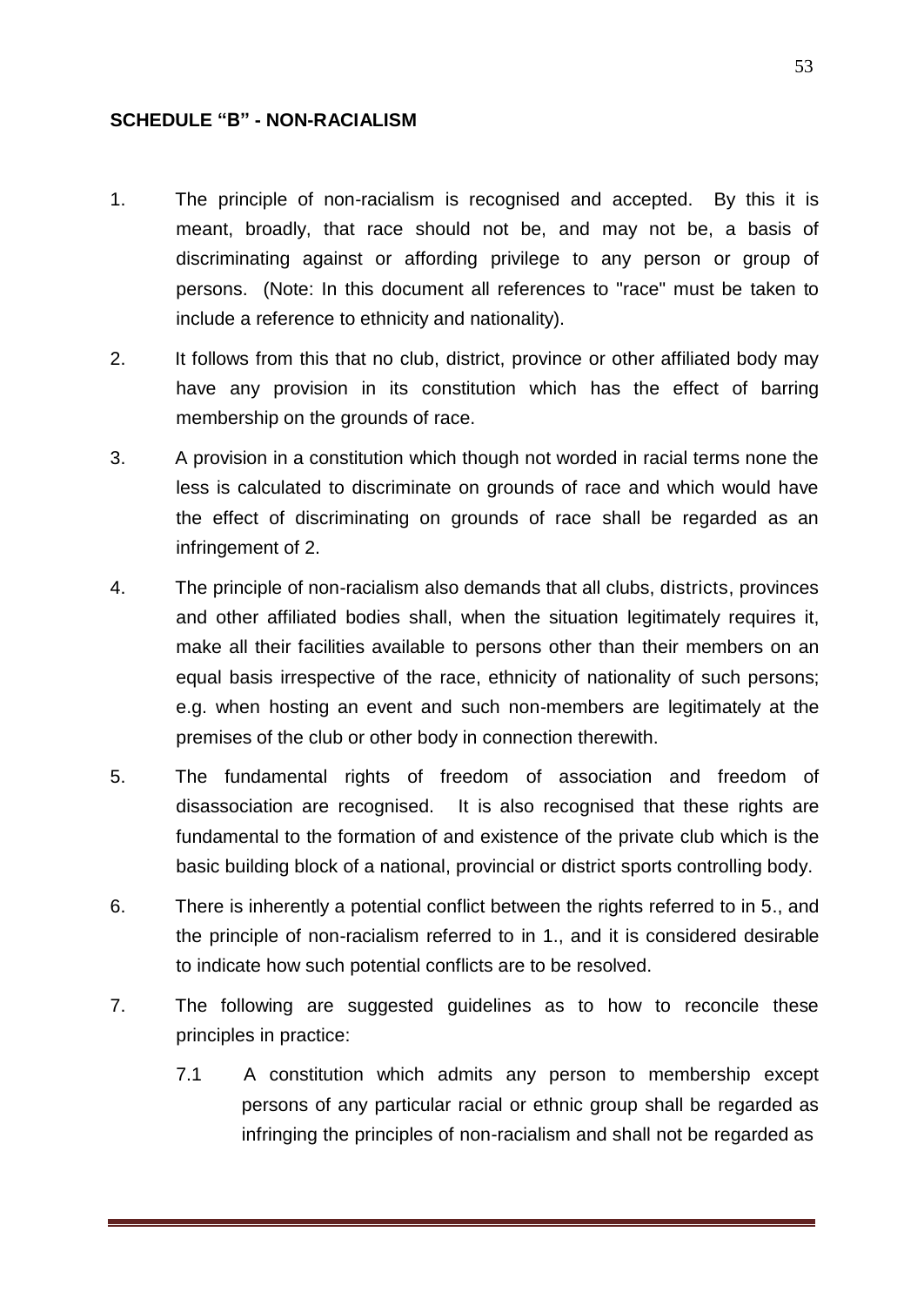**SCHEDULE "B" - NON-RACIALISM**

1. The principle of non-racialism is recognised and accepted. By this it is meant, broadly, that race should not be, and may not be, a basis of discriminating against or affording privilege to any person or group of persons. (Note: In this document all references to "race" must be taken to include a reference to ethnicity and nationality).

2. It follows from this that no club, district, province or other affiliated body may have any provision in its constitution which has the effect of barring membership on the grounds of race.

3. A provision in a constitution which though not worded in racial terms none the less is calculated to discriminate on grounds of race and which would have the effect of discriminating on grounds of race shall be regarded as an infringement of 2.

4. The principle of non-racialism also demands that all clubs, districts, provinces and other affiliated bodies shall, when the situation legitimately requires it, make all their facilities available to persons other than their members on an equal basis irrespective of the race, ethnicity of nationality of such persons; e.g. when hosting an event and such non-members are legitimately at the premises of the club or other body in connection therewith.

5. The fundamental rights of freedom of association and freedom of disassociation are recognised. It is also recognised that these rights are fundamental to the formation of and existence of the private club which is the basic building block of a national, provincial or district sports controlling body.

6. There is inherently a potential conflict between the rights referred to in 5., and the principle of non-racialism referred to in 1., and it is considered desirable to indicate how such potential conflicts are to be resolved.

7. The following are suggested guidelines as to how to reconcile these principles in practice:

   7.1 A constitution which admits any person to membership except persons of any particular racial or ethnic group shall be regarded as infringing the principles of non-racialism and shall not be regarded as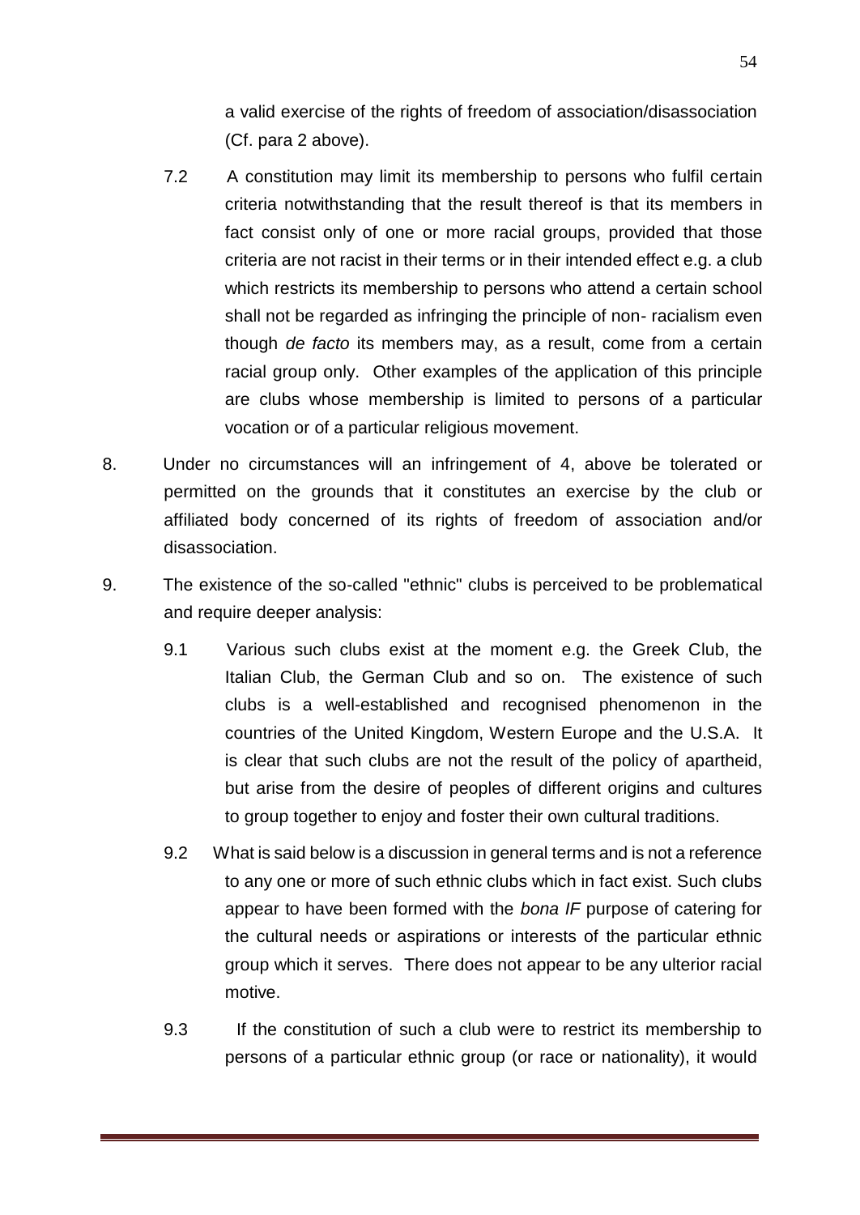a valid exercise of the rights of freedom of association/disassociation (Cf. para 2 above).

7.2 A constitution may limit its membership to persons who fulfil certain criteria notwithstanding that the result thereof is that its members in fact consist only of one or more racial groups, provided that those criteria are not racist in their terms or in their intended effect e.g. a club which restricts its membership to persons who attend a certain school shall not be regarded as infringing the principle of non- racialism even though *de facto* its members may, as a result, come from a certain racial group only. Other examples of the application of this principle are clubs whose membership is limited to persons of a particular vocation or of a particular religious movement.

8. Under no circumstances will an infringement of 4, above be tolerated or permitted on the grounds that it constitutes an exercise by the club or affiliated body concerned of its rights of freedom of association and/or disassociation.

9. The existence of the so-called "ethnic" clubs is perceived to be problematical and require deeper analysis:

9.1 Various such clubs exist at the moment e.g. the Greek Club, the Italian Club, the German Club and so on. The existence of such clubs is a well-established and recognised phenomenon in the countries of the United Kingdom, Western Europe and the U.S.A. It is clear that such clubs are not the result of the policy of apartheid, but arise from the desire of peoples of different origins and cultures to group together to enjoy and foster their own cultural traditions.

9.2 What is said below is a discussion in general terms and is not a reference to any one or more of such ethnic clubs which in fact exist. Such clubs appear to have been formed with the *bona IF* purpose of catering for the cultural needs or aspirations or interests of the particular ethnic group which it serves. There does not appear to be any ulterior racial motive.

9.3 If the constitution of such a club were to restrict its membership to persons of a particular ethnic group (or race or nationality), it would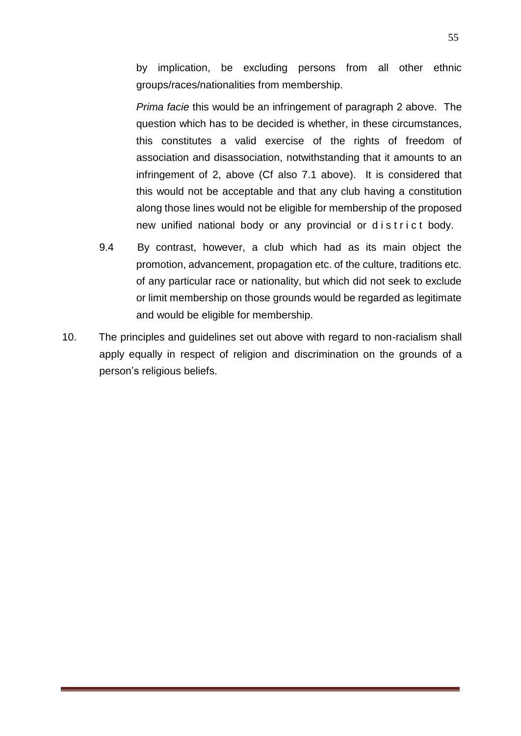by implication, be excluding persons from all other ethnic groups/races/nationalities from membership.

*Prima facie* this would be an infringement of paragraph 2 above. The question which has to be decided is whether, in these circumstances, this constitutes a valid exercise of the rights of freedom of association and disassociation, notwithstanding that it amounts to an infringement of 2, above (Cf also 7.1 above). It is considered that this would not be acceptable and that any club having a constitution along those lines would not be eligible for membership of the proposed new unified national body or any provincial or district body.

9.4 By contrast, however, a club which had as its main object the promotion, advancement, propagation etc. of the culture, traditions etc. of any particular race or nationality, but which did not seek to exclude or limit membership on those grounds would be regarded as legitimate and would be eligible for membership.

10. The principles and guidelines set out above with regard to non-racialism shall apply equally in respect of religion and discrimination on the grounds of a person's religious beliefs.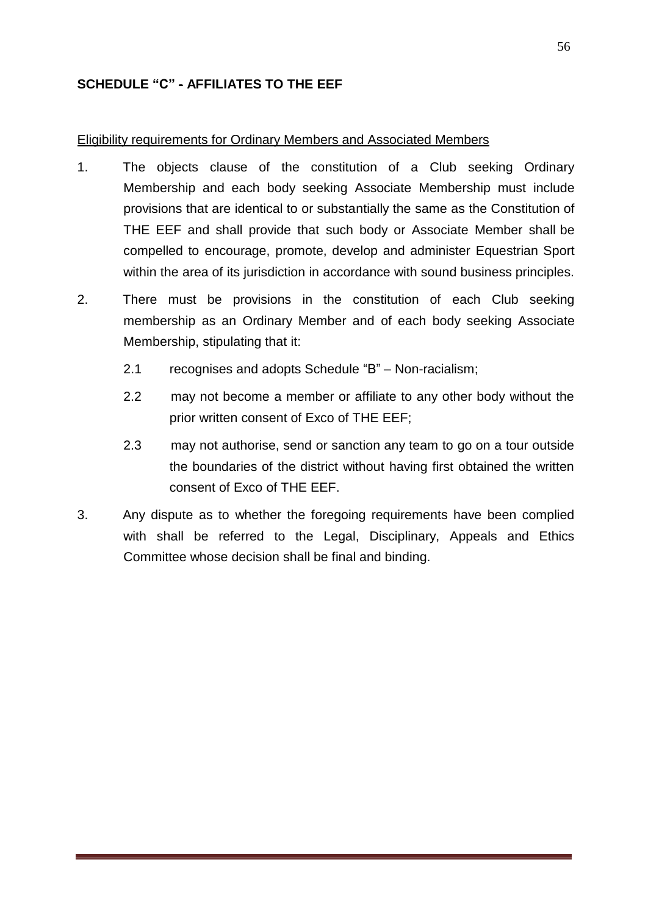**SCHEDULE "C" - AFFILIATES TO THE EEF**

Eligibility requirements for Ordinary Members and Associated Members

1. The objects clause of the constitution of a Club seeking Ordinary Membership and each body seeking Associate Membership must include provisions that are identical to or substantially the same as the Constitution of THE EEF and shall provide that such body or Associate Member shall be compelled to encourage, promote, develop and administer Equestrian Sport within the area of its jurisdiction in accordance with sound business principles.

2. There must be provisions in the constitution of each Club seeking membership as an Ordinary Member and of each body seeking Associate Membership, stipulating that it:

   2.1 recognises and adopts Schedule "B" – Non-racialism;

   2.2 may not become a member or affiliate to any other body without the prior written consent of Exco of THE EEF;

   2.3 may not authorise, send or sanction any team to go on a tour outside the boundaries of the district without having first obtained the written consent of Exco of THE EEF.

3. Any dispute as to whether the foregoing requirements have been complied with shall be referred to the Legal, Disciplinary, Appeals and Ethics Committee whose decision shall be final and binding.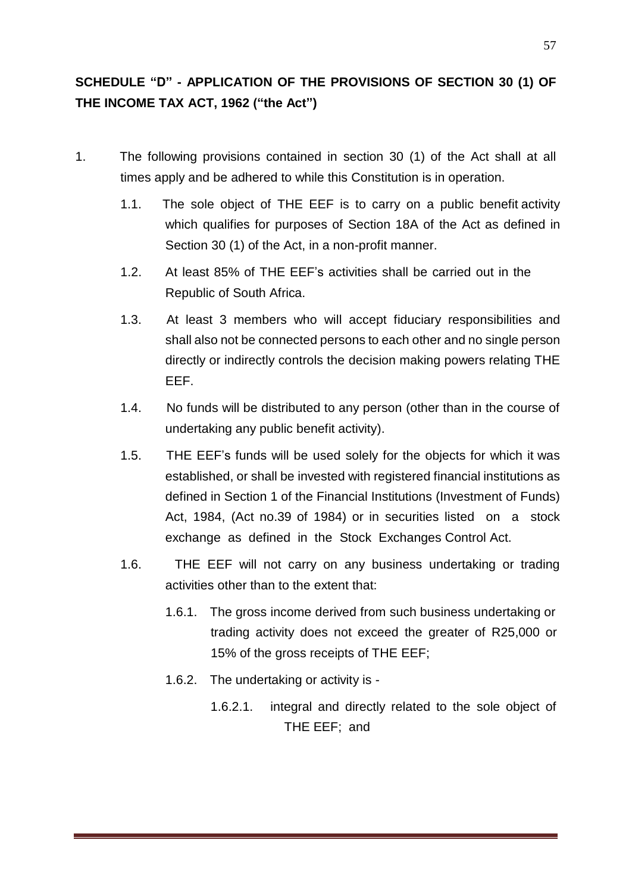**SCHEDULE "D" - APPLICATION OF THE PROVISIONS OF SECTION 30 (1) OF THE INCOME TAX ACT, 1962 ("the Act")**

1. The following provisions contained in section 30 (1) of the Act shall at all times apply and be adhered to while this Constitution is in operation.

   1.1. The sole object of THE EEF is to carry on a public benefit activity which qualifies for purposes of Section 18A of the Act as defined in Section 30 (1) of the Act, in a non-profit manner.

   1.2. At least 85% of THE EEF's activities shall be carried out in the Republic of South Africa.

   1.3. At least 3 members who will accept fiduciary responsibilities and shall also not be connected persons to each other and no single person directly or indirectly controls the decision making powers relating THE EEF.

   1.4. No funds will be distributed to any person (other than in the course of undertaking any public benefit activity).

   1.5. THE EEF's funds will be used solely for the objects for which it was established, or shall be invested with registered financial institutions as defined in Section 1 of the Financial Institutions (Investment of Funds) Act, 1984, (Act no.39 of 1984) or in securities listed on a stock exchange as defined in the Stock Exchanges Control Act.

   1.6. THE EEF will not carry on any business undertaking or trading activities other than to the extent that:

      1.6.1. The gross income derived from such business undertaking or trading activity does not exceed the greater of R25,000 or 15% of the gross receipts of THE EEF;

      1.6.2. The undertaking or activity is -

         1.6.2.1. integral and directly related to the sole object of THE EEF; and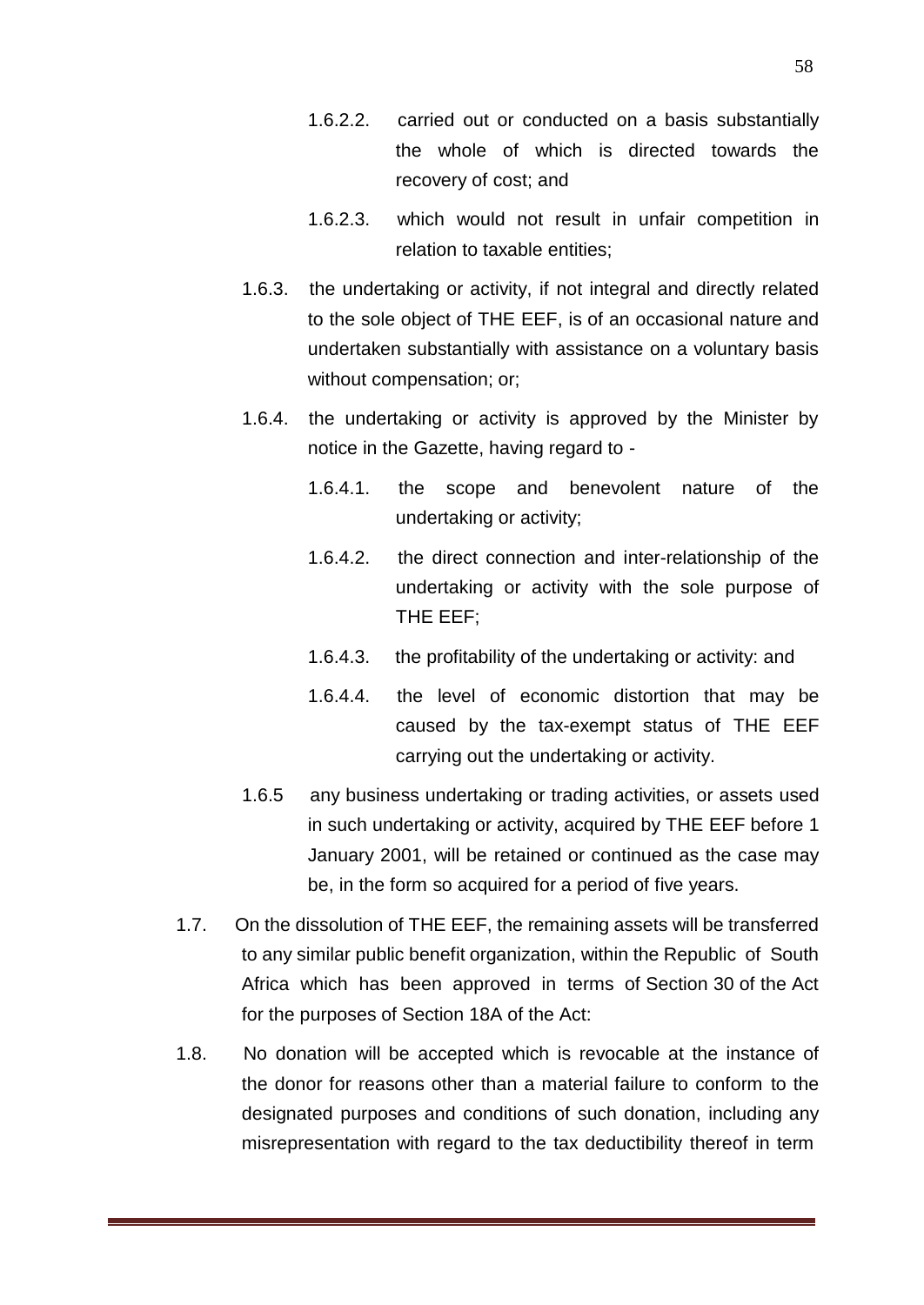1.6.2.2. carried out or conducted on a basis substantially the whole of which is directed towards the recovery of cost; and

1.6.2.3. which would not result in unfair competition in relation to taxable entities;

1.6.3. the undertaking or activity, if not integral and directly related to the sole object of THE EEF, is of an occasional nature and undertaken substantially with assistance on a voluntary basis without compensation; or;

1.6.4. the undertaking or activity is approved by the Minister by notice in the Gazette, having regard to -

1.6.4.1. the scope and benevolent nature of the undertaking or activity;

1.6.4.2. the direct connection and inter-relationship of the undertaking or activity with the sole purpose of THE EEF;

1.6.4.3. the profitability of the undertaking or activity: and

1.6.4.4. the level of economic distortion that may be caused by the tax-exempt status of THE EEF carrying out the undertaking or activity.

1.6.5 any business undertaking or trading activities, or assets used in such undertaking or activity, acquired by THE EEF before 1 January 2001, will be retained or continued as the case may be, in the form so acquired for a period of five years.

1.7. On the dissolution of THE EEF, the remaining assets will be transferred to any similar public benefit organization, within the Republic of South Africa which has been approved in terms of Section 30 of the Act for the purposes of Section 18A of the Act:

1.8. No donation will be accepted which is revocable at the instance of the donor for reasons other than a material failure to conform to the designated purposes and conditions of such donation, including any misrepresentation with regard to the tax deductibility thereof in term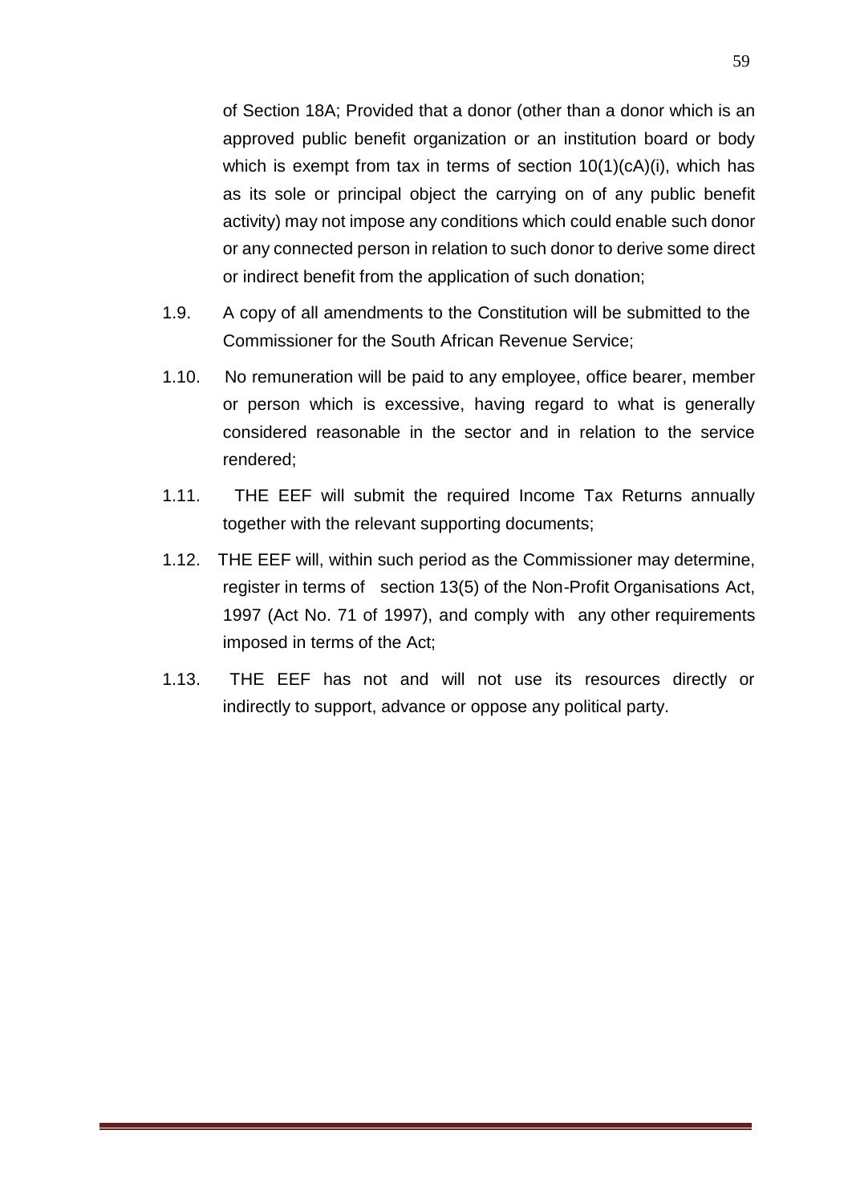of Section 18A; Provided that a donor (other than a donor which is an approved public benefit organization or an institution board or body which is exempt from tax in terms of section 10(1)(cA)(i), which has as its sole or principal object the carrying on of any public benefit activity) may not impose any conditions which could enable such donor or any connected person in relation to such donor to derive some direct or indirect benefit from the application of such donation;

1.9. A copy of all amendments to the Constitution will be submitted to the Commissioner for the South African Revenue Service;

1.10. No remuneration will be paid to any employee, office bearer, member or person which is excessive, having regard to what is generally considered reasonable in the sector and in relation to the service rendered;

1.11. THE EEF will submit the required Income Tax Returns annually together with the relevant supporting documents;

1.12. THE EEF will, within such period as the Commissioner may determine, register in terms of section 13(5) of the Non-Profit Organisations Act, 1997 (Act No. 71 of 1997), and comply with any other requirements imposed in terms of the Act;

1.13. THE EEF has not and will not use its resources directly or indirectly to support, advance or oppose any political party.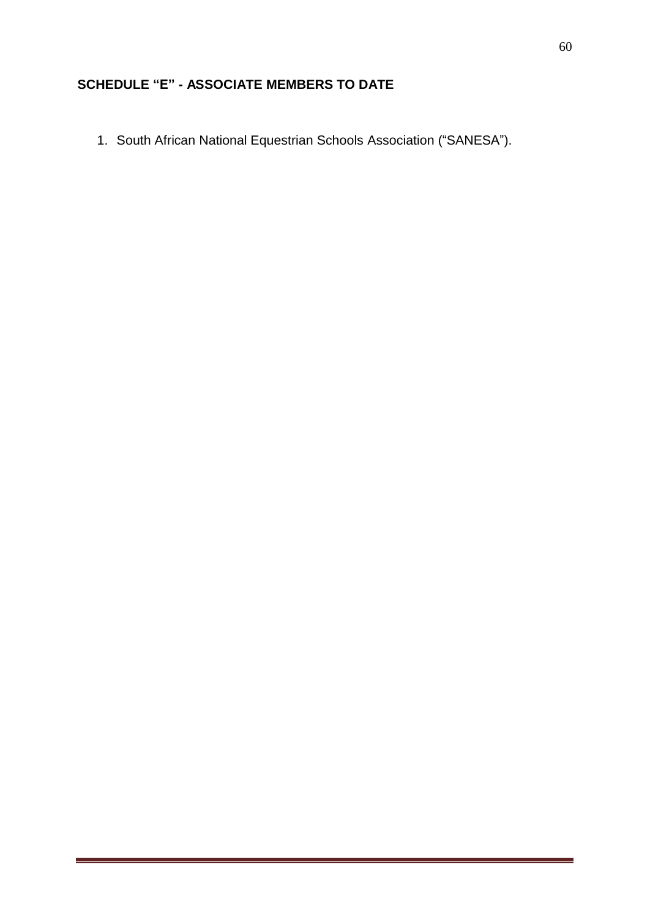## SCHEDULE "E" - ASSOCIATE MEMBERS TO DATE

1. South African National Equestrian Schools Association ("SANESA").